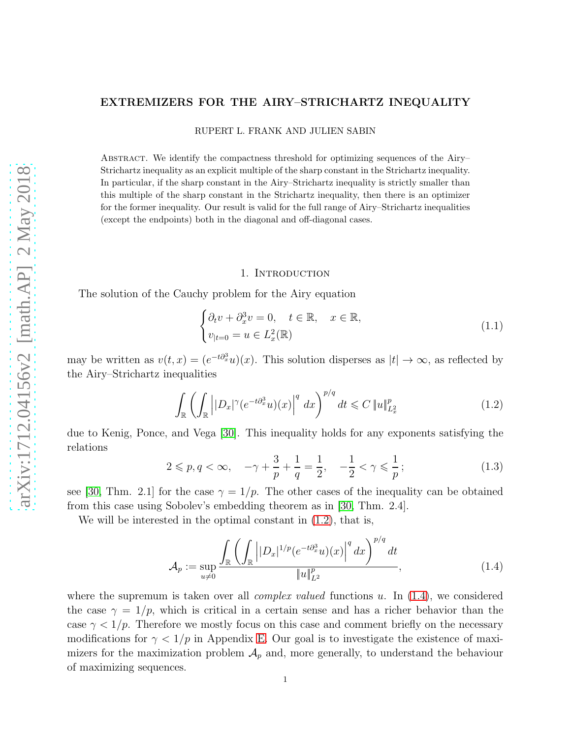# EXTREMIZERS FOR THE AIRY–STRICHARTZ INEQUALITY

RUPERT L. FRANK AND JULIEN SABIN

Abstract. We identify the compactness threshold for optimizing sequences of the Airy–Strichartz inequality as an explicit multiple of the sharp constant in the Strichartz inequality. In particular, if the sharp constant in the Airy–Strichartz inequality is strictly smaller than this multiple of the sharp constant in the Strichartz inequality, then there is an optimizer for the former inequality. Our result is valid for the full range of Airy–Strichartz inequalities (except the endpoints) both in the diagonal and off-diagonal cases.

## 1. Introduction

The solution of the Cauchy problem for the Airy equation

$$
\begin{cases} \partial_t v + \partial_x^3 v = 0, \quad t \in \mathbb{R}, \quad x \in \mathbb{R}, \\ v_{|t=0} = u \in L^2_x(\mathbb{R}) \end{cases} \tag{1.1}
$$

may be written as $v(t,x) = (e^{-t\partial_x^3}u)(x)$. This solution disperses as $|t| \to \infty$, as reflected by the Airy–Strichartz inequalities

$$
\int_{\mathbb{R}} \left( \int_{\mathbb{R}} \left| |D_x|^\gamma (e^{-t\partial_x^3}u)(x) \right|^q dx \right)^{p/q} dt \leqslant C \, \|u\|^p_{L^2_x} \tag{1.2}
$$

due to Kenig, Ponce, and Vega [30]. This inequality holds for any exponents satisfying the relations

$$
2 \leqslant p, q < \infty, \quad -\gamma + \frac{3}{p} + \frac{1}{q} = \frac{1}{2}, \quad -\frac{1}{2} < \gamma \leqslant \frac{1}{p}\,; \tag{1.3}
$$

see [30, Thm. 2.1] for the case $\gamma = 1/p$. The other cases of the inequality can be obtained from this case using Sobolev's embedding theorem as in [30, Thm. 2.4].

We will be interested in the optimal constant in (1.2), that is,

$$
\mathcal{A}_p := \sup_{u \neq 0} \frac{\displaystyle\int_{\mathbb{R}} \left( \int_{\mathbb{R}} \left| |D_x|^{1/p} (e^{-t\partial_x^3}u)(x) \right|^q dx \right)^{p/q} dt}{\|u\|^p_{L^2}}, \tag{1.4}
$$

where the supremum is taken over all *complex valued* functions $u$. In (1.4), we considered the case $\gamma = 1/p$, which is critical in a certain sense and has a richer behavior than the case $\gamma < 1/p$. Therefore we mostly focus on this case and comment briefly on the necessary modifications for $\gamma < 1/p$ in Appendix E. Our goal is to investigate the existence of maximizers for the maximization problem $\mathcal{A}_p$ and, more generally, to understand the behaviour of maximizing sequences.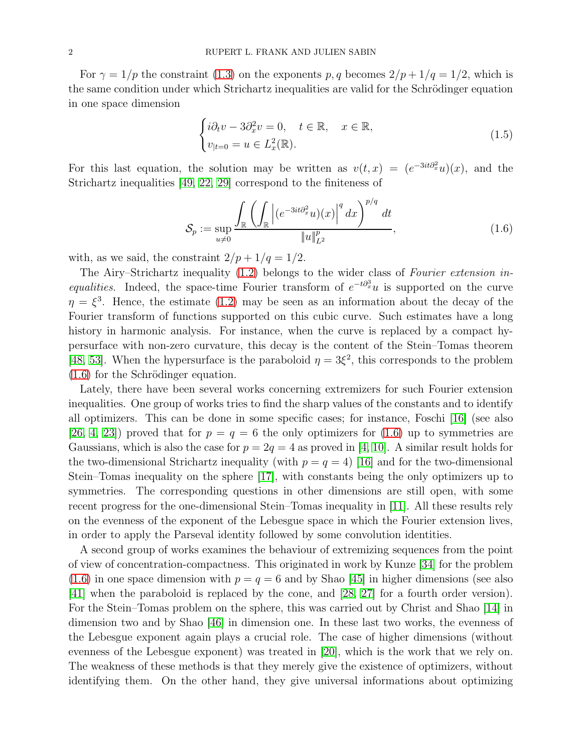For $\gamma = 1/p$ the constraint (1.3) on the exponents $p, q$ becomes $2/p + 1/q = 1/2$, which is the same condition under which Strichartz inequalities are valid for the Schrödinger equation in one space dimension

$$
\begin{cases} i\partial_t v - 3\partial_x^2 v = 0, \quad t \in \mathbb{R}, \quad x \in \mathbb{R}, \\ v_{|t=0} = u \in L^2_x(\mathbb{R}). \end{cases} \tag{1.5}
$$

For this last equation, the solution may be written as $v(t,x) = (e^{-3it\partial_x^2}u)(x)$, and the Strichartz inequalities [49, 22, 29] correspond to the finiteness of

$$
\mathcal{S}_p := \sup_{u \neq 0} \frac{\displaystyle\int_{\mathbb{R}} \left( \int_{\mathbb{R}} \left| (e^{-3it\partial_x^2}u)(x) \right|^q dx \right)^{p/q} dt}{\|u\|_{L^2}^p}, \tag{1.6}
$$

with, as we said, the constraint $2/p + 1/q = 1/2$.

The Airy–Strichartz inequality (1.2) belongs to the wider class of *Fourier extension inequalities*. Indeed, the space-time Fourier transform of $e^{-t\partial_x^3}u$ is supported on the curve $\eta = \xi^3$. Hence, the estimate (1.2) may be seen as an information about the decay of the Fourier transform of functions supported on this cubic curve. Such estimates have a long history in harmonic analysis. For instance, when the curve is replaced by a compact hypersurface with non-zero curvature, this decay is the content of the Stein–Tomas theorem [48, 53]. When the hypersurface is the paraboloid $\eta = 3\xi^2$, this corresponds to the problem (1.6) for the Schrödinger equation.

Lately, there have been several works concerning extremizers for such Fourier extension inequalities. One group of works tries to find the sharp values of the constants and to identify all optimizers. This can be done in some specific cases; for instance, Foschi [16] (see also [26, 4, 23]) proved that for $p = q = 6$ the only optimizers for (1.6) up to symmetries are Gaussians, which is also the case for $p = 2q = 4$ as proved in [4, 10]. A similar result holds for the two-dimensional Strichartz inequality (with $p = q = 4$) [16] and for the two-dimensional Stein–Tomas inequality on the sphere [17], with constants being the only optimizers up to symmetries. The corresponding questions in other dimensions are still open, with some recent progress for the one-dimensional Stein–Tomas inequality in [11]. All these results rely on the evenness of the exponent of the Lebesgue space in which the Fourier extension lives, in order to apply the Parseval identity followed by some convolution identities.

A second group of works examines the behaviour of extremizing sequences from the point of view of concentration-compactness. This originated in work by Kunze [34] for the problem (1.6) in one space dimension with $p = q = 6$ and by Shao [45] in higher dimensions (see also [41] when the paraboloid is replaced by the cone, and [28, 27] for a fourth order version). For the Stein–Tomas problem on the sphere, this was carried out by Christ and Shao [14] in dimension two and by Shao [46] in dimension one. In these last two works, the evenness of the Lebesgue exponent again plays a crucial role. The case of higher dimensions (without evenness of the Lebesgue exponent) was treated in [20], which is the work that we rely on. The weakness of these methods is that they merely give the existence of optimizers, without identifying them. On the other hand, they give universal informations about optimizing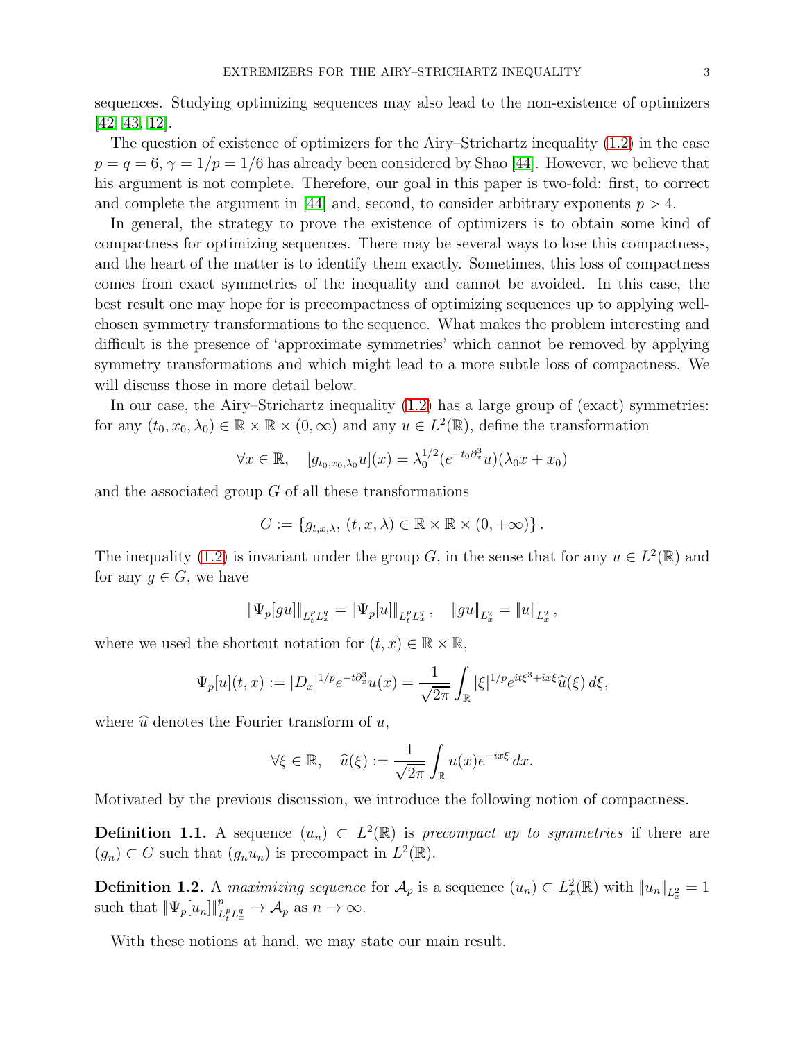sequences. Studying optimizing sequences may also lead to the non-existence of optimizers [42, 43, 12].

The question of existence of optimizers for the Airy–Strichartz inequality (1.2) in the case $p = q = 6$, $\gamma = 1/p = 1/6$ has already been considered by Shao [44]. However, we believe that his argument is not complete. Therefore, our goal in this paper is two-fold: first, to correct and complete the argument in [44] and, second, to consider arbitrary exponents $p > 4$.

In general, the strategy to prove the existence of optimizers is to obtain some kind of compactness for optimizing sequences. There may be several ways to lose this compactness, and the heart of the matter is to identify them exactly. Sometimes, this loss of compactness comes from exact symmetries of the inequality and cannot be avoided. In this case, the best result one may hope for is precompactness of optimizing sequences up to applying well-chosen symmetry transformations to the sequence. What makes the problem interesting and difficult is the presence of 'approximate symmetries' which cannot be removed by applying symmetry transformations and which might lead to a more subtle loss of compactness. We will discuss those in more detail below.

In our case, the Airy–Strichartz inequality (1.2) has a large group of (exact) symmetries: for any $(t_0, x_0, \lambda_0) \in \mathbb{R} \times \mathbb{R} \times (0, \infty)$ and any $u \in L^2(\mathbb{R})$, define the transformation

$$\forall x \in \mathbb{R}, \quad [g_{t_0,x_0,\lambda_0} u](x) = \lambda_0^{1/2} (e^{-t_0 \partial_x^3} u)(\lambda_0 x + x_0)$$

and the associated group $G$ of all these transformations

$$G := \{g_{t,x,\lambda},\ (t, x, \lambda) \in \mathbb{R} \times \mathbb{R} \times (0, +\infty)\}.$$

The inequality (1.2) is invariant under the group $G$, in the sense that for any $u \in L^2(\mathbb{R})$ and for any $g \in G$, we have

$$\|\Psi_p[gu]\|_{L^p_t L^q_x} = \|\Psi_p[u]\|_{L^p_t L^q_x}, \quad \|gu\|_{L^2_x} = \|u\|_{L^2_x},$$

where we used the shortcut notation for $(t, x) \in \mathbb{R} \times \mathbb{R}$,

$$\Psi_p[u](t, x) := |D_x|^{1/p} e^{-t\partial_x^3} u(x) = \frac{1}{\sqrt{2\pi}} \int_{\mathbb{R}} |\xi|^{1/p} e^{it\xi^3 + ix\xi} \widehat{u}(\xi)\, d\xi,$$

where $\widehat{u}$ denotes the Fourier transform of $u$,

$$\forall \xi \in \mathbb{R}, \quad \widehat{u}(\xi) := \frac{1}{\sqrt{2\pi}} \int_{\mathbb{R}} u(x) e^{-ix\xi}\, dx.$$

Motivated by the previous discussion, we introduce the following notion of compactness.

**Definition 1.1.** A sequence $(u_n) \subset L^2(\mathbb{R})$ is *precompact up to symmetries* if there are $(g_n) \subset G$ such that $(g_n u_n)$ is precompact in $L^2(\mathbb{R})$.

**Definition 1.2.** A *maximizing sequence* for $\mathcal{A}_p$ is a sequence $(u_n) \subset L^2_x(\mathbb{R})$ with $\|u_n\|_{L^2_x} = 1$ such that $\|\Psi_p[u_n]\|^p_{L^p_t L^q_x} \to \mathcal{A}_p$ as $n \to \infty$.

With these notions at hand, we may state our main result.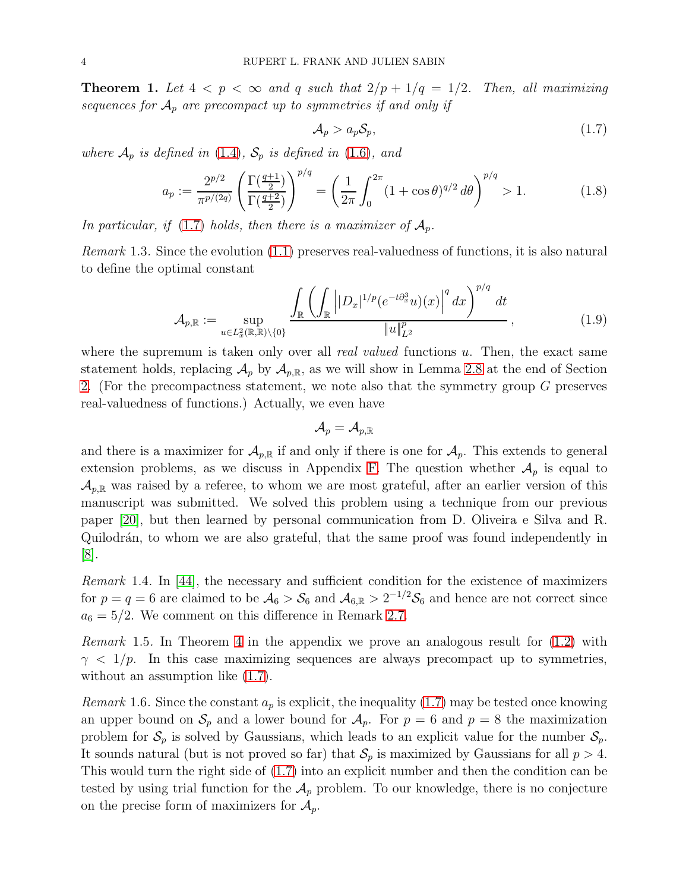**Theorem 1.** *Let $4 < p < \infty$ and $q$ such that $2/p + 1/q = 1/2$. Then, all maximizing sequences for $\mathcal{A}_p$ are precompact up to symmetries if and only if*

$$\mathcal{A}_p > a_p \mathcal{S}_p, \tag{1.7}$$

*where $\mathcal{A}_p$ is defined in (1.4), $\mathcal{S}_p$ is defined in (1.6), and*

$$a_p := \frac{2^{p/2}}{\pi^{p/(2q)}} \left( \frac{\Gamma(\frac{q+1}{2})}{\Gamma(\frac{q+2}{2})} \right)^{p/q} = \left( \frac{1}{2\pi} \int_0^{2\pi} (1 + \cos\theta)^{q/2} \, d\theta \right)^{p/q} > 1. \tag{1.8}$$

*In particular, if (1.7) holds, then there is a maximizer of $\mathcal{A}_p$.*

*Remark* 1.3. Since the evolution (1.1) preserves real-valuedness of functions, it is also natural to define the optimal constant

$$\mathcal{A}_{p,\mathbb{R}} := \sup_{u \in L^2_x(\mathbb{R},\mathbb{R}) \setminus \{0\}} \frac{\displaystyle\int_{\mathbb{R}} \left( \int_{\mathbb{R}} \left| |D_x|^{1/p} (e^{-t\partial_x^3} u)(x) \right|^q dx \right)^{p/q} dt}{\|u\|_{L^2}^p}, \tag{1.9}$$

where the supremum is taken only over all *real valued* functions $u$. Then, the exact same statement holds, replacing $\mathcal{A}_p$ by $\mathcal{A}_{p,\mathbb{R}}$, as we will show in Lemma 2.8 at the end of Section 2. (For the precompactness statement, we note also that the symmetry group $G$ preserves real-valuedness of functions.) Actually, we even have

$$\mathcal{A}_p = \mathcal{A}_{p,\mathbb{R}}$$

and there is a maximizer for $\mathcal{A}_{p,\mathbb{R}}$ if and only if there is one for $\mathcal{A}_p$. This extends to general extension problems, as we discuss in Appendix F. The question whether $\mathcal{A}_p$ is equal to $\mathcal{A}_{p,\mathbb{R}}$ was raised by a referee, to whom we are most grateful, after an earlier version of this manuscript was submitted. We solved this problem using a technique from our previous paper [20], but then learned by personal communication from D. Oliveira e Silva and R. Quilodrán, to whom we are also grateful, that the same proof was found independently in [8].

*Remark* 1.4. In [44], the necessary and sufficient condition for the existence of maximizers for $p = q = 6$ are claimed to be $\mathcal{A}_6 > \mathcal{S}_6$ and $\mathcal{A}_{6,\mathbb{R}} > 2^{-1/2}\mathcal{S}_6$ and hence are not correct since $a_6 = 5/2$. We comment on this difference in Remark 2.7.

*Remark* 1.5. In Theorem 4 in the appendix we prove an analogous result for (1.2) with $\gamma < 1/p$. In this case maximizing sequences are always precompact up to symmetries, without an assumption like (1.7).

*Remark* 1.6. Since the constant $a_p$ is explicit, the inequality (1.7) may be tested once knowing an upper bound on $\mathcal{S}_p$ and a lower bound for $\mathcal{A}_p$. For $p = 6$ and $p = 8$ the maximization problem for $\mathcal{S}_p$ is solved by Gaussians, which leads to an explicit value for the number $\mathcal{S}_p$. It sounds natural (but is not proved so far) that $\mathcal{S}_p$ is maximized by Gaussians for all $p > 4$. This would turn the right side of (1.7) into an explicit number and then the condition can be tested by using trial function for the $\mathcal{A}_p$ problem. To our knowledge, there is no conjecture on the precise form of maximizers for $\mathcal{A}_p$.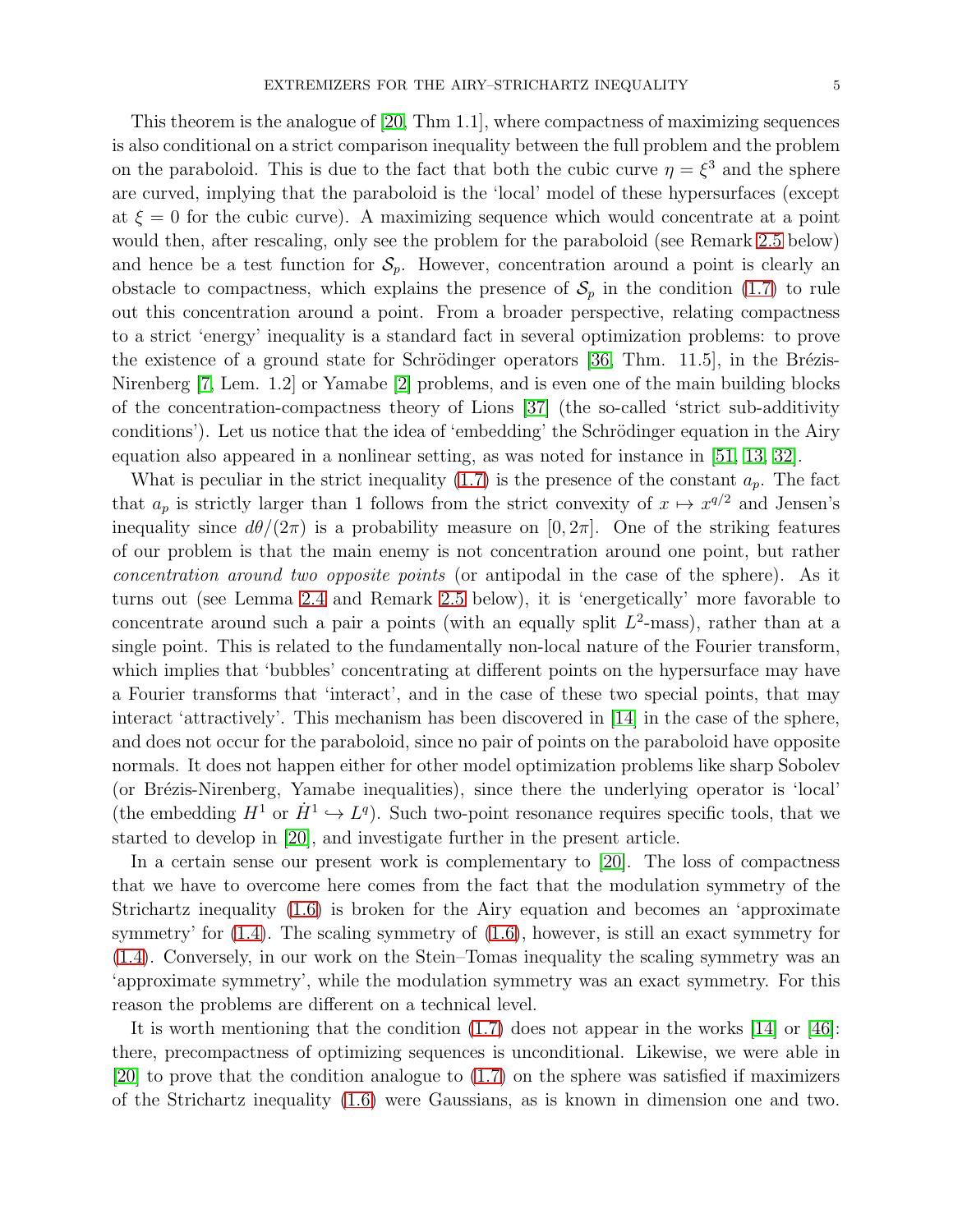This theorem is the analogue of [20, Thm 1.1], where compactness of maximizing sequences is also conditional on a strict comparison inequality between the full problem and the problem on the paraboloid. This is due to the fact that both the cubic curve $\eta = \xi^3$ and the sphere are curved, implying that the paraboloid is the 'local' model of these hypersurfaces (except at $\xi = 0$ for the cubic curve). A maximizing sequence which would concentrate at a point would then, after rescaling, only see the problem for the paraboloid (see Remark 2.5 below) and hence be a test function for $\mathcal{S}_p$. However, concentration around a point is clearly an obstacle to compactness, which explains the presence of $\mathcal{S}_p$ in the condition (1.7) to rule out this concentration around a point. From a broader perspective, relating compactness to a strict 'energy' inequality is a standard fact in several optimization problems: to prove the existence of a ground state for Schrödinger operators [36, Thm. 11.5], in the Brézis-Nirenberg [7, Lem. 1.2] or Yamabe [2] problems, and is even one of the main building blocks of the concentration-compactness theory of Lions [37] (the so-called 'strict sub-additivity conditions'). Let us notice that the idea of 'embedding' the Schrödinger equation in the Airy equation also appeared in a nonlinear setting, as was noted for instance in [51, 13, 32].

What is peculiar in the strict inequality (1.7) is the presence of the constant $a_p$. The fact that $a_p$ is strictly larger than 1 follows from the strict convexity of $x \mapsto x^{q/2}$ and Jensen's inequality since $d\theta/(2\pi)$ is a probability measure on $[0, 2\pi]$. One of the striking features of our problem is that the main enemy is not concentration around one point, but rather *concentration around two opposite points* (or antipodal in the case of the sphere). As it turns out (see Lemma 2.4 and Remark 2.5 below), it is 'energetically' more favorable to concentrate around such a pair a points (with an equally split $L^2$-mass), rather than at a single point. This is related to the fundamentally non-local nature of the Fourier transform, which implies that 'bubbles' concentrating at different points on the hypersurface may have a Fourier transforms that 'interact', and in the case of these two special points, that may interact 'attractively'. This mechanism has been discovered in [14] in the case of the sphere, and does not occur for the paraboloid, since no pair of points on the paraboloid have opposite normals. It does not happen either for other model optimization problems like sharp Sobolev (or Brézis-Nirenberg, Yamabe inequalities), since there the underlying operator is 'local' (the embedding $H^1$ or $\dot{H}^1 \hookrightarrow L^q$). Such two-point resonance requires specific tools, that we started to develop in [20], and investigate further in the present article.

In a certain sense our present work is complementary to [20]. The loss of compactness that we have to overcome here comes from the fact that the modulation symmetry of the Strichartz inequality (1.6) is broken for the Airy equation and becomes an 'approximate symmetry' for (1.4). The scaling symmetry of (1.6), however, is still an exact symmetry for (1.4). Conversely, in our work on the Stein–Tomas inequality the scaling symmetry was an 'approximate symmetry', while the modulation symmetry was an exact symmetry. For this reason the problems are different on a technical level.

It is worth mentioning that the condition (1.7) does not appear in the works [14] or [46]: there, precompactness of optimizing sequences is unconditional. Likewise, we were able in [20] to prove that the condition analogue to (1.7) on the sphere was satisfied if maximizers of the Strichartz inequality (1.6) were Gaussians, as is known in dimension one and two.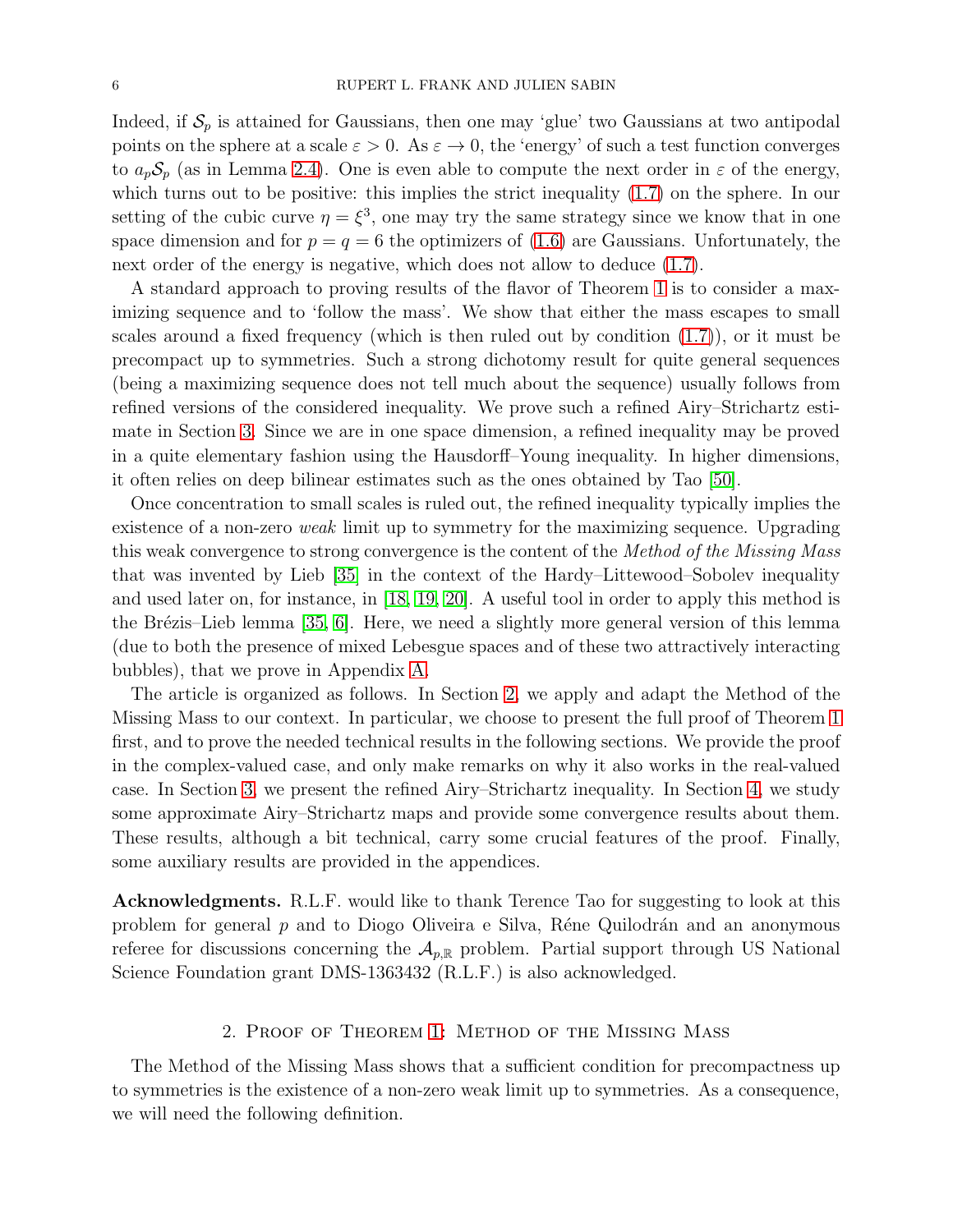Indeed, if $\mathcal{S}_p$ is attained for Gaussians, then one may 'glue' two Gaussians at two antipodal points on the sphere at a scale $\varepsilon > 0$. As $\varepsilon \to 0$, the 'energy' of such a test function converges to $a_p\mathcal{S}_p$ (as in Lemma 2.4). One is even able to compute the next order in $\varepsilon$ of the energy, which turns out to be positive: this implies the strict inequality (1.7) on the sphere. In our setting of the cubic curve $\eta = \xi^3$, one may try the same strategy since we know that in one space dimension and for $p = q = 6$ the optimizers of (1.6) are Gaussians. Unfortunately, the next order of the energy is negative, which does not allow to deduce (1.7).

A standard approach to proving results of the flavor of Theorem 1 is to consider a maximizing sequence and to 'follow the mass'. We show that either the mass escapes to small scales around a fixed frequency (which is then ruled out by condition (1.7)), or it must be precompact up to symmetries. Such a strong dichotomy result for quite general sequences (being a maximizing sequence does not tell much about the sequence) usually follows from refined versions of the considered inequality. We prove such a refined Airy–Strichartz estimate in Section 3. Since we are in one space dimension, a refined inequality may be proved in a quite elementary fashion using the Hausdorff–Young inequality. In higher dimensions, it often relies on deep bilinear estimates such as the ones obtained by Tao [50].

Once concentration to small scales is ruled out, the refined inequality typically implies the existence of a non-zero *weak* limit up to symmetry for the maximizing sequence. Upgrading this weak convergence to strong convergence is the content of the *Method of the Missing Mass* that was invented by Lieb [35] in the context of the Hardy–Littewood–Sobolev inequality and used later on, for instance, in [18, 19, 20]. A useful tool in order to apply this method is the Brézis–Lieb lemma [35, 6]. Here, we need a slightly more general version of this lemma (due to both the presence of mixed Lebesgue spaces and of these two attractively interacting bubbles), that we prove in Appendix A.

The article is organized as follows. In Section 2, we apply and adapt the Method of the Missing Mass to our context. In particular, we choose to present the full proof of Theorem 1 first, and to prove the needed technical results in the following sections. We provide the proof in the complex-valued case, and only make remarks on why it also works in the real-valued case. In Section 3, we present the refined Airy–Strichartz inequality. In Section 4, we study some approximate Airy–Strichartz maps and provide some convergence results about them. These results, although a bit technical, carry some crucial features of the proof. Finally, some auxiliary results are provided in the appendices.

**Acknowledgments.** R.L.F. would like to thank Terence Tao for suggesting to look at this problem for general $p$ and to Diogo Oliveira e Silva, Réne Quilodrán and an anonymous referee for discussions concerning the $\mathcal{A}_{p,\mathbb{R}}$ problem. Partial support through US National Science Foundation grant DMS-1363432 (R.L.F.) is also acknowledged.

## 2. Proof of Theorem 1: Method of the Missing Mass

The Method of the Missing Mass shows that a sufficient condition for precompactness up to symmetries is the existence of a non-zero weak limit up to symmetries. As a consequence, we will need the following definition.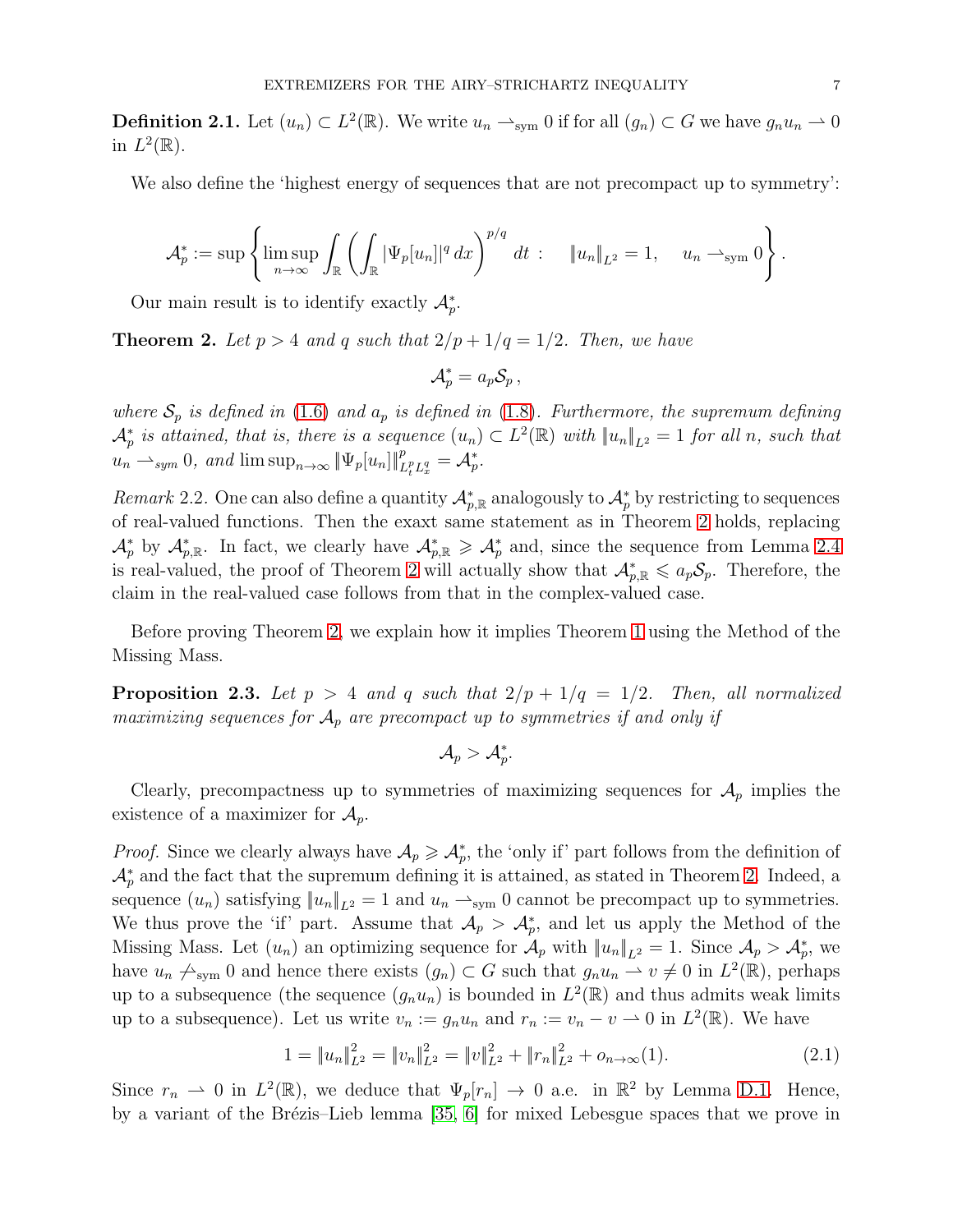**Definition 2.1.** Let $(u_n) \subset L^2(\mathbb{R})$. We write $u_n \rightharpoonup_{\text{sym}} 0$ if for all $(g_n) \subset G$ we have $g_n u_n \rightharpoonup 0$ in $L^2(\mathbb{R})$.

We also define the 'highest energy of sequences that are not precompact up to symmetry':

$$\mathcal{A}_p^* := \sup \left\{ \limsup_{n\to\infty} \int_{\mathbb{R}} \left( \int_{\mathbb{R}} |\Psi_p[u_n]|^q \, dx \right)^{p/q} dt \ : \quad \|u_n\|_{L^2} = 1, \quad u_n \rightharpoonup_{\text{sym}} 0 \right\}.$$

Our main result is to identify exactly $\mathcal{A}_p^*$.

**Theorem 2.** *Let $p > 4$ and $q$ such that $2/p + 1/q = 1/2$. Then, we have*

$$\mathcal{A}_p^* = a_p \mathcal{S}_p \, ,$$

*where $\mathcal{S}_p$ is defined in (1.6) and $a_p$ is defined in (1.8). Furthermore, the supremum defining $\mathcal{A}_p^*$ is attained, that is, there is a sequence $(u_n) \subset L^2(\mathbb{R})$ with $\|u_n\|_{L^2} = 1$ for all $n$, such that $u_n \rightharpoonup_{sym} 0$, and $\limsup_{n\to\infty} \|\Psi_p[u_n]\|_{L_t^p L_x^q}^p = \mathcal{A}_p^*$.*

*Remark* 2.2. One can also define a quantity $\mathcal{A}_{p,\mathbb{R}}^*$ analogously to $\mathcal{A}_p^*$ by restricting to sequences of real-valued functions. Then the exaxt same statement as in Theorem 2 holds, replacing $\mathcal{A}_p^*$ by $\mathcal{A}_{p,\mathbb{R}}^*$. In fact, we clearly have $\mathcal{A}_{p,\mathbb{R}}^* \geqslant \mathcal{A}_p^*$ and, since the sequence from Lemma 2.4 is real-valued, the proof of Theorem 2 will actually show that $\mathcal{A}_{p,\mathbb{R}}^* \leqslant a_p \mathcal{S}_p$. Therefore, the claim in the real-valued case follows from that in the complex-valued case.

Before proving Theorem 2, we explain how it implies Theorem 1 using the Method of the Missing Mass.

**Proposition 2.3.** *Let $p > 4$ and $q$ such that $2/p + 1/q = 1/2$. Then, all normalized maximizing sequences for $\mathcal{A}_p$ are precompact up to symmetries if and only if*

$$\mathcal{A}_p > \mathcal{A}_p^*.$$

Clearly, precompactness up to symmetries of maximizing sequences for $\mathcal{A}_p$ implies the existence of a maximizer for $\mathcal{A}_p$.

*Proof.* Since we clearly always have $\mathcal{A}_p \geqslant \mathcal{A}_p^*$, the 'only if' part follows from the definition of $\mathcal{A}_p^*$ and the fact that the supremum defining it is attained, as stated in Theorem 2. Indeed, a sequence $(u_n)$ satisfying $\|u_n\|_{L^2} = 1$ and $u_n \rightharpoonup_{\text{sym}} 0$ cannot be precompact up to symmetries. We thus prove the 'if' part. Assume that $\mathcal{A}_p > \mathcal{A}_p^*$, and let us apply the Method of the Missing Mass. Let $(u_n)$ an optimizing sequence for $\mathcal{A}_p$ with $\|u_n\|_{L^2} = 1$. Since $\mathcal{A}_p > \mathcal{A}_p^*$, we have $u_n \not\rightharpoonup_{\text{sym}} 0$ and hence there exists $(g_n) \subset G$ such that $g_n u_n \rightharpoonup v \neq 0$ in $L^2(\mathbb{R})$, perhaps up to a subsequence (the sequence $(g_n u_n)$ is bounded in $L^2(\mathbb{R})$ and thus admits weak limits up to a subsequence). Let us write $v_n := g_n u_n$ and $r_n := v_n - v \rightharpoonup 0$ in $L^2(\mathbb{R})$. We have

$$1 = \|u_n\|_{L^2}^2 = \|v_n\|_{L^2}^2 = \|v\|_{L^2}^2 + \|r_n\|_{L^2}^2 + o_{n\to\infty}(1). \tag{2.1}$$

Since $r_n \rightharpoonup 0$ in $L^2(\mathbb{R})$, we deduce that $\Psi_p[r_n] \to 0$ a.e. in $\mathbb{R}^2$ by Lemma D.1. Hence, by a variant of the Brézis–Lieb lemma [35, 6] for mixed Lebesgue spaces that we prove in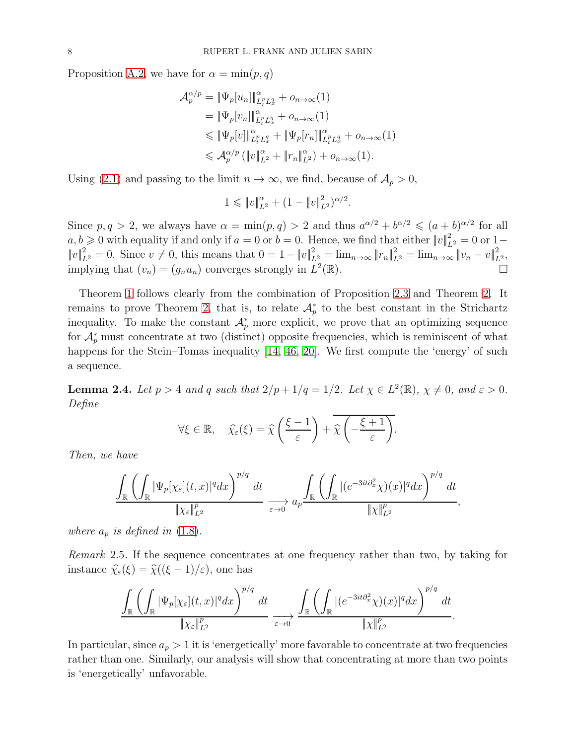Proposition A.2, we have for $\alpha = \min(p,q)$

$$
\begin{aligned}
\mathcal{A}_p^{\alpha/p} &= \|\Psi_p[u_n]\|^{\alpha}_{L^p_t L^q_x} + o_{n\to\infty}(1) \\
&= \|\Psi_p[v_n]\|^{\alpha}_{L^p_t L^q_x} + o_{n\to\infty}(1) \\
&\leqslant \|\Psi_p[v]\|^{\alpha}_{L^p_t L^q_x} + \|\Psi_p[r_n]\|^{\alpha}_{L^p_t L^q_x} + o_{n\to\infty}(1) \\
&\leqslant \mathcal{A}_p^{\alpha/p}\left(\|v\|^{\alpha}_{L^2} + \|r_n\|^{\alpha}_{L^2}\right) + o_{n\to\infty}(1).
\end{aligned}
$$

Using (2.1) and passing to the limit $n\to\infty$, we find, because of $\mathcal{A}_p > 0$,

$$
1 \leqslant \|v\|^{\alpha}_{L^2} + (1 - \|v\|^2_{L^2})^{\alpha/2}.
$$

Since $p,q > 2$, we always have $\alpha = \min(p,q) > 2$ and thus $a^{\alpha/2} + b^{\alpha/2} \leqslant (a+b)^{\alpha/2}$ for all $a,b \geqslant 0$ with equality if and only if $a=0$ or $b=0$. Hence, we find that either $\|v\|^2_{L^2} = 0$ or $1 - \|v\|^2_{L^2} = 0$. Since $v \neq 0$, this means that $0 = 1 - \|v\|^2_{L^2} = \lim_{n\to\infty}\|r_n\|^2_{L^2} = \lim_{n\to\infty}\|v_n - v\|^2_{L^2}$, implying that $(v_n) = (g_n u_n)$ converges strongly in $L^2(\mathbb{R})$. $\square$

Theorem 1 follows clearly from the combination of Proposition 2.3 and Theorem 2. It remains to prove Theorem 2, that is, to relate $\mathcal{A}_p^*$ to the best constant in the Strichartz inequality. To make the constant $\mathcal{A}_p^*$ more explicit, we prove that an optimizing sequence for $\mathcal{A}_p^*$ must concentrate at two (distinct) opposite frequencies, which is reminiscent of what happens for the Stein–Tomas inequality [14, 46, 20]. We first compute the 'energy' of such a sequence.

**Lemma 2.4.** *Let $p > 4$ and $q$ such that $2/p + 1/q = 1/2$. Let $\chi \in L^2(\mathbb{R})$, $\chi \neq 0$, and $\varepsilon > 0$. Define*

$$
\forall \xi \in \mathbb{R}, \quad \widehat{\chi}_\varepsilon(\xi) = \widehat{\chi}\left(\frac{\xi - 1}{\varepsilon}\right) + \overline{\widehat{\chi}\left(-\frac{\xi+1}{\varepsilon}\right)}.
$$

*Then, we have*

$$
\frac{\displaystyle\int_{\mathbb{R}}\left(\int_{\mathbb{R}}|\Psi_p[\chi_\varepsilon](t,x)|^q dx\right)^{p/q} dt}{\|\chi_\varepsilon\|^p_{L^2}} \underset{\varepsilon\to 0}{\longrightarrow} a_p \frac{\displaystyle\int_{\mathbb{R}}\left(\int_{\mathbb{R}}|(e^{-3it\partial_x^2}\chi)(x)|^q dx\right)^{p/q} dt}{\|\chi\|^p_{L^2}},
$$

*where $a_p$ is defined in (1.8).*

*Remark* 2.5. If the sequence concentrates at one frequency rather than two, by taking for instance $\widehat{\chi}_\varepsilon(\xi) = \widehat{\chi}((\xi-1)/\varepsilon)$, one has

$$
\frac{\displaystyle\int_{\mathbb{R}}\left(\int_{\mathbb{R}}|\Psi_p[\chi_\varepsilon](t,x)|^q dx\right)^{p/q} dt}{\|\chi_\varepsilon\|^p_{L^2}} \underset{\varepsilon\to 0}{\longrightarrow} \frac{\displaystyle\int_{\mathbb{R}}\left(\int_{\mathbb{R}}|(e^{-3it\partial_x^2}\chi)(x)|^q dx\right)^{p/q} dt}{\|\chi\|^p_{L^2}}.
$$

In particular, since $a_p > 1$ it is 'energetically' more favorable to concentrate at two frequencies rather than one. Similarly, our analysis will show that concentrating at more than two points is 'energetically' unfavorable.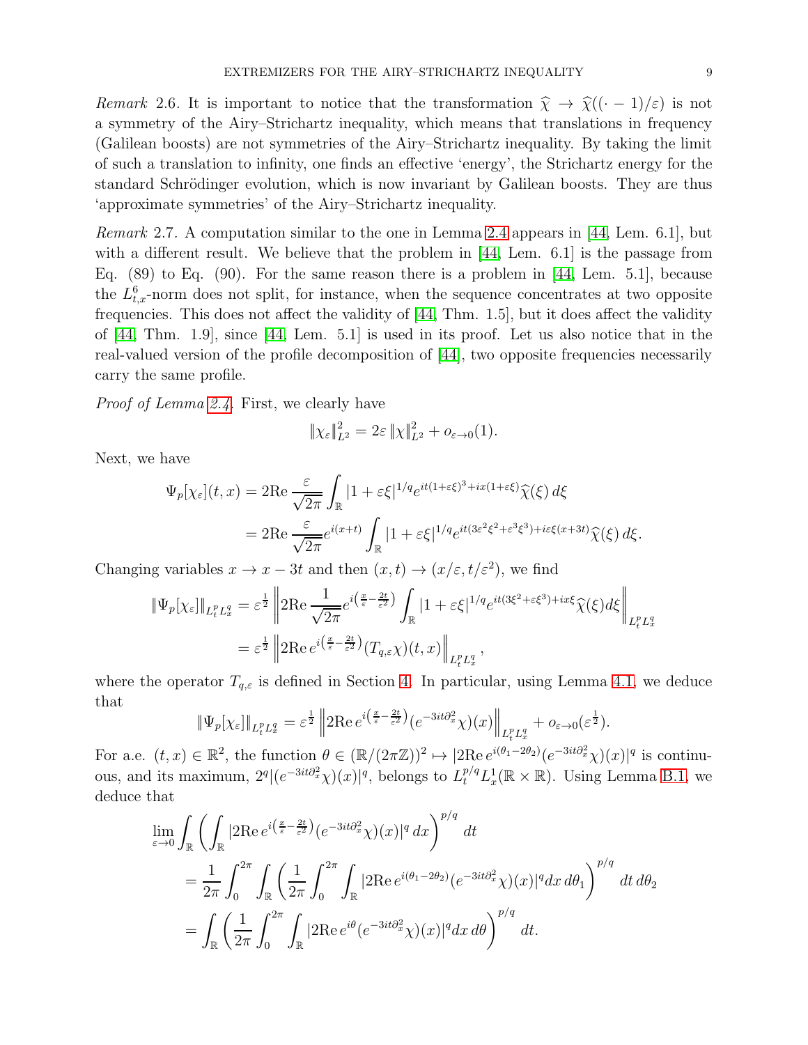*Remark* 2.6. It is important to notice that the transformation $\widehat{\chi} \to \widehat{\chi}((\cdot - 1)/\varepsilon)$ is not a symmetry of the Airy–Strichartz inequality, which means that translations in frequency (Galilean boosts) are not symmetries of the Airy–Strichartz inequality. By taking the limit of such a translation to infinity, one finds an effective 'energy', the Strichartz energy for the standard Schrödinger evolution, which is now invariant by Galilean boosts. They are thus 'approximate symmetries' of the Airy–Strichartz inequality.

*Remark* 2.7. A computation similar to the one in Lemma 2.4 appears in [44, Lem. 6.1], but with a different result. We believe that the problem in [44, Lem. 6.1] is the passage from Eq. (89) to Eq. (90). For the same reason there is a problem in [44, Lem. 5.1], because the $L^6_{t,x}$-norm does not split, for instance, when the sequence concentrates at two opposite frequencies. This does not affect the validity of [44, Thm. 1.5], but it does affect the validity of [44, Thm. 1.9], since [44, Lem. 5.1] is used in its proof. Let us also notice that in the real-valued version of the profile decomposition of [44], two opposite frequencies necessarily carry the same profile.

*Proof of Lemma 2.4.* First, we clearly have

$$\|\chi_\varepsilon\|_{L^2}^2 = 2\varepsilon \|\chi\|_{L^2}^2 + o_{\varepsilon\to 0}(1).$$

Next, we have

$$\begin{aligned}
\Psi_p[\chi_\varepsilon](t,x) &= 2\mathrm{Re}\, \frac{\varepsilon}{\sqrt{2\pi}} \int_{\mathbb{R}} |1+\varepsilon\xi|^{1/q} e^{it(1+\varepsilon\xi)^3 + ix(1+\varepsilon\xi)} \widehat{\chi}(\xi)\, d\xi \\
&= 2\mathrm{Re}\, \frac{\varepsilon}{\sqrt{2\pi}} e^{i(x+t)} \int_{\mathbb{R}} |1+\varepsilon\xi|^{1/q} e^{it(3\varepsilon^2\xi^2 + \varepsilon^3\xi^3) + i\varepsilon\xi(x+3t)} \widehat{\chi}(\xi)\, d\xi.
\end{aligned}$$

Changing variables $x \to x - 3t$ and then $(x,t) \to (x/\varepsilon, t/\varepsilon^2)$, we find

$$\begin{aligned}
\|\Psi_p[\chi_\varepsilon]\|_{L^p_t L^q_x} &= \varepsilon^{\frac{1}{2}} \left\| 2\mathrm{Re}\, \frac{1}{\sqrt{2\pi}} e^{i\left(\frac{x}{\varepsilon} - \frac{2t}{\varepsilon^2}\right)} \int_{\mathbb{R}} |1+\varepsilon\xi|^{1/q} e^{it(3\xi^2 + \varepsilon\xi^3) + ix\xi} \widehat{\chi}(\xi) d\xi \right\|_{L^p_t L^q_x} \\
&= \varepsilon^{\frac{1}{2}} \left\| 2\mathrm{Re}\, e^{i\left(\frac{x}{\varepsilon} - \frac{2t}{\varepsilon^2}\right)} (T_{q,\varepsilon}\chi)(t,x) \right\|_{L^p_t L^q_x},
\end{aligned}$$

where the operator $T_{q,\varepsilon}$ is defined in Section 4. In particular, using Lemma 4.1, we deduce that

$$\|\Psi_p[\chi_\varepsilon]\|_{L^p_t L^q_x} = \varepsilon^{\frac{1}{2}} \left\| 2\mathrm{Re}\, e^{i\left(\frac{x}{\varepsilon} - \frac{2t}{\varepsilon^2}\right)} (e^{-3it\partial_x^2}\chi)(x) \right\|_{L^p_t L^q_x} + o_{\varepsilon\to 0}(\varepsilon^{\frac{1}{2}}).$$

For a.e. $(t,x) \in \mathbb{R}^2$, the function $\theta \in (\mathbb{R}/(2\pi\mathbb{Z}))^2 \mapsto |2\mathrm{Re}\, e^{i(\theta_1 - 2\theta_2)} (e^{-3it\partial_x^2}\chi)(x)|^q$ is continuous, and its maximum, $2^q |(e^{-3it\partial_x^2}\chi)(x)|^q$, belongs to $L^{p/q}_t L^1_x(\mathbb{R}\times\mathbb{R})$. Using Lemma B.1, we deduce that

$$\begin{aligned}
\lim_{\varepsilon\to 0} & \int_{\mathbb{R}} \left( \int_{\mathbb{R}} |2\mathrm{Re}\, e^{i\left(\frac{x}{\varepsilon} - \frac{2t}{\varepsilon^2}\right)} (e^{-3it\partial_x^2}\chi)(x)|^q \, dx \right)^{p/q} dt \\
&= \frac{1}{2\pi} \int_0^{2\pi} \int_{\mathbb{R}} \left( \frac{1}{2\pi} \int_0^{2\pi} \int_{\mathbb{R}} |2\mathrm{Re}\, e^{i(\theta_1 - 2\theta_2)} (e^{-3it\partial_x^2}\chi)(x)|^q dx\, d\theta_1 \right)^{p/q} dt\, d\theta_2 \\
&= \int_{\mathbb{R}} \left( \frac{1}{2\pi} \int_0^{2\pi} \int_{\mathbb{R}} |2\mathrm{Re}\, e^{i\theta} (e^{-3it\partial_x^2}\chi)(x)|^q dx\, d\theta \right)^{p/q} dt.
\end{aligned}$$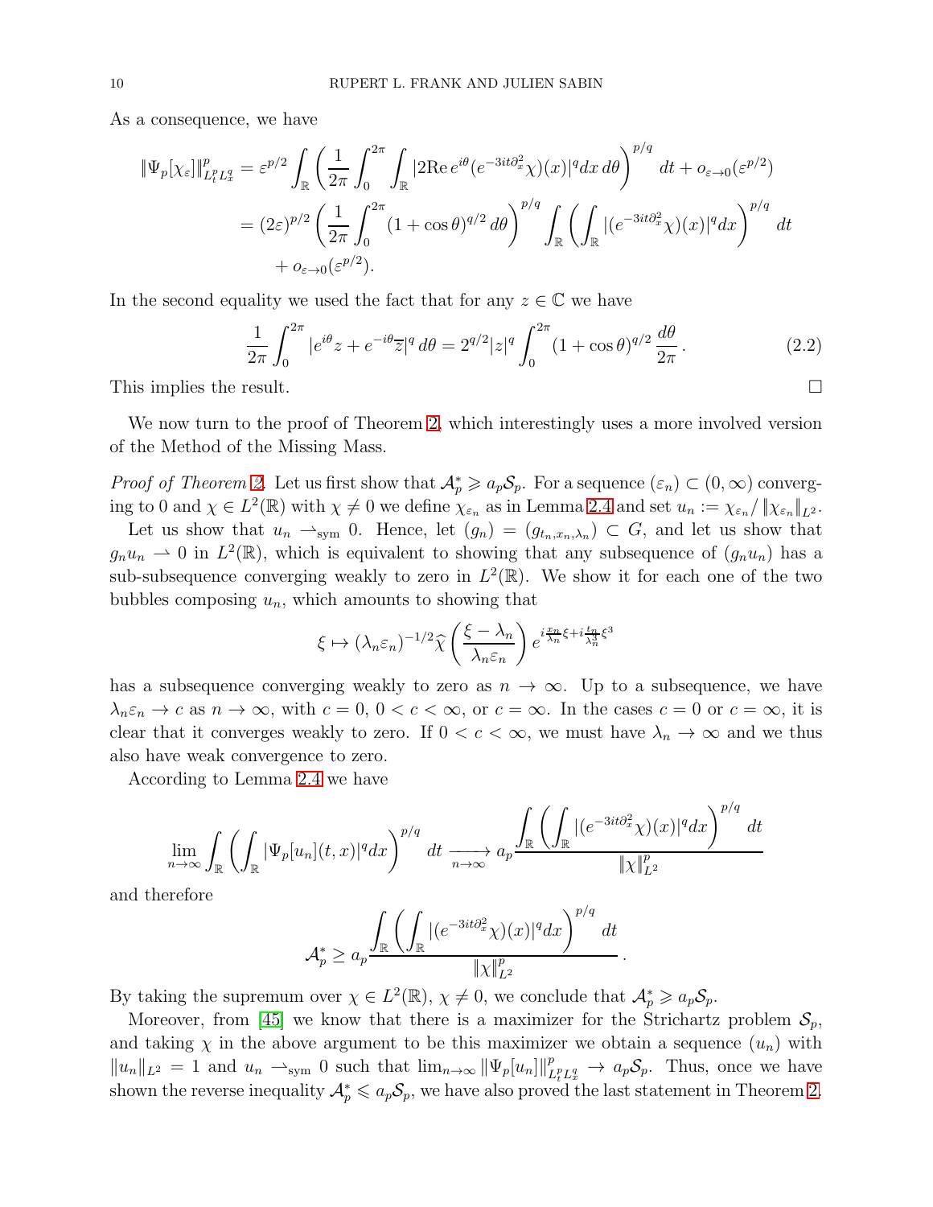As a consequence, we have

$$
\begin{aligned}
\|\Psi_p[\chi_\varepsilon]\|_{L^p_t L^q_x}^p &= \varepsilon^{p/2} \int_{\mathbb{R}} \left( \frac{1}{2\pi} \int_0^{2\pi} \int_{\mathbb{R}} |2\mathrm{Re}\, e^{i\theta}(e^{-3it\partial_x^2}\chi)(x)|^q dx\, d\theta \right)^{p/q} dt + o_{\varepsilon\to 0}(\varepsilon^{p/2}) \\
&= (2\varepsilon)^{p/2} \left( \frac{1}{2\pi} \int_0^{2\pi} (1+\cos\theta)^{q/2}\, d\theta \right)^{p/q} \int_{\mathbb{R}} \left( \int_{\mathbb{R}} |(e^{-3it\partial_x^2}\chi)(x)|^q dx \right)^{p/q} dt \\
&\quad + o_{\varepsilon\to 0}(\varepsilon^{p/2}).
\end{aligned}
$$

In the second equality we used the fact that for any $z \in \mathbb{C}$ we have

$$
\frac{1}{2\pi} \int_0^{2\pi} |e^{i\theta} z + e^{-i\theta}\overline{z}|^q\, d\theta = 2^{q/2} |z|^q \int_0^{2\pi} (1+\cos\theta)^{q/2} \frac{d\theta}{2\pi}\,. \tag{2.2}
$$

This implies the result. $\square$

We now turn to the proof of Theorem 2, which interestingly uses a more involved version of the Method of the Missing Mass.

*Proof of Theorem 2.* Let us first show that $\mathcal{A}_p^* \geqslant a_p \mathcal{S}_p$. For a sequence $(\varepsilon_n) \subset (0,\infty)$ converging to 0 and $\chi \in L^2(\mathbb{R})$ with $\chi \neq 0$ we define $\chi_{\varepsilon_n}$ as in Lemma 2.4 and set $u_n := \chi_{\varepsilon_n} / \|\chi_{\varepsilon_n}\|_{L^2}$.

Let us show that $u_n \rightharpoonup_{\mathrm{sym}} 0$. Hence, let $(g_n) = (g_{t_n,x_n,\lambda_n}) \subset G$, and let us show that $g_n u_n \rightharpoonup 0$ in $L^2(\mathbb{R})$, which is equivalent to showing that any subsequence of $(g_n u_n)$ has a sub-subsequence converging weakly to zero in $L^2(\mathbb{R})$. We show it for each one of the two bubbles composing $u_n$, which amounts to showing that

$$
\xi \mapsto (\lambda_n \varepsilon_n)^{-1/2} \widehat{\chi}\left( \frac{\xi - \lambda_n}{\lambda_n \varepsilon_n} \right) e^{i\frac{x_n}{\lambda_n}\xi + i\frac{t_n}{\lambda_n^3}\xi^3}
$$

has a subsequence converging weakly to zero as $n \to \infty$. Up to a subsequence, we have $\lambda_n \varepsilon_n \to c$ as $n \to \infty$, with $c = 0$, $0 < c < \infty$, or $c = \infty$. In the cases $c = 0$ or $c = \infty$, it is clear that it converges weakly to zero. If $0 < c < \infty$, we must have $\lambda_n \to \infty$ and we thus also have weak convergence to zero.

According to Lemma 2.4 we have

$$
\lim_{n\to\infty} \int_{\mathbb{R}} \left( \int_{\mathbb{R}} |\Psi_p[u_n](t,x)|^q dx \right)^{p/q} dt \xrightarrow[n\to\infty]{} a_p \frac{\displaystyle\int_{\mathbb{R}} \left( \int_{\mathbb{R}} |(e^{-3it\partial_x^2}\chi)(x)|^q dx \right)^{p/q} dt}{\|\chi\|_{L^2}^p}
$$

and therefore

$$
\mathcal{A}_p^* \geq a_p \frac{\displaystyle\int_{\mathbb{R}} \left( \int_{\mathbb{R}} |(e^{-3it\partial_x^2}\chi)(x)|^q dx \right)^{p/q} dt}{\|\chi\|_{L^2}^p}.
$$

By taking the supremum over $\chi \in L^2(\mathbb{R})$, $\chi \neq 0$, we conclude that $\mathcal{A}_p^* \geqslant a_p \mathcal{S}_p$.

Moreover, from [45] we know that there is a maximizer for the Strichartz problem $\mathcal{S}_p$, and taking $\chi$ in the above argument to be this maximizer we obtain a sequence $(u_n)$ with $\|u_n\|_{L^2} = 1$ and $u_n \rightharpoonup_{\mathrm{sym}} 0$ such that $\lim_{n\to\infty} \|\Psi_p[u_n]\|_{L^p_t L^q_x}^p \to a_p \mathcal{S}_p$. Thus, once we have shown the reverse inequality $\mathcal{A}_p^* \leqslant a_p \mathcal{S}_p$, we have also proved the last statement in Theorem 2.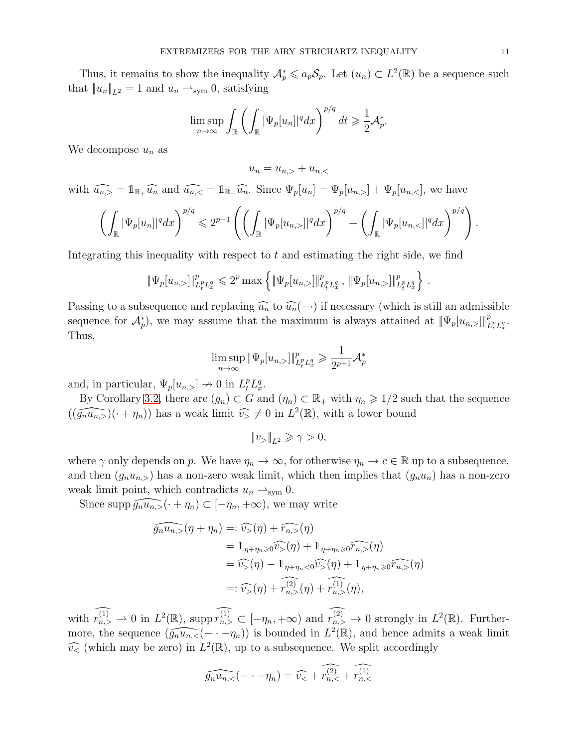Thus, it remains to show the inequality $\mathcal{A}_p^* \leqslant a_p \mathcal{S}_p$. Let $(u_n) \subset L^2(\mathbb{R})$ be a sequence such that $\|u_n\|_{L^2} = 1$ and $u_n \rightharpoonup_{\mathrm{sym}} 0$, satisfying

$$\limsup_{n\to\infty} \int_{\mathbb{R}} \left( \int_{\mathbb{R}} |\Psi_p[u_n]|^q dx \right)^{p/q} dt \geqslant \frac{1}{2}\mathcal{A}_p^*.$$

We decompose $u_n$ as

$$u_n = u_{n,>} + u_{n,<}$$

with $\widehat{u_{n,>}} = \mathbb{1}_{\mathbb{R}_+}\widehat{u_n}$ and $\widehat{u_{n,<}} = \mathbb{1}_{\mathbb{R}_-}\widehat{u_n}$. Since $\Psi_p[u_n] = \Psi_p[u_{n,>}] + \Psi_p[u_{n,<}]$, we have

$$\left( \int_{\mathbb{R}} |\Psi_p[u_n]|^q dx \right)^{p/q} \leqslant 2^{p-1} \left( \left( \int_{\mathbb{R}} |\Psi_p[u_{n,>}]|^q dx \right)^{p/q} + \left( \int_{\mathbb{R}} |\Psi_p[u_{n,<}]|^q dx \right)^{p/q} \right).$$

Integrating this inequality with respect to $t$ and estimating the right side, we find

$$\|\Psi_p[u_{n,>}]\|^p_{L^p_t L^q_x} \leqslant 2^p \max\left\{ \|\Psi_p[u_{n,>}]\|^p_{L^p_t L^q_x} \, , \, \|\Psi_p[u_{n,>}]\|^p_{L^p_t L^q_x} \right\} .$$

Passing to a subsequence and replacing $\widehat{u_n}$ to $\widehat{u_n}(-\cdot)$ if necessary (which is still an admissible sequence for $\mathcal{A}_p^*$), we may assume that the maximum is always attained at $\|\Psi_p[u_{n,>}]\|^p_{L^p_t L^q_x}$. Thus,

$$\limsup_{n\to\infty} \|\Psi_p[u_{n,>}]\|^p_{L^p_t L^q_x} \geqslant \frac{1}{2^{p+1}}\mathcal{A}_p^*$$

and, in particular, $\Psi_p[u_{n,>}] \nrightarrow 0$ in $L^p_t L^q_x$.

By Corollary 3.2, there are $(g_n) \subset G$ and $(\eta_n) \subset \mathbb{R}_+$ with $\eta_n \geqslant 1/2$ such that the sequence $((\widehat{g_n u_{n,>}})(\cdot + \eta_n))$ has a weak limit $\widehat{v_>} \neq 0$ in $L^2(\mathbb{R})$, with a lower bound

$$\|v_>\|_{L^2} \geqslant \gamma > 0,$$

where $\gamma$ only depends on $p$. We have $\eta_n \to \infty$, for otherwise $\eta_n \to c \in \mathbb{R}$ up to a subsequence, and then $(g_n u_{n,>})$ has a non-zero weak limit, which then implies that $(g_n u_n)$ has a non-zero weak limit point, which contradicts $u_n \rightharpoonup_{\mathrm{sym}} 0$.

Since $\operatorname{supp} \widehat{g_n u_{n,>}}(\cdot + \eta_n) \subset [-\eta_n, +\infty)$, we may write

$$\begin{aligned}
\widehat{g_n u_{n,>}}(\eta + \eta_n) &=: \widehat{v_>}(\eta) + \widehat{r_{n,>}}(\eta) \\
&= \mathbb{1}_{\eta+\eta_n \geqslant 0}\widehat{v_>}(\eta) + \mathbb{1}_{\eta+\eta_n \geqslant 0}\widehat{r_{n,>}}(\eta) \\
&= \widehat{v_>}(\eta) - \mathbb{1}_{\eta+\eta_n < 0}\widehat{v_>}(\eta) + \mathbb{1}_{\eta+\eta_n \geqslant 0}\widehat{r_{n,>}}(\eta) \\
&=: \widehat{v_>}(\eta) + \widehat{r^{(2)}_{n,>}}(\eta) + \widehat{r^{(1)}_{n,>}}(\eta),
\end{aligned}$$

with $\widehat{r^{(1)}_{n,>}} \rightharpoonup 0$ in $L^2(\mathbb{R})$, $\operatorname{supp} \widehat{r^{(1)}_{n,>}} \subset [-\eta_n, +\infty)$ and $\widehat{r^{(2)}_{n,>}} \to 0$ strongly in $L^2(\mathbb{R})$. Furthermore, the sequence $(\widehat{g_n u_{n,<}}(-\cdot - \eta_n))$ is bounded in $L^2(\mathbb{R})$, and hence admits a weak limit $\widehat{v_<}$ (which may be zero) in $L^2(\mathbb{R})$, up to a subsequence. We split accordingly

$$\widehat{g_n u_{n,<}}(-\cdot - \eta_n) = \widehat{v_<} + \widehat{r^{(2)}_{n,<}} + \widehat{r^{(1)}_{n,<}}$$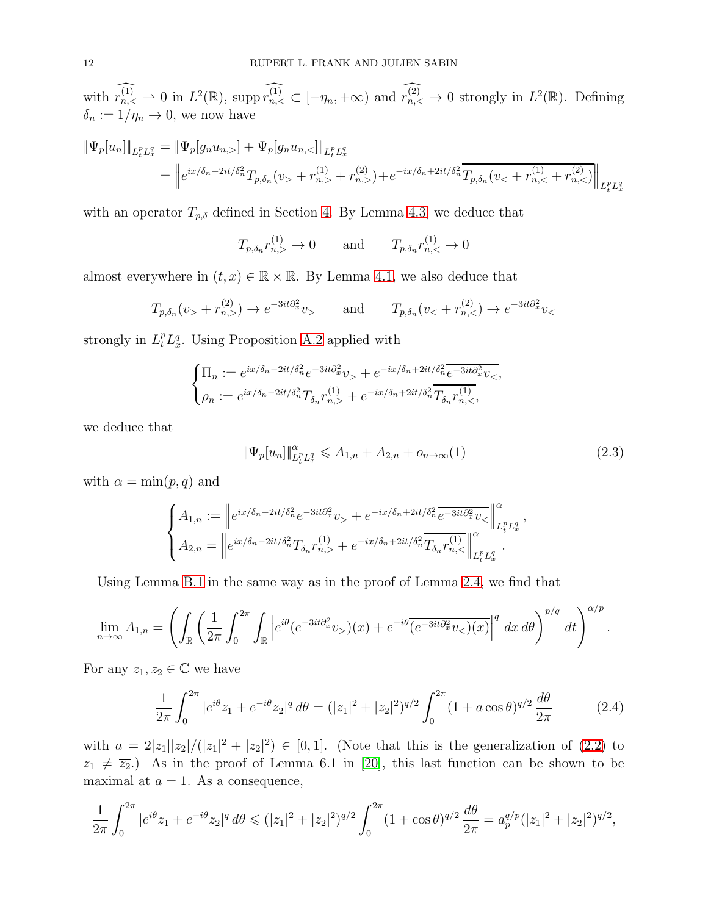with $\widehat{r_{n,<}^{(1)}} \rightharpoonup 0$ in $L^2(\mathbb{R})$, $\operatorname{supp} \widehat{r_{n,<}^{(1)}} \subset [-\eta_n, +\infty)$ and $\widehat{r_{n,<}^{(2)}} \to 0$ strongly in $L^2(\mathbb{R})$. Defining $\delta_n := 1/\eta_n \to 0$, we now have

$$
\begin{aligned}
\|\Psi_p[u_n]\|_{L^p_t L^q_x} &= \|\Psi_p[g_n u_{n,>}] + \Psi_p[g_n u_{n,<}]\|_{L^p_t L^q_x} \\
&= \left\| e^{ix/\delta_n - 2it/\delta_n^2} T_{p,\delta_n}(v_> + r_{n,>}^{(1)} + r_{n,>}^{(2)}) + e^{-ix/\delta_n + 2it/\delta_n^2} \overline{T_{p,\delta_n}(v_< + r_{n,<}^{(1)} + r_{n,<}^{(2)})} \right\|_{L^p_t L^q_x}
\end{aligned}
$$

with an operator $T_{p,\delta}$ defined in Section 4. By Lemma 4.3, we deduce that

$$
T_{p,\delta_n} r_{n,>}^{(1)} \to 0 \qquad \text{and} \qquad T_{p,\delta_n} r_{n,<}^{(1)} \to 0
$$

almost everywhere in $(t,x) \in \mathbb{R} \times \mathbb{R}$. By Lemma 4.1, we also deduce that

$$
T_{p,\delta_n}(v_> + r_{n,>}^{(2)}) \to e^{-3it\partial_x^2} v_> \qquad \text{and} \qquad T_{p,\delta_n}(v_< + r_{n,<}^{(2)}) \to e^{-3it\partial_x^2} v_<
$$

strongly in $L^p_t L^q_x$. Using Proposition A.2 applied with

$$
\begin{cases}
\Pi_n := e^{ix/\delta_n - 2it/\delta_n^2} e^{-3it\partial_x^2} v_> + e^{-ix/\delta_n + 2it/\delta_n^2} \overline{e^{-3it\partial_x^2} v_<}, \\
\rho_n := e^{ix/\delta_n - 2it/\delta_n^2} T_{\delta_n} r_{n,>}^{(1)} + e^{-ix/\delta_n + 2it/\delta_n^2} \overline{T_{\delta_n} r_{n,<}^{(1)}},
\end{cases}
$$

we deduce that

$$
\|\Psi_p[u_n]\|_{L^p_t L^q_x}^\alpha \leqslant A_{1,n} + A_{2,n} + o_{n\to\infty}(1) \tag{2.3}
$$

with $\alpha = \min(p,q)$ and

$$
\begin{cases}
A_{1,n} := \left\| e^{ix/\delta_n - 2it/\delta_n^2} e^{-3it\partial_x^2} v_> + e^{-ix/\delta_n + 2it/\delta_n^2} \overline{e^{-3it\partial_x^2} v_<} \right\|_{L^p_t L^q_x}^\alpha, \\
A_{2,n} = \left\| e^{ix/\delta_n - 2it/\delta_n^2} T_{\delta_n} r_{n,>}^{(1)} + e^{-ix/\delta_n + 2it/\delta_n^2} \overline{T_{\delta_n} r_{n,<}^{(1)}} \right\|_{L^p_t L^q_x}^\alpha.
\end{cases}
$$

Using Lemma B.1 in the same way as in the proof of Lemma 2.4, we find that

$$
\lim_{n\to\infty} A_{1,n} = \left( \int_{\mathbb{R}} \left( \frac{1}{2\pi} \int_0^{2\pi} \int_{\mathbb{R}} \left| e^{i\theta} (e^{-3it\partial_x^2} v_>)(x) + e^{-i\theta} \overline{(e^{-3it\partial_x^2} v_<)(x)} \right|^q \, dx \, d\theta \right)^{p/q} dt \right)^{\alpha/p}.
$$

For any $z_1, z_2 \in \mathbb{C}$ we have

$$
\frac{1}{2\pi} \int_0^{2\pi} |e^{i\theta} z_1 + e^{-i\theta} z_2|^q \, d\theta = (|z_1|^2 + |z_2|^2)^{q/2} \int_0^{2\pi} (1 + a\cos\theta)^{q/2} \, \frac{d\theta}{2\pi} \tag{2.4}
$$

with $a = 2|z_1||z_2|/(|z_1|^2 + |z_2|^2) \in [0,1]$. (Note that this is the generalization of (2.2) to $z_1 \neq \overline{z_2}$.) As in the proof of Lemma 6.1 in [20], this last function can be shown to be maximal at $a = 1$. As a consequence,

$$
\frac{1}{2\pi} \int_0^{2\pi} |e^{i\theta} z_1 + e^{-i\theta} z_2|^q \, d\theta \leqslant (|z_1|^2 + |z_2|^2)^{q/2} \int_0^{2\pi} (1 + \cos\theta)^{q/2} \, \frac{d\theta}{2\pi} = a_p^{q/p} (|z_1|^2 + |z_2|^2)^{q/2},
$$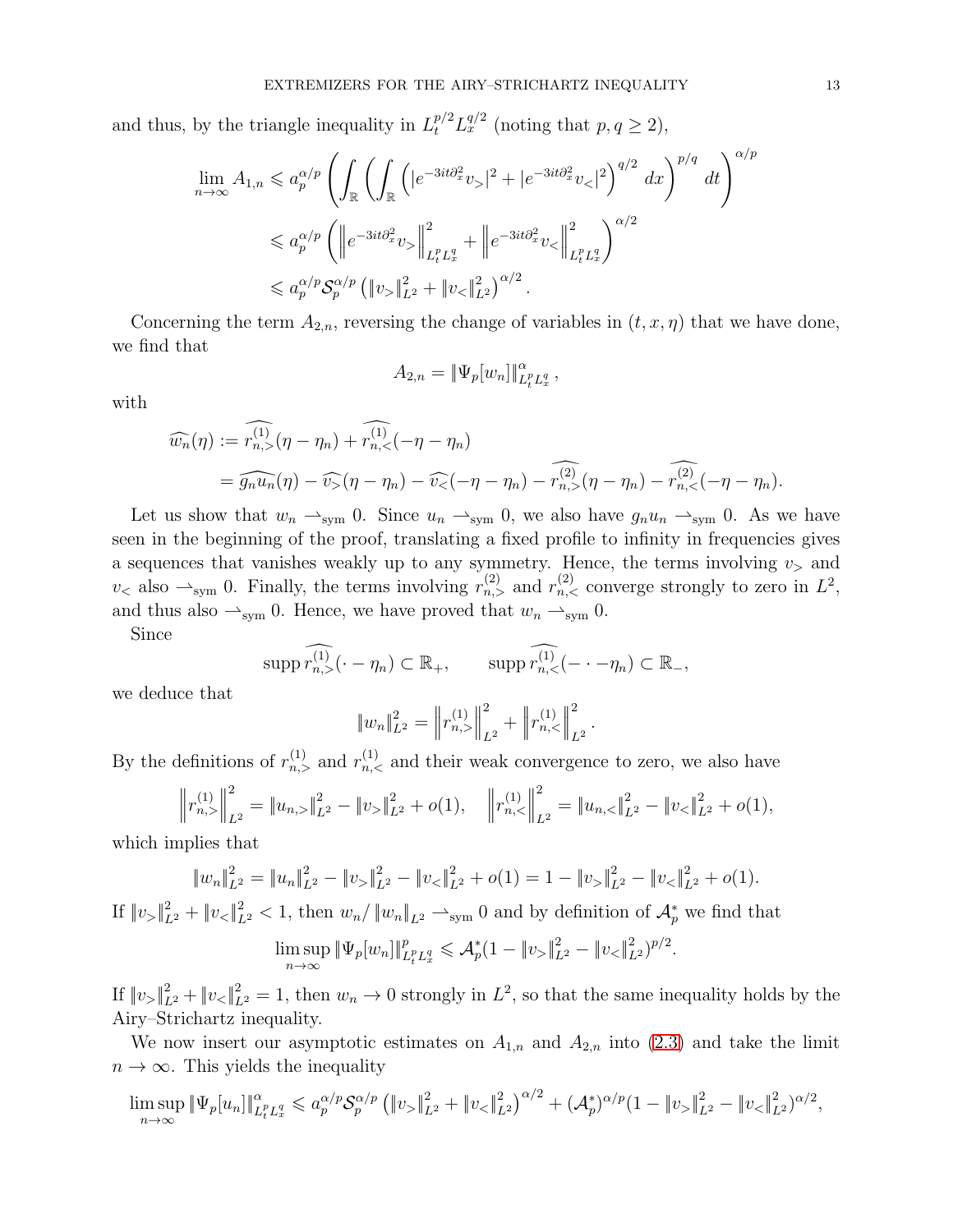and thus, by the triangle inequality in $L_t^{p/2}L_x^{q/2}$ (noting that $p, q \geq 2$),

$$\lim_{n\to\infty} A_{1,n} \leqslant a_p^{\alpha/p} \left( \int_{\mathbb{R}} \left( \int_{\mathbb{R}} \left( |e^{-3it\partial_x^2} v_>|^2 + |e^{-3it\partial_x^2} v_<|^2 \right)^{q/2} dx \right)^{p/q} dt \right)^{\alpha/p}$$

$$\leqslant a_p^{\alpha/p} \left( \left\| e^{-3it\partial_x^2} v_> \right\|_{L_t^p L_x^q}^2 + \left\| e^{-3it\partial_x^2} v_< \right\|_{L_t^p L_x^q}^2 \right)^{\alpha/2}$$

$$\leqslant a_p^{\alpha/p} \mathcal{S}_p^{\alpha/p} \left( \|v_>\|_{L^2}^2 + \|v_<\|_{L^2}^2 \right)^{\alpha/2}.$$

Concerning the term $A_{2,n}$, reversing the change of variables in $(t, x, \eta)$ that we have done, we find that

$$A_{2,n} = \|\Psi_p[w_n]\|_{L_t^p L_x^q}^{\alpha},$$

with

$$\widehat{w_n}(\eta) := \widehat{r_{n,>}^{(1)}}(\eta - \eta_n) + \widehat{r_{n,<}^{(1)}}(-\eta - \eta_n)$$

$$= \widehat{g_n u_n}(\eta) - \widehat{v_>}(\eta - \eta_n) - \widehat{v_<}(-\eta - \eta_n) - \widehat{r_{n,>}^{(2)}}(\eta - \eta_n) - \widehat{r_{n,<}^{(2)}}(-\eta - \eta_n).$$

Let us show that $w_n \rightharpoonup_{\text{sym}} 0$. Since $u_n \rightharpoonup_{\text{sym}} 0$, we also have $g_n u_n \rightharpoonup_{\text{sym}} 0$. As we have seen in the beginning of the proof, translating a fixed profile to infinity in frequencies gives a sequences that vanishes weakly up to any symmetry. Hence, the terms involving $v_>$ and $v_<$ also $\rightharpoonup_{\text{sym}} 0$. Finally, the terms involving $r_{n,>}^{(2)}$ and $r_{n,<}^{(2)}$ converge strongly to zero in $L^2$, and thus also $\rightharpoonup_{\text{sym}} 0$. Hence, we have proved that $w_n \rightharpoonup_{\text{sym}} 0$.

Since

$$\operatorname{supp} \widehat{r_{n,>}^{(1)}}(\cdot - \eta_n) \subset \mathbb{R}_+, \qquad \operatorname{supp} \widehat{r_{n,<}^{(1)}}(-\cdot - \eta_n) \subset \mathbb{R}_-,$$

we deduce that

$$\|w_n\|_{L^2}^2 = \left\| r_{n,>}^{(1)} \right\|_{L^2}^2 + \left\| r_{n,<}^{(1)} \right\|_{L^2}^2.$$

By the definitions of $r_{n,>}^{(1)}$ and $r_{n,<}^{(1)}$ and their weak convergence to zero, we also have

$$\left\| r_{n,>}^{(1)} \right\|_{L^2}^2 = \|u_{n,>}\|_{L^2}^2 - \|v_>\|_{L^2}^2 + o(1), \quad \left\| r_{n,<}^{(1)} \right\|_{L^2}^2 = \|u_{n,<}\|_{L^2}^2 - \|v_<\|_{L^2}^2 + o(1),$$

which implies that

$$\|w_n\|_{L^2}^2 = \|u_n\|_{L^2}^2 - \|v_>\|_{L^2}^2 - \|v_<\|_{L^2}^2 + o(1) = 1 - \|v_>\|_{L^2}^2 - \|v_<\|_{L^2}^2 + o(1).$$

If $\|v_>\|_{L^2}^2 + \|v_<\|_{L^2}^2 < 1$, then $w_n / \|w_n\|_{L^2} \rightharpoonup_{\text{sym}} 0$ and by definition of $\mathcal{A}_p^*$ we find that

$$\limsup_{n\to\infty} \|\Psi_p[w_n]\|_{L_t^p L_x^q}^p \leqslant \mathcal{A}_p^* (1 - \|v_>\|_{L^2}^2 - \|v_<\|_{L^2}^2)^{p/2}.$$

If $\|v_>\|_{L^2}^2 + \|v_<\|_{L^2}^2 = 1$, then $w_n \to 0$ strongly in $L^2$, so that the same inequality holds by the Airy–Strichartz inequality.

We now insert our asymptotic estimates on $A_{1,n}$ and $A_{2,n}$ into (2.3) and take the limit $n \to \infty$. This yields the inequality

$$\limsup_{n\to\infty} \|\Psi_p[u_n]\|_{L_t^p L_x^q}^{\alpha} \leqslant a_p^{\alpha/p} \mathcal{S}_p^{\alpha/p} \left( \|v_>\|_{L^2}^2 + \|v_<\|_{L^2}^2 \right)^{\alpha/2} + (\mathcal{A}_p^*)^{\alpha/p} (1 - \|v_>\|_{L^2}^2 - \|v_<\|_{L^2}^2)^{\alpha/2},$$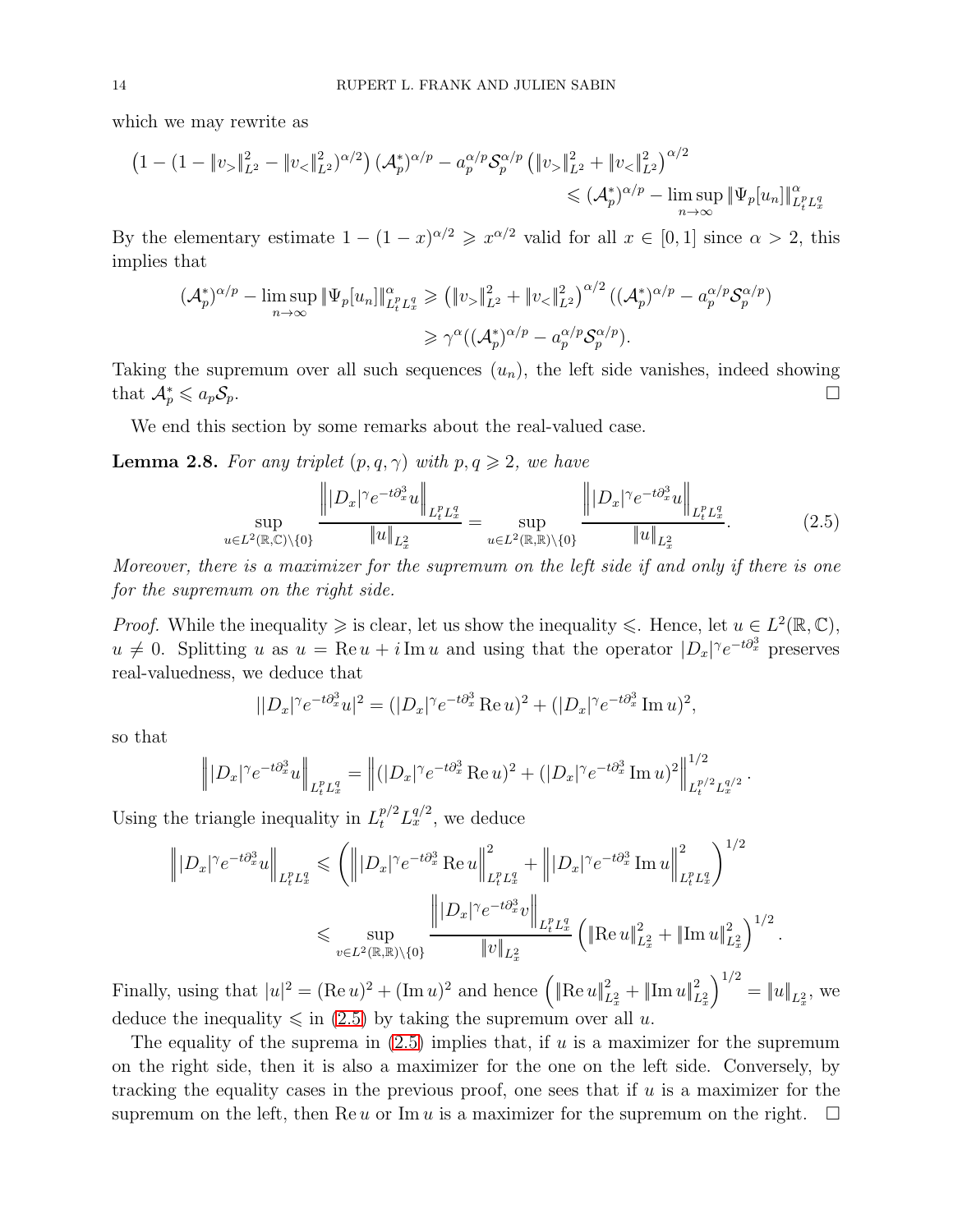which we may rewrite as

$$\left(1-(1-\|v_>\|_{L^2}^2-\|v_<\|_{L^2}^2)^{\alpha/2}\right)(\mathcal{A}_p^*)^{\alpha/p}-a_p^{\alpha/p}\mathcal{S}_p^{\alpha/p}\left(\|v_>\|_{L^2}^2+\|v_<\|_{L^2}^2\right)^{\alpha/2} \leqslant (\mathcal{A}_p^*)^{\alpha/p}-\limsup_{n\to\infty}\|\Psi_p[u_n]\|_{L_t^pL_x^q}^\alpha$$

By the elementary estimate $1-(1-x)^{\alpha/2}\geqslant x^{\alpha/2}$ valid for all $x\in[0,1]$ since $\alpha>2$, this implies that

$$\begin{aligned}(\mathcal{A}_p^*)^{\alpha/p}-\limsup_{n\to\infty}\|\Psi_p[u_n]\|_{L_t^pL_x^q}^\alpha &\geqslant \left(\|v_>\|_{L^2}^2+\|v_<\|_{L^2}^2\right)^{\alpha/2}((\mathcal{A}_p^*)^{\alpha/p}-a_p^{\alpha/p}\mathcal{S}_p^{\alpha/p})\\ &\geqslant \gamma^\alpha((\mathcal{A}_p^*)^{\alpha/p}-a_p^{\alpha/p}\mathcal{S}_p^{\alpha/p}).\end{aligned}$$

Taking the supremum over all such sequences $(u_n)$, the left side vanishes, indeed showing that $\mathcal{A}_p^*\leqslant a_p\mathcal{S}_p$. ☐

We end this section by some remarks about the real-valued case.

**Lemma 2.8.** *For any triplet $(p,q,\gamma)$ with $p,q\geqslant 2$, we have*

$$\sup_{u\in L^2(\mathbb{R},\mathbb{C})\setminus\{0\}}\frac{\left\||D_x|^\gamma e^{-t\partial_x^3}u\right\|_{L_t^pL_x^q}}{\|u\|_{L_x^2}}=\sup_{u\in L^2(\mathbb{R},\mathbb{R})\setminus\{0\}}\frac{\left\||D_x|^\gamma e^{-t\partial_x^3}u\right\|_{L_t^pL_x^q}}{\|u\|_{L_x^2}}. \tag{2.5}$$

*Moreover, there is a maximizer for the supremum on the left side if and only if there is one for the supremum on the right side.*

*Proof.* While the inequality $\geqslant$ is clear, let us show the inequality $\leqslant$. Hence, let $u\in L^2(\mathbb{R},\mathbb{C})$, $u\neq 0$. Splitting $u$ as $u=\operatorname{Re}u+i\operatorname{Im}u$ and using that the operator $|D_x|^\gamma e^{-t\partial_x^3}$ preserves real-valuedness, we deduce that

$$||D_x|^\gamma e^{-t\partial_x^3}u|^2=(|D_x|^\gamma e^{-t\partial_x^3}\operatorname{Re}u)^2+(|D_x|^\gamma e^{-t\partial_x^3}\operatorname{Im}u)^2,$$

so that

$$\left\||D_x|^\gamma e^{-t\partial_x^3}u\right\|_{L_t^pL_x^q}=\left\|(|D_x|^\gamma e^{-t\partial_x^3}\operatorname{Re}u)^2+(|D_x|^\gamma e^{-t\partial_x^3}\operatorname{Im}u)^2\right\|_{L_t^{p/2}L_x^{q/2}}^{1/2}.$$

Using the triangle inequality in $L_t^{p/2}L_x^{q/2}$, we deduce

$$\begin{aligned}\left\||D_x|^\gamma e^{-t\partial_x^3}u\right\|_{L_t^pL_x^q} &\leqslant \left(\left\||D_x|^\gamma e^{-t\partial_x^3}\operatorname{Re}u\right\|_{L_t^pL_x^q}^2+\left\||D_x|^\gamma e^{-t\partial_x^3}\operatorname{Im}u\right\|_{L_t^pL_x^q}^2\right)^{1/2}\\ &\leqslant \sup_{v\in L^2(\mathbb{R},\mathbb{R})\setminus\{0\}}\frac{\left\||D_x|^\gamma e^{-t\partial_x^3}v\right\|_{L_t^pL_x^q}}{\|v\|_{L_x^2}}\left(\|\operatorname{Re}u\|_{L_x^2}^2+\|\operatorname{Im}u\|_{L_x^2}^2\right)^{1/2}.\end{aligned}$$

Finally, using that $|u|^2=(\operatorname{Re}u)^2+(\operatorname{Im}u)^2$ and hence $\left(\|\operatorname{Re}u\|_{L_x^2}^2+\|\operatorname{Im}u\|_{L_x^2}^2\right)^{1/2}=\|u\|_{L_x^2}$, we deduce the inequality $\leqslant$ in (2.5) by taking the supremum over all $u$.

The equality of the suprema in (2.5) implies that, if $u$ is a maximizer for the supremum on the right side, then it is also a maximizer for the one on the left side. Conversely, by tracking the equality cases in the previous proof, one sees that if $u$ is a maximizer for the supremum on the left, then $\operatorname{Re}u$ or $\operatorname{Im}u$ is a maximizer for the supremum on the right. ☐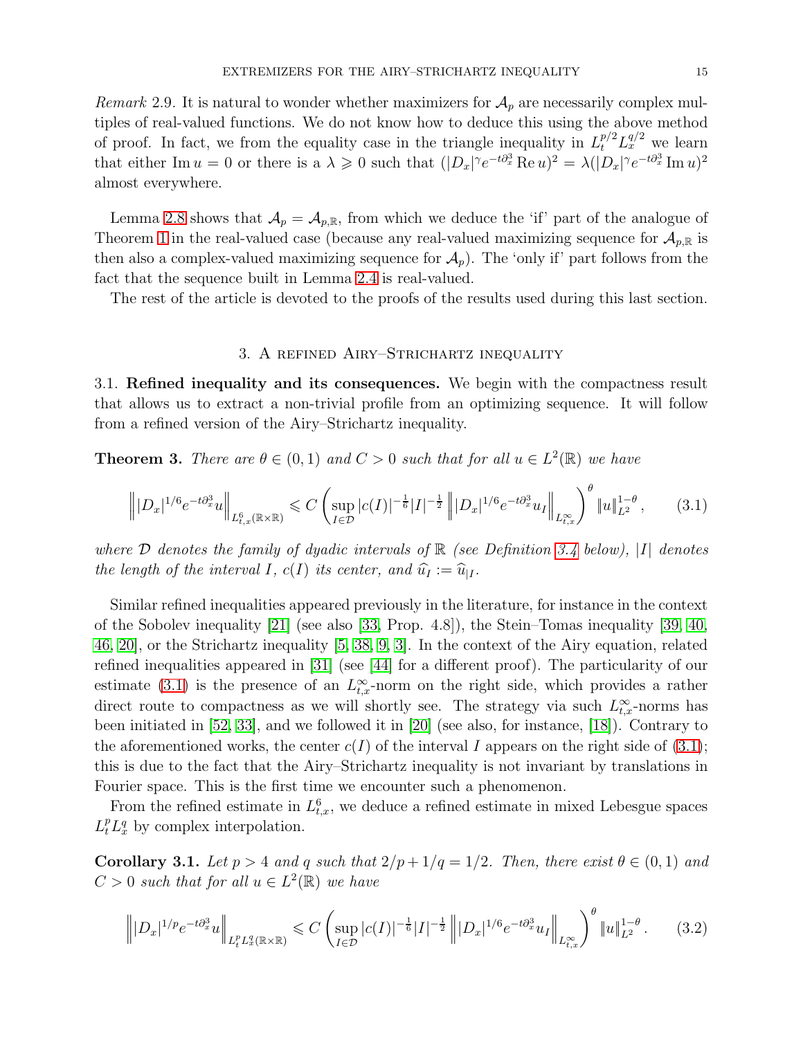*Remark* 2.9. It is natural to wonder whether maximizers for $\mathcal{A}_p$ are necessarily complex multiples of real-valued functions. We do not know how to deduce this using the above method of proof. In fact, we from the equality case in the triangle inequality in $L_t^{p/2}L_x^{q/2}$ we learn that either $\operatorname{Im} u = 0$ or there is a $\lambda \geqslant 0$ such that $(|D_x|^\gamma e^{-t\partial_x^3} \operatorname{Re} u)^2 = \lambda (|D_x|^\gamma e^{-t\partial_x^3} \operatorname{Im} u)^2$ almost everywhere.

Lemma 2.8 shows that $\mathcal{A}_p = \mathcal{A}_{p,\mathbb{R}}$, from which we deduce the 'if' part of the analogue of Theorem 1 in the real-valued case (because any real-valued maximizing sequence for $\mathcal{A}_{p,\mathbb{R}}$ is then also a complex-valued maximizing sequence for $\mathcal{A}_p$). The 'only if' part follows from the fact that the sequence built in Lemma 2.4 is real-valued.

The rest of the article is devoted to the proofs of the results used during this last section.

## 3. A refined Airy–Strichartz inequality

**3.1. Refined inequality and its consequences.** We begin with the compactness result that allows us to extract a non-trivial profile from an optimizing sequence. It will follow from a refined version of the Airy–Strichartz inequality.

**Theorem 3.** *There are $\theta \in (0,1)$ and $C > 0$ such that for all $u \in L^2(\mathbb{R})$ we have*

$$\left\| |D_x|^{1/6} e^{-t\partial_x^3} u \right\|_{L^6_{t,x}(\mathbb{R}\times\mathbb{R})} \leqslant C \left( \sup_{I \in \mathcal{D}} |c(I)|^{-\frac{1}{6}} |I|^{-\frac{1}{2}} \left\| |D_x|^{1/6} e^{-t\partial_x^3} u_I \right\|_{L^\infty_{t,x}} \right)^\theta \|u\|_{L^2}^{1-\theta}, \tag{3.1}$$

*where $\mathcal{D}$ denotes the family of dyadic intervals of $\mathbb{R}$ (see Definition 3.4 below), $|I|$ denotes the length of the interval $I$, $c(I)$ its center, and $\widehat{u_I} := \widehat{u}_{|I}$.*

Similar refined inequalities appeared previously in the literature, for instance in the context of the Sobolev inequality [21] (see also [33, Prop. 4.8]), the Stein–Tomas inequality [39, 40, 46, 20], or the Strichartz inequality [5, 38, 9, 3]. In the context of the Airy equation, related refined inequalities appeared in [31] (see [44] for a different proof). The particularity of our estimate (3.1) is the presence of an $L^\infty_{t,x}$-norm on the right side, which provides a rather direct route to compactness as we will shortly see. The strategy via such $L^\infty_{t,x}$-norms has been initiated in [52, 33], and we followed it in [20] (see also, for instance, [18]). Contrary to the aforementioned works, the center $c(I)$ of the interval $I$ appears on the right side of (3.1); this is due to the fact that the Airy–Strichartz inequality is not invariant by translations in Fourier space. This is the first time we encounter such a phenomenon.

From the refined estimate in $L^6_{t,x}$, we deduce a refined estimate in mixed Lebesgue spaces $L^p_t L^q_x$ by complex interpolation.

**Corollary 3.1.** *Let $p > 4$ and $q$ such that $2/p + 1/q = 1/2$. Then, there exist $\theta \in (0,1)$ and $C > 0$ such that for all $u \in L^2(\mathbb{R})$ we have*

$$\left\| |D_x|^{1/p} e^{-t\partial_x^3} u \right\|_{L^p_t L^q_x(\mathbb{R}\times\mathbb{R})} \leqslant C \left( \sup_{I \in \mathcal{D}} |c(I)|^{-\frac{1}{6}} |I|^{-\frac{1}{2}} \left\| |D_x|^{1/6} e^{-t\partial_x^3} u_I \right\|_{L^\infty_{t,x}} \right)^\theta \|u\|_{L^2}^{1-\theta}. \tag{3.2}$$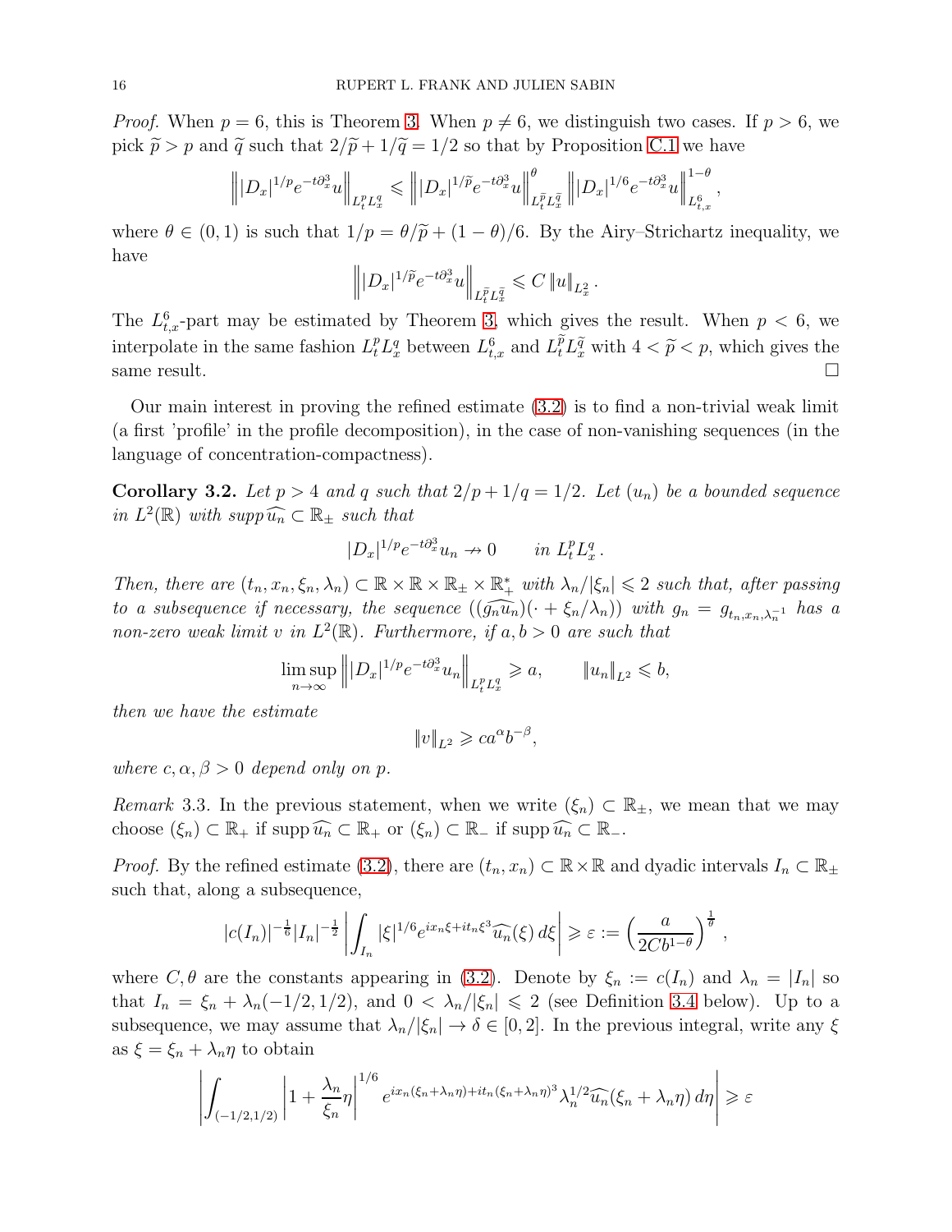*Proof.* When $p = 6$, this is Theorem 3. When $p \neq 6$, we distinguish two cases. If $p > 6$, we pick $\widetilde{p} > p$ and $\widetilde{q}$ such that $2/\widetilde{p} + 1/\widetilde{q} = 1/2$ so that by Proposition C.1 we have

$$\left\| |D_x|^{1/p} e^{-t\partial_x^3} u \right\|_{L_t^p L_x^q} \leqslant \left\| |D_x|^{1/\widetilde{p}} e^{-t\partial_x^3} u \right\|_{L_t^{\widetilde{p}} L_x^{\widetilde{q}}}^{\theta} \left\| |D_x|^{1/6} e^{-t\partial_x^3} u \right\|_{L_{t,x}^6}^{1-\theta},$$

where $\theta \in (0,1)$ is such that $1/p = \theta/\widetilde{p} + (1-\theta)/6$. By the Airy–Strichartz inequality, we have

$$\left\| |D_x|^{1/\widetilde{p}} e^{-t\partial_x^3} u \right\|_{L_t^{\widetilde{p}} L_x^{\widetilde{q}}} \leqslant C \left\| u \right\|_{L_x^2}.$$

The $L_{t,x}^6$-part may be estimated by Theorem 3, which gives the result. When $p < 6$, we interpolate in the same fashion $L_t^p L_x^q$ between $L_{t,x}^6$ and $L_t^{\widetilde{p}} L_x^{\widetilde{q}}$ with $4 < \widetilde{p} < p$, which gives the same result. $\square$

Our main interest in proving the refined estimate (3.2) is to find a non-trivial weak limit (a first 'profile' in the profile decomposition), in the case of non-vanishing sequences (in the language of concentration-compactness).

**Corollary 3.2.** *Let $p > 4$ and $q$ such that $2/p + 1/q = 1/2$. Let $(u_n)$ be a bounded sequence in $L^2(\mathbb{R})$ with $\operatorname{supp} \widehat{u_n} \subset \mathbb{R}_\pm$ such that*

$$|D_x|^{1/p} e^{-t\partial_x^3} u_n \nrightarrow 0 \qquad \text{in } L_t^p L_x^q.$$

*Then, there are $(t_n, x_n, \xi_n, \lambda_n) \subset \mathbb{R} \times \mathbb{R} \times \mathbb{R}_\pm \times \mathbb{R}_+^*$ with $\lambda_n/|\xi_n| \leqslant 2$ such that, after passing to a subsequence if necessary, the sequence $((\widehat{g_n u_n})(\cdot + \xi_n/\lambda_n))$ with $g_n = g_{t_n, x_n, \lambda_n^{-1}}$ has a non-zero weak limit $v$ in $L^2(\mathbb{R})$. Furthermore, if $a, b > 0$ are such that*

$$\limsup_{n\to\infty} \left\| |D_x|^{1/p} e^{-t\partial_x^3} u_n \right\|_{L_t^p L_x^q} \geqslant a, \qquad \|u_n\|_{L^2} \leqslant b,$$

*then we have the estimate*

$$\|v\|_{L^2} \geqslant c a^\alpha b^{-\beta},$$

*where $c, \alpha, \beta > 0$ depend only on $p$.*

*Remark* 3.3. In the previous statement, when we write $(\xi_n) \subset \mathbb{R}_\pm$, we mean that we may choose $(\xi_n) \subset \mathbb{R}_+$ if $\operatorname{supp} \widehat{u_n} \subset \mathbb{R}_+$ or $(\xi_n) \subset \mathbb{R}_-$ if $\operatorname{supp} \widehat{u_n} \subset \mathbb{R}_-$.

*Proof.* By the refined estimate (3.2), there are $(t_n, x_n) \subset \mathbb{R} \times \mathbb{R}$ and dyadic intervals $I_n \subset \mathbb{R}_\pm$ such that, along a subsequence,

$$|c(I_n)|^{-\frac{1}{6}} |I_n|^{-\frac{1}{2}} \left| \int_{I_n} |\xi|^{1/6} e^{ix_n\xi + it_n\xi^3} \widehat{u_n}(\xi)\, d\xi \right| \geqslant \varepsilon := \left( \frac{a}{2Cb^{1-\theta}} \right)^{\frac{1}{\theta}},$$

where $C, \theta$ are the constants appearing in (3.2). Denote by $\xi_n := c(I_n)$ and $\lambda_n = |I_n|$ so that $I_n = \xi_n + \lambda_n(-1/2, 1/2)$, and $0 < \lambda_n/|\xi_n| \leqslant 2$ (see Definition 3.4 below). Up to a subsequence, we may assume that $\lambda_n/|\xi_n| \to \delta \in [0,2]$. In the previous integral, write any $\xi$ as $\xi = \xi_n + \lambda_n \eta$ to obtain

$$\left| \int_{(-1/2,1/2)} \left| 1 + \frac{\lambda_n}{\xi_n}\eta \right|^{1/6} e^{ix_n(\xi_n + \lambda_n\eta) + it_n(\xi_n + \lambda_n\eta)^3} \lambda_n^{1/2} \widehat{u_n}(\xi_n + \lambda_n\eta)\, d\eta \right| \geqslant \varepsilon$$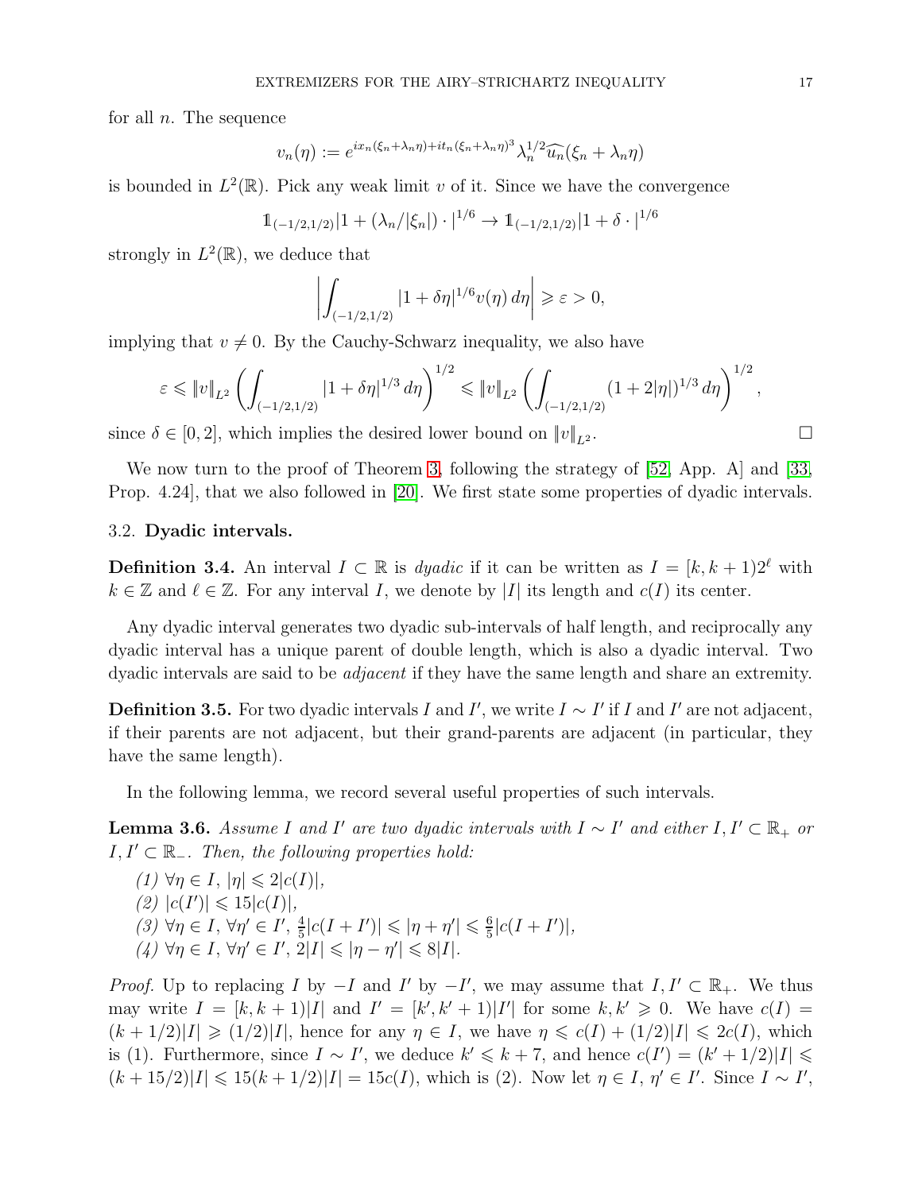for all $n$. The sequence

$$v_n(\eta) := e^{ix_n(\xi_n+\lambda_n\eta)+it_n(\xi_n+\lambda_n\eta)^3}\lambda_n^{1/2}\widehat{u_n}(\xi_n+\lambda_n\eta)$$

is bounded in $L^2(\mathbb{R})$. Pick any weak limit $v$ of it. Since we have the convergence

$$\mathbb{1}_{(-1/2,1/2)}|1+(\lambda_n/|\xi_n|)\cdot|^{1/6} \to \mathbb{1}_{(-1/2,1/2)}|1+\delta\cdot|^{1/6}$$

strongly in $L^2(\mathbb{R})$, we deduce that

$$\left|\int_{(-1/2,1/2)}|1+\delta\eta|^{1/6}v(\eta)\,d\eta\right| \geqslant \varepsilon > 0,$$

implying that $v \neq 0$. By the Cauchy-Schwarz inequality, we also have

$$\varepsilon \leqslant \|v\|_{L^2}\left(\int_{(-1/2,1/2)}|1+\delta\eta|^{1/3}\,d\eta\right)^{1/2} \leqslant \|v\|_{L^2}\left(\int_{(-1/2,1/2)}(1+2|\eta|)^{1/3}\,d\eta\right)^{1/2},$$

since $\delta \in [0,2]$, which implies the desired lower bound on $\|v\|_{L^2}$. $\square$

We now turn to the proof of Theorem 3, following the strategy of [52, App. A] and [33, Prop. 4.24], that we also followed in [20]. We first state some properties of dyadic intervals.

### 3.2. Dyadic intervals.

**Definition 3.4.** An interval $I \subset \mathbb{R}$ is *dyadic* if it can be written as $I = [k, k+1)2^\ell$ with $k \in \mathbb{Z}$ and $\ell \in \mathbb{Z}$. For any interval $I$, we denote by $|I|$ its length and $c(I)$ its center.

Any dyadic interval generates two dyadic sub-intervals of half length, and reciprocally any dyadic interval has a unique parent of double length, which is also a dyadic interval. Two dyadic intervals are said to be *adjacent* if they have the same length and share an extremity.

**Definition 3.5.** For two dyadic intervals $I$ and $I'$, we write $I \sim I'$ if $I$ and $I'$ are not adjacent, if their parents are not adjacent, but their grand-parents are adjacent (in particular, they have the same length).

In the following lemma, we record several useful properties of such intervals.

**Lemma 3.6.** *Assume $I$ and $I'$ are two dyadic intervals with $I \sim I'$ and either $I, I' \subset \mathbb{R}_+$ or $I, I' \subset \mathbb{R}_-$. Then, the following properties hold:*

*(1) $\forall \eta \in I$, $|\eta| \leqslant 2|c(I)|$,*
*(2) $|c(I')| \leqslant 15|c(I)|$,*
*(3) $\forall \eta \in I$, $\forall \eta' \in I'$, $\frac{4}{5}|c(I+I')| \leqslant |\eta+\eta'| \leqslant \frac{6}{5}|c(I+I')|$,*
*(4) $\forall \eta \in I$, $\forall \eta' \in I'$, $2|I| \leqslant |\eta-\eta'| \leqslant 8|I|$.*

*Proof.* Up to replacing $I$ by $-I$ and $I'$ by $-I'$, we may assume that $I, I' \subset \mathbb{R}_+$. We thus may write $I = [k, k+1)|I|$ and $I' = [k', k'+1)|I'|$ for some $k, k' \geqslant 0$. We have $c(I) = (k+1/2)|I| \geqslant (1/2)|I|$, hence for any $\eta \in I$, we have $\eta \leqslant c(I) + (1/2)|I| \leqslant 2c(I)$, which is (1). Furthermore, since $I \sim I'$, we deduce $k' \leqslant k+7$, and hence $c(I') = (k'+1/2)|I| \leqslant (k+15/2)|I| \leqslant 15(k+1/2)|I| = 15c(I)$, which is (2). Now let $\eta \in I$, $\eta' \in I'$. Since $I \sim I'$,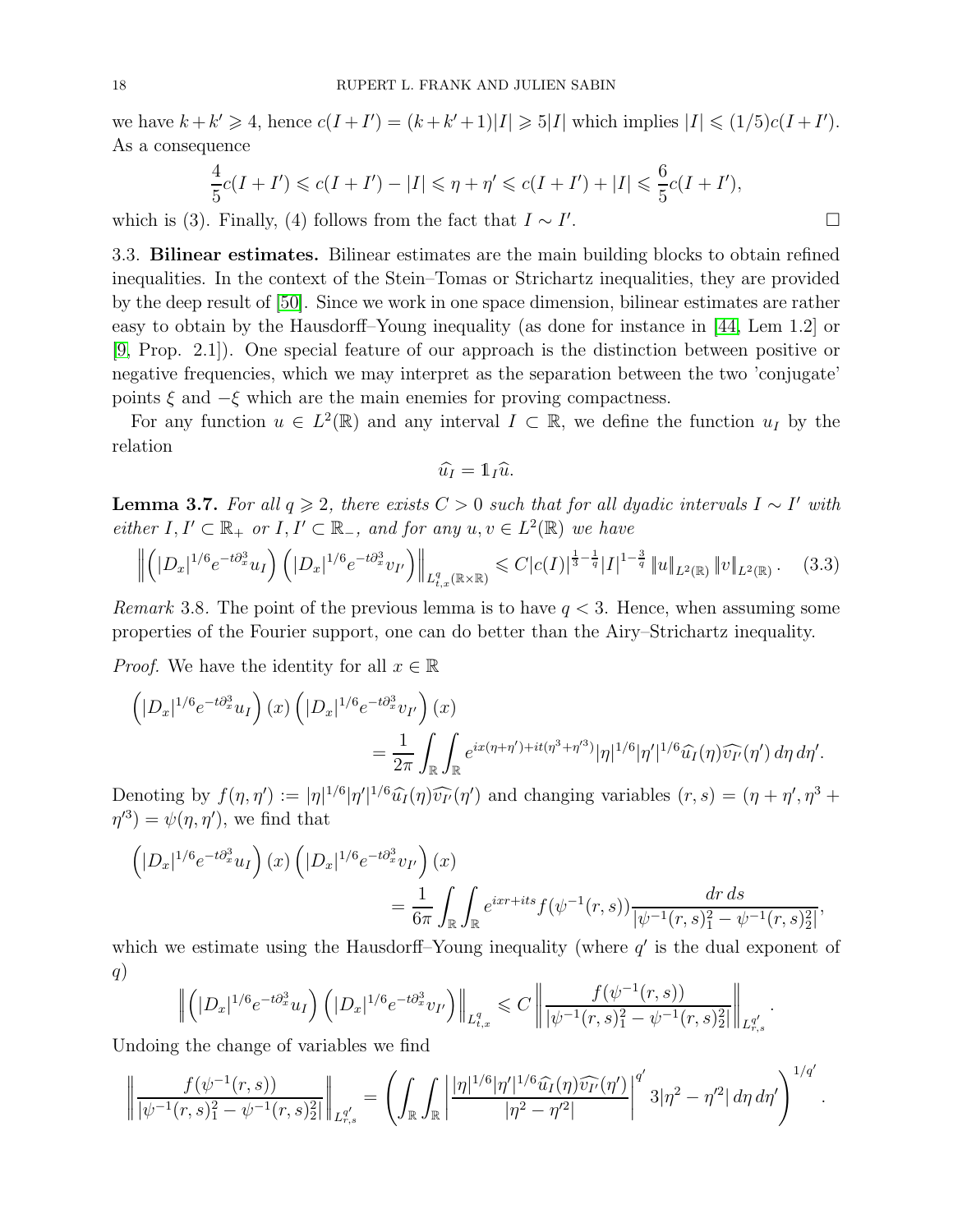we have $k+k' \geqslant 4$, hence $c(I+I') = (k+k'+1)|I| \geqslant 5|I|$ which implies $|I| \leqslant (1/5)c(I+I')$. As a consequence

$$\frac{4}{5}c(I+I') \leqslant c(I+I') - |I| \leqslant \eta + \eta' \leqslant c(I+I') + |I| \leqslant \frac{6}{5}c(I+I'),$$

which is (3). Finally, (4) follows from the fact that $I \sim I'$. □

### 3.3. Bilinear estimates.

Bilinear estimates are the main building blocks to obtain refined inequalities. In the context of the Stein–Tomas or Strichartz inequalities, they are provided by the deep result of [50]. Since we work in one space dimension, bilinear estimates are rather easy to obtain by the Hausdorff–Young inequality (as done for instance in [44, Lem 1.2] or [9, Prop. 2.1]). One special feature of our approach is the distinction between positive or negative frequencies, which we may interpret as the separation between the two 'conjugate' points $\xi$ and $-\xi$ which are the main enemies for proving compactness.

For any function $u \in L^2(\mathbb{R})$ and any interval $I \subset \mathbb{R}$, we define the function $u_I$ by the relation

$$\widehat{u_I} = \mathbb{1}_I \widehat{u}.$$

**Lemma 3.7.** *For all $q \geqslant 2$, there exists $C > 0$ such that for all dyadic intervals $I \sim I'$ with either $I, I' \subset \mathbb{R}_+$ or $I, I' \subset \mathbb{R}_-$, and for any $u, v \in L^2(\mathbb{R})$ we have*

$$\left\| \left( |D_x|^{1/6} e^{-t\partial_x^3} u_I \right) \left( |D_x|^{1/6} e^{-t\partial_x^3} v_{I'} \right) \right\|_{L^q_{t,x}(\mathbb{R}\times\mathbb{R})} \leqslant C |c(I)|^{\frac{1}{3}-\frac{1}{q}} |I|^{1-\frac{3}{q}} \|u\|_{L^2(\mathbb{R})} \|v\|_{L^2(\mathbb{R})}. \quad (3.3)$$

*Remark* 3.8. The point of the previous lemma is to have $q < 3$. Hence, when assuming some properties of the Fourier support, one can do better than the Airy–Strichartz inequality.

*Proof.* We have the identity for all $x \in \mathbb{R}$

$$\left( |D_x|^{1/6} e^{-t\partial_x^3} u_I \right)(x) \left( |D_x|^{1/6} e^{-t\partial_x^3} v_{I'} \right)(x) = \frac{1}{2\pi} \int_{\mathbb{R}} \int_{\mathbb{R}} e^{ix(\eta+\eta') + it(\eta^3+\eta'^3)} |\eta|^{1/6} |\eta'|^{1/6} \widehat{u_I}(\eta) \widehat{v_{I'}}(\eta')\, d\eta\, d\eta'.$$

Denoting by $f(\eta,\eta') := |\eta|^{1/6}|\eta'|^{1/6}\widehat{u_I}(\eta)\widehat{v_{I'}}(\eta')$ and changing variables $(r,s) = (\eta+\eta', \eta^3 + \eta'^3) = \psi(\eta,\eta')$, we find that

$$\left( |D_x|^{1/6} e^{-t\partial_x^3} u_I \right)(x) \left( |D_x|^{1/6} e^{-t\partial_x^3} v_{I'} \right)(x) = \frac{1}{6\pi} \int_{\mathbb{R}} \int_{\mathbb{R}} e^{ixr+its} f(\psi^{-1}(r,s)) \frac{dr\, ds}{|\psi^{-1}(r,s)_1^2 - \psi^{-1}(r,s)_2^2|},$$

which we estimate using the Hausdorff–Young inequality (where $q'$ is the dual exponent of $q$)

$$\left\| \left( |D_x|^{1/6} e^{-t\partial_x^3} u_I \right) \left( |D_x|^{1/6} e^{-t\partial_x^3} v_{I'} \right) \right\|_{L^q_{t,x}} \leqslant C \left\| \frac{f(\psi^{-1}(r,s))}{|\psi^{-1}(r,s)_1^2 - \psi^{-1}(r,s)_2^2|} \right\|_{L^{q'}_{r,s}}.$$

Undoing the change of variables we find

$$\left\| \frac{f(\psi^{-1}(r,s))}{|\psi^{-1}(r,s)_1^2 - \psi^{-1}(r,s)_2^2|} \right\|_{L^{q'}_{r,s}} = \left( \int_{\mathbb{R}} \int_{\mathbb{R}} \left| \frac{|\eta|^{1/6}|\eta'|^{1/6}\widehat{u_I}(\eta)\widehat{v_{I'}}(\eta')}{|\eta^2 - \eta'^2|} \right|^{q'} 3|\eta^2 - \eta'^2|\, d\eta\, d\eta' \right)^{1/q'}.$$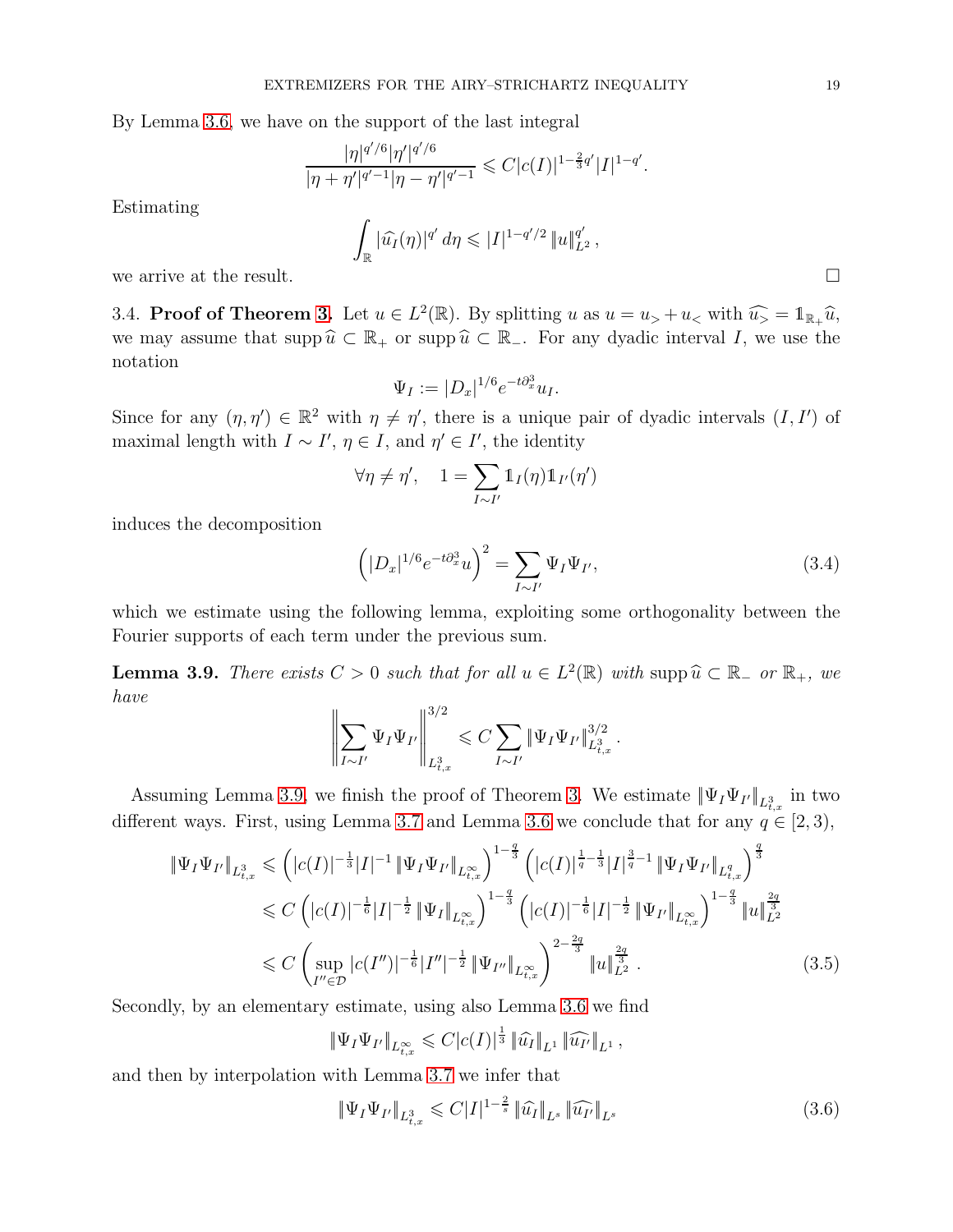By Lemma 3.6, we have on the support of the last integral

$$\frac{|\eta|^{q'/6}|\eta'|^{q'/6}}{|\eta+\eta'|^{q'-1}|\eta-\eta'|^{q'-1}} \leqslant C|c(I)|^{1-\frac{2}{3}q'}|I|^{1-q'}.$$

Estimating

$$\int_{\mathbb{R}} |\widehat{u_I}(\eta)|^{q'}\, d\eta \leqslant |I|^{1-q'/2}\, \|u\|_{L^2}^{q'},$$

we arrive at the result. □

3.4. **Proof of Theorem 3.** Let $u \in L^2(\mathbb{R})$. By splitting $u$ as $u = u_> + u_<$ with $\widehat{u_>} = \mathbb{1}_{\mathbb{R}_+}\widehat{u}$, we may assume that $\operatorname{supp}\widehat{u} \subset \mathbb{R}_+$ or $\operatorname{supp}\widehat{u} \subset \mathbb{R}_-$. For any dyadic interval $I$, we use the notation

$$\Psi_I := |D_x|^{1/6} e^{-t\partial_x^3} u_I.$$

Since for any $(\eta, \eta') \in \mathbb{R}^2$ with $\eta \neq \eta'$, there is a unique pair of dyadic intervals $(I, I')$ of maximal length with $I \sim I'$, $\eta \in I$, and $\eta' \in I'$, the identity

$$\forall \eta \neq \eta', \quad 1 = \sum_{I\sim I'} \mathbb{1}_I(\eta)\mathbb{1}_{I'}(\eta')$$

induces the decomposition

$$\left(|D_x|^{1/6} e^{-t\partial_x^3} u\right)^2 = \sum_{I\sim I'} \Psi_I \Psi_{I'}, \tag{3.4}$$

which we estimate using the following lemma, exploiting some orthogonality between the Fourier supports of each term under the previous sum.

**Lemma 3.9.** *There exists $C > 0$ such that for all $u \in L^2(\mathbb{R})$ with $\operatorname{supp}\widehat{u} \subset \mathbb{R}_-$ or $\mathbb{R}_+$, we have*

$$\left\| \sum_{I\sim I'} \Psi_I \Psi_{I'} \right\|_{L^3_{t,x}}^{3/2} \leqslant C \sum_{I\sim I'} \|\Psi_I \Psi_{I'}\|_{L^3_{t,x}}^{3/2}.$$

Assuming Lemma 3.9, we finish the proof of Theorem 3. We estimate $\|\Psi_I\Psi_{I'}\|_{L^3_{t,x}}$ in two different ways. First, using Lemma 3.7 and Lemma 3.6 we conclude that for any $q \in [2, 3)$,

$$\begin{aligned}
\|\Psi_I\Psi_{I'}\|_{L^3_{t,x}} &\leqslant \left(|c(I)|^{-\frac{1}{3}}|I|^{-1}\|\Psi_I\Psi_{I'}\|_{L^\infty_{t,x}}\right)^{1-\frac{q}{3}} \left(|c(I)|^{\frac{1}{q}-\frac{1}{3}}|I|^{\frac{3}{q}-1}\|\Psi_I\Psi_{I'}\|_{L^q_{t,x}}\right)^{\frac{q}{3}} \\
&\leqslant C\left(|c(I)|^{-\frac{1}{6}}|I|^{-\frac{1}{2}}\|\Psi_I\|_{L^\infty_{t,x}}\right)^{1-\frac{q}{3}} \left(|c(I)|^{-\frac{1}{6}}|I|^{-\frac{1}{2}}\|\Psi_{I'}\|_{L^\infty_{t,x}}\right)^{1-\frac{q}{3}} \|u\|_{L^2}^{\frac{2q}{3}} \\
&\leqslant C\left(\sup_{I''\in\mathcal{D}} |c(I'')|^{-\frac{1}{6}}|I''|^{-\frac{1}{2}}\|\Psi_{I''}\|_{L^\infty_{t,x}}\right)^{2-\frac{2q}{3}} \|u\|_{L^2}^{\frac{2q}{3}}.
\end{aligned} \tag{3.5}$$

Secondly, by an elementary estimate, using also Lemma 3.6 we find

$$\|\Psi_I\Psi_{I'}\|_{L^\infty_{t,x}} \leqslant C|c(I)|^{\frac{1}{3}}\|\widehat{u}_I\|_{L^1}\|\widehat{u_{I'}}\|_{L^1},$$

and then by interpolation with Lemma 3.7 we infer that

$$\|\Psi_I\Psi_{I'}\|_{L^3_{t,x}} \leqslant C|I|^{1-\frac{2}{s}}\|\widehat{u}_I\|_{L^s}\|\widehat{u_{I'}}\|_{L^s} \tag{3.6}$$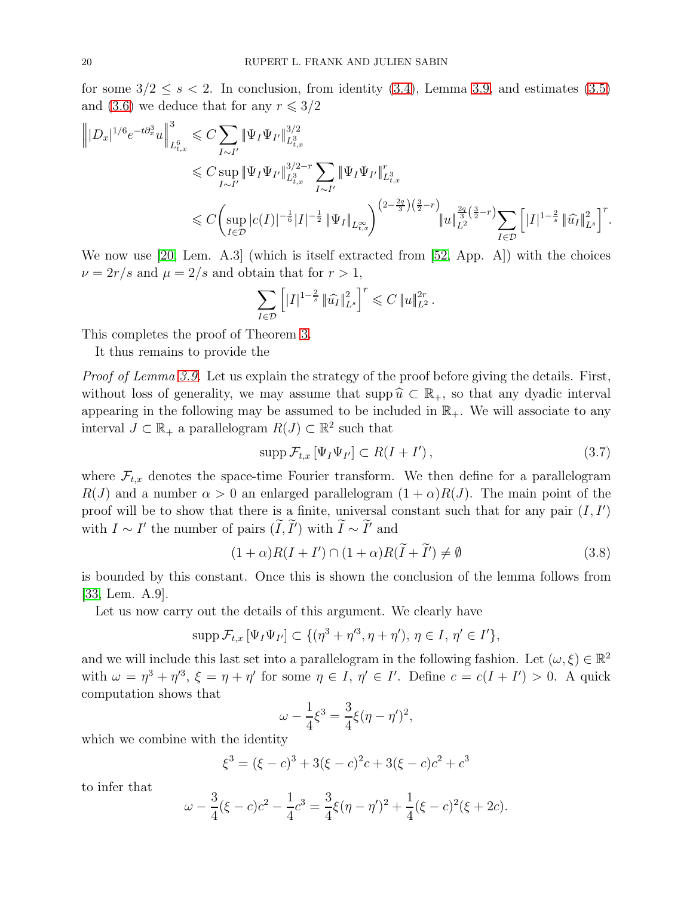for some $3/2 \leq s < 2$. In conclusion, from identity (3.4), Lemma 3.9, and estimates (3.5) and (3.6) we deduce that for any $r \leqslant 3/2$

$$
\begin{aligned}
\left\| |D_x|^{1/6} e^{-t\partial_x^3} u \right\|_{L^6_{t,x}}^3 &\leqslant C \sum_{I \sim I'} \| \Psi_I \Psi_{I'} \|_{L^3_{t,x}}^{3/2} \\
&\leqslant C \sup_{I \sim I'} \| \Psi_I \Psi_{I'} \|_{L^3_{t,x}}^{3/2 - r} \sum_{I \sim I'} \| \Psi_I \Psi_{I'} \|_{L^3_{t,x}}^{r} \\
&\leqslant C \bigg( \sup_{I \in \mathcal{D}} |c(I)|^{-\frac{1}{6}} |I|^{-\frac{1}{2}} \| \Psi_I \|_{L^\infty_{t,x}} \bigg)^{\left(2 - \frac{2q}{3}\right)\left(\frac{3}{2} - r\right)} \| u \|_{L^2}^{\frac{2q}{3}\left(\frac{3}{2} - r\right)} \sum_{I \in \mathcal{D}} \left[ |I|^{1 - \frac{2}{s}} \| \widehat{u}_I \|_{L^s}^2 \right]^r .
\end{aligned}
$$

We now use [20, Lem. A.3] (which is itself extracted from [52, App. A]) with the choices $\nu = 2r/s$ and $\mu = 2/s$ and obtain that for $r > 1$,

$$
\sum_{I \in \mathcal{D}} \left[ |I|^{1 - \frac{2}{s}} \| \widehat{u}_I \|_{L^s}^2 \right]^r \leqslant C \| u \|_{L^2}^{2r} .
$$

This completes the proof of Theorem 3.

It thus remains to provide the

*Proof of Lemma 3.9.* Let us explain the strategy of the proof before giving the details. First, without loss of generality, we may assume that $\operatorname{supp} \widehat{u} \subset \mathbb{R}_+$, so that any dyadic interval appearing in the following may be assumed to be included in $\mathbb{R}_+$. We will associate to any interval $J \subset \mathbb{R}_+$ a parallelogram $R(J) \subset \mathbb{R}^2$ such that

$$
\operatorname{supp} \mathcal{F}_{t,x} \left[ \Psi_I \Psi_{I'} \right] \subset R(I + I') , \tag{3.7}
$$

where $\mathcal{F}_{t,x}$ denotes the space-time Fourier transform. We then define for a parallelogram $R(J)$ and a number $\alpha > 0$ an enlarged parallelogram $(1+\alpha)R(J)$. The main point of the proof will be to show that there is a finite, universal constant such that for any pair $(I, I')$ with $I \sim I'$ the number of pairs $(\widetilde{I}, \widetilde{I}')$ with $\widetilde{I} \sim \widetilde{I}'$ and

$$
(1+\alpha)R(I + I') \cap (1+\alpha)R(\widetilde{I} + \widetilde{I}') \neq \emptyset \tag{3.8}
$$

is bounded by this constant. Once this is shown the conclusion of the lemma follows from [33, Lem. A.9].

Let us now carry out the details of this argument. We clearly have

$$
\operatorname{supp} \mathcal{F}_{t,x} \left[ \Psi_I \Psi_{I'} \right] \subset \{ (\eta^3 + \eta'^3, \eta + \eta'), \, \eta \in I, \, \eta' \in I' \},
$$

and we will include this last set into a parallelogram in the following fashion. Let $(\omega, \xi) \in \mathbb{R}^2$ with $\omega = \eta^3 + \eta'^3$, $\xi = \eta + \eta'$ for some $\eta \in I$, $\eta' \in I'$. Define $c = c(I + I') > 0$. A quick computation shows that

$$
\omega - \frac{1}{4}\xi^3 = \frac{3}{4}\xi(\eta - \eta')^2,
$$

which we combine with the identity

$$
\xi^3 = (\xi - c)^3 + 3(\xi - c)^2 c + 3(\xi - c)c^2 + c^3
$$

to infer that

$$
\omega - \frac{3}{4}(\xi - c)c^2 - \frac{1}{4}c^3 = \frac{3}{4}\xi(\eta - \eta')^2 + \frac{1}{4}(\xi - c)^2(\xi + 2c).
$$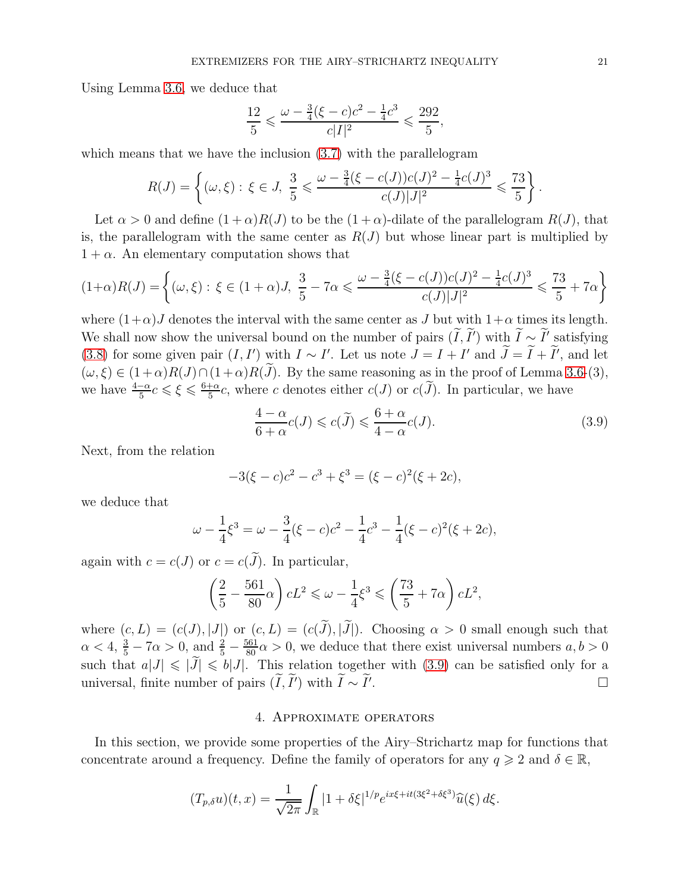Using Lemma 3.6, we deduce that

$$\frac{12}{5} \leqslant \frac{\omega - \frac{3}{4}(\xi - c)c^2 - \frac{1}{4}c^3}{c|I|^2} \leqslant \frac{292}{5},$$

which means that we have the inclusion (3.7) with the parallelogram

$$R(J) = \left\{ (\omega, \xi) : \xi \in J, \ \frac{3}{5} \leqslant \frac{\omega - \frac{3}{4}(\xi - c(J))c(J)^2 - \frac{1}{4}c(J)^3}{c(J)|J|^2} \leqslant \frac{73}{5} \right\}.$$

Let $\alpha > 0$ and define $(1+\alpha)R(J)$ to be the $(1+\alpha)$-dilate of the parallelogram $R(J)$, that is, the parallelogram with the same center as $R(J)$ but whose linear part is multiplied by $1+\alpha$. An elementary computation shows that

$$(1+\alpha)R(J) = \left\{ (\omega, \xi) : \xi \in (1+\alpha)J, \ \frac{3}{5} - 7\alpha \leqslant \frac{\omega - \frac{3}{4}(\xi - c(J))c(J)^2 - \frac{1}{4}c(J)^3}{c(J)|J|^2} \leqslant \frac{73}{5} + 7\alpha \right\}$$

where $(1+\alpha)J$ denotes the interval with the same center as $J$ but with $1+\alpha$ times its length. We shall now show the universal bound on the number of pairs $(\widetilde{I}, \widetilde{I}')$ with $\widetilde{I} \sim \widetilde{I}'$ satisfying (3.8) for some given pair $(I, I')$ with $I \sim I'$. Let us note $J = I + I'$ and $\widetilde{J} = \widetilde{I} + \widetilde{I}'$, and let $(\omega, \xi) \in (1+\alpha)R(J) \cap (1+\alpha)R(\widetilde{J})$. By the same reasoning as in the proof of Lemma 3.6-(3), we have $\frac{4-\alpha}{5}c \leqslant \xi \leqslant \frac{6+\alpha}{5}c$, where $c$ denotes either $c(J)$ or $c(\widetilde{J})$. In particular, we have

$$\frac{4-\alpha}{6+\alpha}c(J) \leqslant c(\widetilde{J}) \leqslant \frac{6+\alpha}{4-\alpha}c(J). \tag{3.9}$$

Next, from the relation

$$-3(\xi - c)c^2 - c^3 + \xi^3 = (\xi - c)^2(\xi + 2c),$$

we deduce that

$$\omega - \frac{1}{4}\xi^3 = \omega - \frac{3}{4}(\xi - c)c^2 - \frac{1}{4}c^3 - \frac{1}{4}(\xi - c)^2(\xi + 2c),$$

again with $c = c(J)$ or $c = c(\widetilde{J})$. In particular,

$$\left(\frac{2}{5} - \frac{561}{80}\alpha\right) cL^2 \leqslant \omega - \frac{1}{4}\xi^3 \leqslant \left(\frac{73}{5} + 7\alpha\right) cL^2,$$

where $(c, L) = (c(J), |J|)$ or $(c, L) = (c(\widetilde{J}), |\widetilde{J}|)$. Choosing $\alpha > 0$ small enough such that $\alpha < 4$, $\frac{3}{5} - 7\alpha > 0$, and $\frac{2}{5} - \frac{561}{80}\alpha > 0$, we deduce that there exist universal numbers $a, b > 0$ such that $a|J| \leqslant |\widetilde{J}| \leqslant b|J|$. This relation together with (3.9) can be satisfied only for a universal, finite number of pairs $(\widetilde{I}, \widetilde{I}')$ with $\widetilde{I} \sim \widetilde{I}'$. $\square$

## 4. Approximate operators

In this section, we provide some properties of the Airy–Strichartz map for functions that concentrate around a frequency. Define the family of operators for any $q \geqslant 2$ and $\delta \in \mathbb{R}$,

$$(T_{p,\delta}u)(t, x) = \frac{1}{\sqrt{2\pi}} \int_{\mathbb{R}} |1 + \delta\xi|^{1/p} e^{ix\xi + it(3\xi^2 + \delta\xi^3)} \widehat{u}(\xi)\, d\xi.$$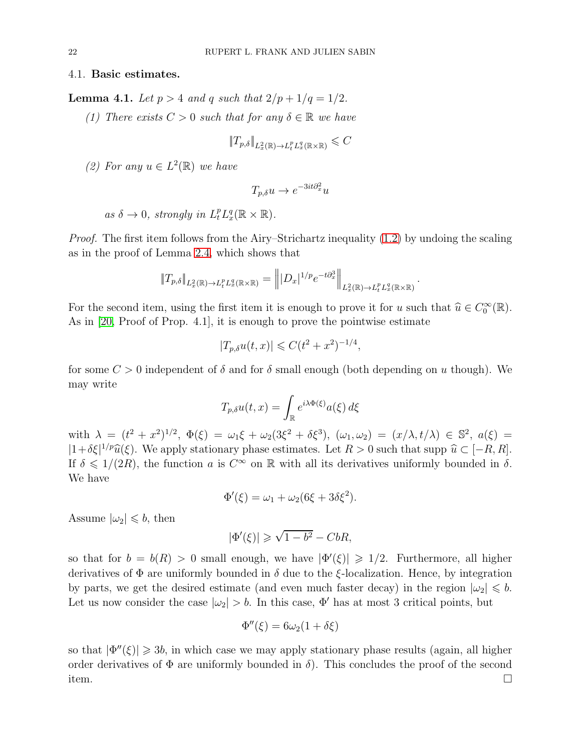### 4.1. **Basic estimates.**

**Lemma 4.1.** *Let $p > 4$ and $q$ such that $2/p + 1/q = 1/2$.*

*(1) There exists $C > 0$ such that for any $\delta \in \mathbb{R}$ we have*

$$\|T_{p,\delta}\|_{L^2_x(\mathbb{R}) \to L^p_t L^q_x(\mathbb{R}\times\mathbb{R})} \leqslant C$$

*(2) For any $u \in L^2(\mathbb{R})$ we have*

$$T_{p,\delta} u \to e^{-3it\partial_x^2} u$$

*as $\delta \to 0$, strongly in $L^p_t L^q_x(\mathbb{R}\times\mathbb{R})$.*

*Proof.* The first item follows from the Airy–Strichartz inequality (1.2) by undoing the scaling as in the proof of Lemma 2.4, which shows that

$$\|T_{p,\delta}\|_{L^2_x(\mathbb{R}) \to L^p_t L^q_x(\mathbb{R}\times\mathbb{R})} = \left\| |D_x|^{1/p} e^{-t\partial_x^3} \right\|_{L^2_x(\mathbb{R}) \to L^p_t L^q_x(\mathbb{R}\times\mathbb{R})}.$$

For the second item, using the first item it is enough to prove it for $u$ such that $\widehat{u} \in C_0^\infty(\mathbb{R})$. As in [20, Proof of Prop. 4.1], it is enough to prove the pointwise estimate

$$|T_{p,\delta} u(t,x)| \leqslant C(t^2 + x^2)^{-1/4},$$

for some $C > 0$ independent of $\delta$ and for $\delta$ small enough (both depending on $u$ though). We may write

$$T_{p,\delta} u(t,x) = \int_{\mathbb{R}} e^{i\lambda\Phi(\xi)} a(\xi)\, d\xi$$

with $\lambda = (t^2+x^2)^{1/2}$, $\Phi(\xi) = \omega_1 \xi + \omega_2(3\xi^2 + \delta\xi^3)$, $(\omega_1, \omega_2) = (x/\lambda, t/\lambda) \in \mathbb{S}^2$, $a(\xi) = |1+\delta\xi|^{1/p}\widehat{u}(\xi)$. We apply stationary phase estimates. Let $R > 0$ such that supp $\widehat{u} \subset [-R, R]$. If $\delta \leqslant 1/(2R)$, the function $a$ is $C^\infty$ on $\mathbb{R}$ with all its derivatives uniformly bounded in $\delta$. We have

$$\Phi'(\xi) = \omega_1 + \omega_2(6\xi + 3\delta\xi^2).$$

Assume $|\omega_2| \leqslant b$, then

$$|\Phi'(\xi)| \geqslant \sqrt{1-b^2} - CbR,$$

so that for $b = b(R) > 0$ small enough, we have $|\Phi'(\xi)| \geqslant 1/2$. Furthermore, all higher derivatives of $\Phi$ are uniformly bounded in $\delta$ due to the $\xi$-localization. Hence, by integration by parts, we get the desired estimate (and even much faster decay) in the region $|\omega_2| \leqslant b$. Let us now consider the case $|\omega_2| > b$. In this case, $\Phi'$ has at most 3 critical points, but

$$\Phi''(\xi) = 6\omega_2(1 + \delta\xi)$$

so that $|\Phi''(\xi)| \geqslant 3b$, in which case we may apply stationary phase results (again, all higher order derivatives of $\Phi$ are uniformly bounded in $\delta$). This concludes the proof of the second item. $\square$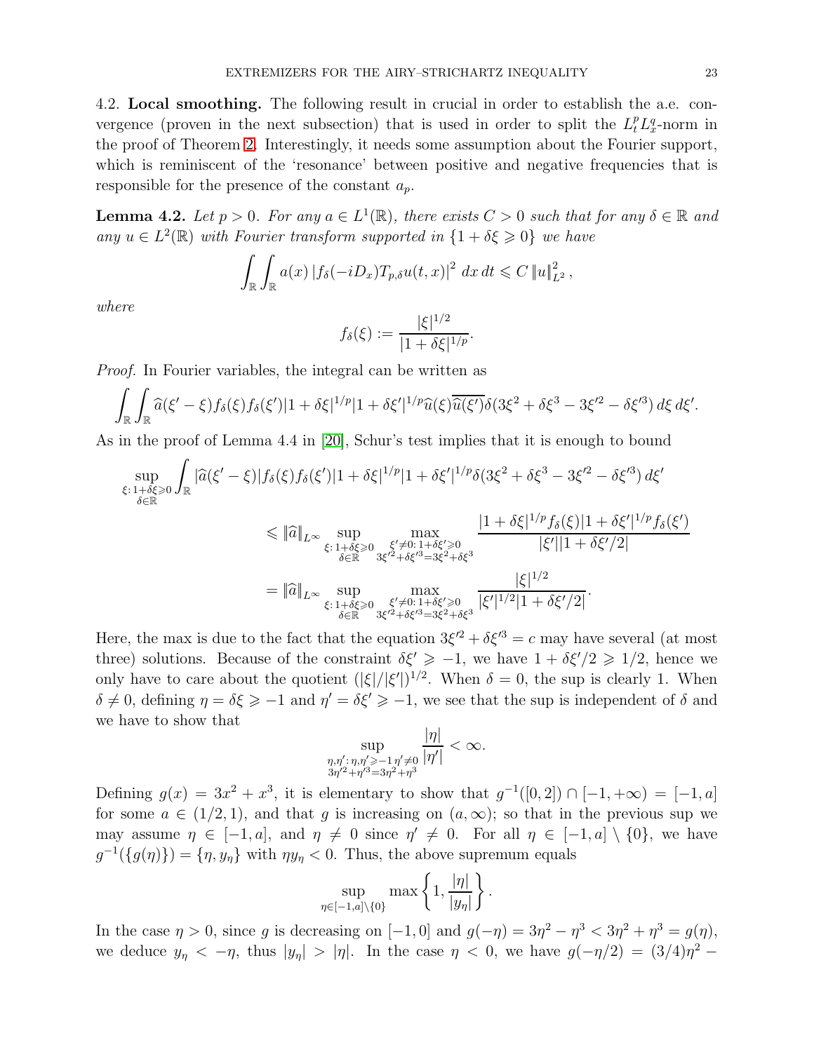4.2. **Local smoothing.** The following result in crucial in order to establish the a.e. convergence (proven in the next subsection) that is used in order to split the $L^p_tL^q_x$-norm in the proof of Theorem 2. Interestingly, it needs some assumption about the Fourier support, which is reminiscent of the 'resonance' between positive and negative frequencies that is responsible for the presence of the constant $a_p$.

**Lemma 4.2.** *Let $p > 0$. For any $a \in L^1(\mathbb{R})$, there exists $C > 0$ such that for any $\delta \in \mathbb{R}$ and any $u \in L^2(\mathbb{R})$ with Fourier transform supported in $\{1 + \delta\xi \geqslant 0\}$ we have*

$$\int_{\mathbb{R}}\int_{\mathbb{R}} a(x)\left|f_\delta(-iD_x)T_{p,\delta}u(t,x)\right|^2\,dx\,dt \leqslant C\,\|u\|^2_{L^2},$$

*where*

$$f_\delta(\xi) := \frac{|\xi|^{1/2}}{|1+\delta\xi|^{1/p}}.$$

*Proof.* In Fourier variables, the integral can be written as

$$\int_{\mathbb{R}}\int_{\mathbb{R}} \widehat{a}(\xi'-\xi)f_\delta(\xi)f_\delta(\xi')|1+\delta\xi|^{1/p}|1+\delta\xi'|^{1/p}\widehat{u}(\xi)\overline{\widehat{u}(\xi')}\delta(3\xi^2+\delta\xi^3-3\xi'^2-\delta\xi'^3)\,d\xi\,d\xi'.$$

As in the proof of Lemma 4.4 in [20], Schur's test implies that it is enough to bound

$$\begin{aligned}
\sup_{\substack{\xi:\,1+\delta\xi\geqslant 0\\ \delta\in\mathbb{R}}}\int_{\mathbb{R}} &|\widehat{a}(\xi'-\xi)|f_\delta(\xi)f_\delta(\xi')|1+\delta\xi|^{1/p}|1+\delta\xi'|^{1/p}\delta(3\xi^2+\delta\xi^3-3\xi'^2-\delta\xi'^3)\,d\xi' \\
&\leqslant \|\widehat{a}\|_{L^\infty}\sup_{\substack{\xi:\,1+\delta\xi\geqslant 0\\ \delta\in\mathbb{R}}}\max_{\substack{\xi'\neq 0:\,1+\delta\xi'\geqslant 0\\ 3\xi'^2+\delta\xi'^3=3\xi^2+\delta\xi^3}}\frac{|1+\delta\xi|^{1/p}f_\delta(\xi)|1+\delta\xi'|^{1/p}f_\delta(\xi')}{|\xi'||1+\delta\xi'/2|} \\
&= \|\widehat{a}\|_{L^\infty}\sup_{\substack{\xi:\,1+\delta\xi\geqslant 0\\ \delta\in\mathbb{R}}}\max_{\substack{\xi'\neq 0:\,1+\delta\xi'\geqslant 0\\ 3\xi'^2+\delta\xi'^3=3\xi^2+\delta\xi^3}}\frac{|\xi|^{1/2}}{|\xi'|^{1/2}|1+\delta\xi'/2|}.
\end{aligned}$$

Here, the max is due to the fact that the equation $3\xi'^2+\delta\xi'^3 = c$ may have several (at most three) solutions. Because of the constraint $\delta\xi' \geqslant -1$, we have $1+\delta\xi'/2 \geqslant 1/2$, hence we only have to care about the quotient $(|\xi|/|\xi'|)^{1/2}$. When $\delta = 0$, the sup is clearly 1. When $\delta \neq 0$, defining $\eta = \delta\xi \geqslant -1$ and $\eta' = \delta\xi' \geqslant -1$, we see that the sup is independent of $\delta$ and we have to show that

$$\sup_{\substack{\eta,\eta':\,\eta,\eta'\geqslant -1\,\eta'\neq 0\\ 3\eta'^2+\eta'^3=3\eta^2+\eta^3}}\frac{|\eta|}{|\eta'|} < \infty.$$

Defining $g(x) = 3x^2 + x^3$, it is elementary to show that $g^{-1}([0,2]) \cap [-1,+\infty) = [-1,a]$ for some $a \in (1/2,1)$, and that $g$ is increasing on $(a,\infty)$; so that in the previous sup we may assume $\eta \in [-1,a]$, and $\eta \neq 0$ since $\eta' \neq 0$. For all $\eta \in [-1,a]\setminus\{0\}$, we have $g^{-1}(\{g(\eta)\}) = \{\eta, y_\eta\}$ with $\eta y_\eta < 0$. Thus, the above supremum equals

$$\sup_{\eta\in[-1,a]\setminus\{0\}}\max\left\{1,\frac{|\eta|}{|y_\eta|}\right\}.$$

In the case $\eta > 0$, since $g$ is decreasing on $[-1,0]$ and $g(-\eta) = 3\eta^2 - \eta^3 < 3\eta^2 + \eta^3 = g(\eta)$, we deduce $y_\eta < -\eta$, thus $|y_\eta| > |\eta|$. In the case $\eta < 0$, we have $g(-\eta/2) = (3/4)\eta^2 -$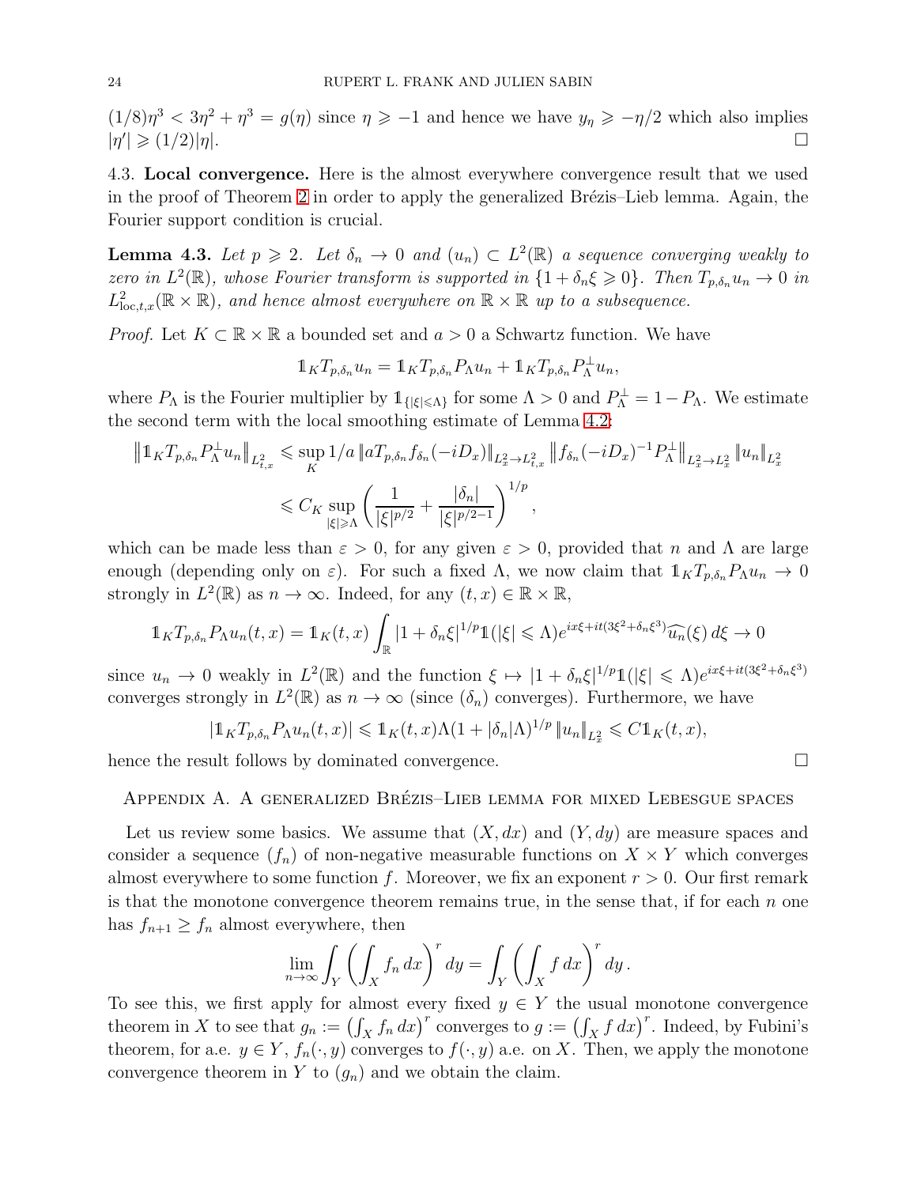$(1/8)\eta^3 < 3\eta^2 + \eta^3 = g(\eta)$ since $\eta \geqslant -1$ and hence we have $y_\eta \geqslant -\eta/2$ which also implies $|\eta'| \geqslant (1/2)|\eta|$. $\square$

### 4.3. **Local convergence.**

Here is the almost everywhere convergence result that we used in the proof of Theorem 2 in order to apply the generalized Brézis–Lieb lemma. Again, the Fourier support condition is crucial.

**Lemma 4.3.** *Let $p \geqslant 2$. Let $\delta_n \to 0$ and $(u_n) \subset L^2(\mathbb{R})$ a sequence converging weakly to zero in $L^2(\mathbb{R})$, whose Fourier transform is supported in $\{1 + \delta_n\xi \geqslant 0\}$. Then $T_{p,\delta_n}u_n \to 0$ in $L^2_{\mathrm{loc},t,x}(\mathbb{R}\times\mathbb{R})$, and hence almost everywhere on $\mathbb{R}\times\mathbb{R}$ up to a subsequence.*

*Proof.* Let $K \subset \mathbb{R}\times\mathbb{R}$ a bounded set and $a > 0$ a Schwartz function. We have

$$\mathbb{1}_K T_{p,\delta_n} u_n = \mathbb{1}_K T_{p,\delta_n} P_\Lambda u_n + \mathbb{1}_K T_{p,\delta_n} P_\Lambda^\perp u_n,$$

where $P_\Lambda$ is the Fourier multiplier by $\mathbb{1}_{\{|\xi|\leqslant\Lambda\}}$ for some $\Lambda > 0$ and $P_\Lambda^\perp = 1 - P_\Lambda$. We estimate the second term with the local smoothing estimate of Lemma 4.2:

$$\begin{aligned}
\left\|\mathbb{1}_K T_{p,\delta_n} P_\Lambda^\perp u_n\right\|_{L^2_{t,x}} &\leqslant \sup_K 1/a \left\|a T_{p,\delta_n} f_{\delta_n}(-iD_x)\right\|_{L^2_x\to L^2_{t,x}} \left\|f_{\delta_n}(-iD_x)^{-1} P_\Lambda^\perp\right\|_{L^2_x\to L^2_x} \|u_n\|_{L^2_x} \\
&\leqslant C_K \sup_{|\xi|\geqslant\Lambda} \left(\frac{1}{|\xi|^{p/2}} + \frac{|\delta_n|}{|\xi|^{p/2-1}}\right)^{1/p},
\end{aligned}$$

which can be made less than $\varepsilon > 0$, for any given $\varepsilon > 0$, provided that $n$ and $\Lambda$ are large enough (depending only on $\varepsilon$). For such a fixed $\Lambda$, we now claim that $\mathbb{1}_K T_{p,\delta_n} P_\Lambda u_n \to 0$ strongly in $L^2(\mathbb{R})$ as $n \to \infty$. Indeed, for any $(t,x) \in \mathbb{R}\times\mathbb{R}$,

$$\mathbb{1}_K T_{p,\delta_n} P_\Lambda u_n(t,x) = \mathbb{1}_K(t,x) \int_{\mathbb{R}} |1+\delta_n\xi|^{1/p} \mathbb{1}(|\xi|\leqslant\Lambda) e^{ix\xi + it(3\xi^2+\delta_n\xi^3)} \widehat{u_n}(\xi)\, d\xi \to 0$$

since $u_n \to 0$ weakly in $L^2(\mathbb{R})$ and the function $\xi \mapsto |1+\delta_n\xi|^{1/p}\mathbb{1}(|\xi|\leqslant\Lambda)e^{ix\xi+it(3\xi^2+\delta_n\xi^3)}$ converges strongly in $L^2(\mathbb{R})$ as $n\to\infty$ (since $(\delta_n)$ converges). Furthermore, we have

$$|\mathbb{1}_K T_{p,\delta_n} P_\Lambda u_n(t,x)| \leqslant \mathbb{1}_K(t,x)\Lambda(1+|\delta_n|\Lambda)^{1/p}\|u_n\|_{L^2_x} \leqslant C\mathbb{1}_K(t,x),$$

hence the result follows by dominated convergence. $\square$

## Appendix A. A generalized Brézis–Lieb lemma for mixed Lebesgue spaces

Let us review some basics. We assume that $(X, dx)$ and $(Y, dy)$ are measure spaces and consider a sequence $(f_n)$ of non-negative measurable functions on $X \times Y$ which converges almost everywhere to some function $f$. Moreover, we fix an exponent $r > 0$. Our first remark is that the monotone convergence theorem remains true, in the sense that, if for each $n$ one has $f_{n+1} \geq f_n$ almost everywhere, then

$$\lim_{n\to\infty} \int_Y \left(\int_X f_n\, dx\right)^r dy = \int_Y \left(\int_X f\, dx\right)^r dy\,.$$

To see this, we first apply for almost every fixed $y \in Y$ the usual monotone convergence theorem in $X$ to see that $g_n := \left(\int_X f_n\, dx\right)^r$ converges to $g := \left(\int_X f\, dx\right)^r$. Indeed, by Fubini's theorem, for a.e. $y \in Y$, $f_n(\cdot, y)$ converges to $f(\cdot, y)$ a.e. on $X$. Then, we apply the monotone convergence theorem in $Y$ to $(g_n)$ and we obtain the claim.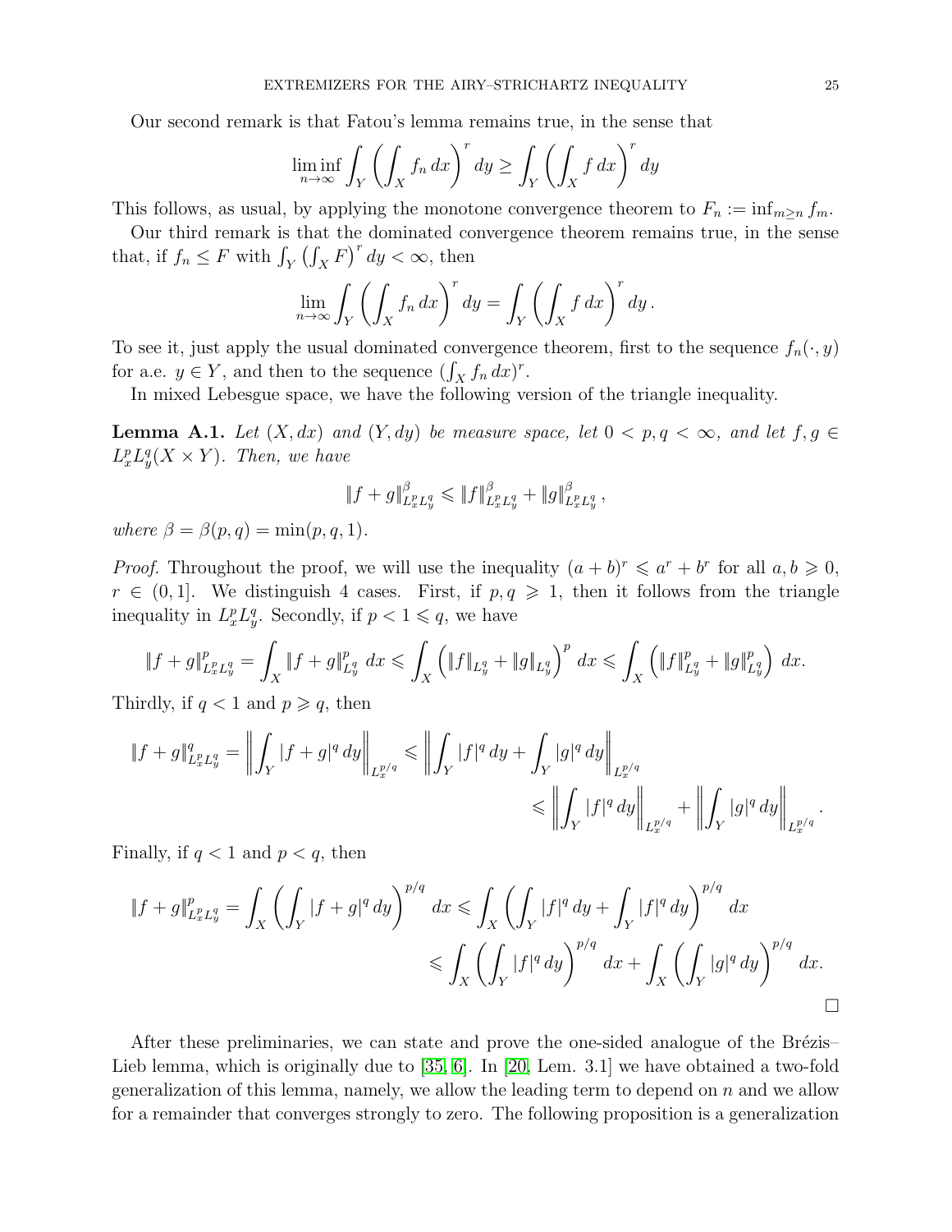Our second remark is that Fatou's lemma remains true, in the sense that

$$\liminf_{n\to\infty} \int_Y \left( \int_X f_n \, dx \right)^r dy \geq \int_Y \left( \int_X f \, dx \right)^r dy$$

This follows, as usual, by applying the monotone convergence theorem to $F_n := \inf_{m\geq n} f_m$.

Our third remark is that the dominated convergence theorem remains true, in the sense that, if $f_n \leq F$ with $\int_Y \left( \int_X F \right)^r dy < \infty$, then

$$\lim_{n\to\infty} \int_Y \left( \int_X f_n \, dx \right)^r dy = \int_Y \left( \int_X f \, dx \right)^r dy \, .$$

To see it, just apply the usual dominated convergence theorem, first to the sequence $f_n(\cdot, y)$ for a.e. $y \in Y$, and then to the sequence $(\int_X f_n \, dx)^r$.

In mixed Lebesgue space, we have the following version of the triangle inequality.

**Lemma A.1.** *Let $(X, dx)$ and $(Y, dy)$ be measure space, let $0 < p, q < \infty$, and let $f, g \in L^p_x L^q_y(X \times Y)$. Then, we have*

$$\|f + g\|^\beta_{L^p_x L^q_y} \leqslant \|f\|^\beta_{L^p_x L^q_y} + \|g\|^\beta_{L^p_x L^q_y} \, ,$$

*where $\beta = \beta(p, q) = \min(p, q, 1)$.*

*Proof.* Throughout the proof, we will use the inequality $(a + b)^r \leqslant a^r + b^r$ for all $a, b \geqslant 0$, $r \in (0, 1]$. We distinguish 4 cases. First, if $p, q \geqslant 1$, then it follows from the triangle inequality in $L^p_x L^q_y$. Secondly, if $p < 1 \leqslant q$, we have

$$\|f + g\|^p_{L^p_x L^q_y} = \int_X \|f + g\|^p_{L^q_y} \, dx \leqslant \int_X \left( \|f\|_{L^q_y} + \|g\|_{L^q_y} \right)^p dx \leqslant \int_X \left( \|f\|^p_{L^q_y} + \|g\|^p_{L^q_y} \right) dx.$$

Thirdly, if $q < 1$ and $p \geqslant q$, then

$$\begin{aligned} \|f + g\|^q_{L^p_x L^q_y} = \left\| \int_Y |f + g|^q \, dy \right\|_{L^{p/q}_x} &\leqslant \left\| \int_Y |f|^q \, dy + \int_Y |g|^q \, dy \right\|_{L^{p/q}_x} \\ &\leqslant \left\| \int_Y |f|^q \, dy \right\|_{L^{p/q}_x} + \left\| \int_Y |g|^q \, dy \right\|_{L^{p/q}_x} . \end{aligned}$$

Finally, if $q < 1$ and $p < q$, then

$$\begin{aligned} \|f + g\|^p_{L^p_x L^q_y} = \int_X \left( \int_Y |f + g|^q \, dy \right)^{p/q} dx &\leqslant \int_X \left( \int_Y |f|^q \, dy + \int_Y |f|^q \, dy \right)^{p/q} dx \\ &\leqslant \int_X \left( \int_Y |f|^q \, dy \right)^{p/q} dx + \int_X \left( \int_Y |g|^q \, dy \right)^{p/q} dx. \end{aligned}$$

□

After these preliminaries, we can state and prove the one-sided analogue of the Brézis–Lieb lemma, which is originally due to [35, 6]. In [20, Lem. 3.1] we have obtained a two-fold generalization of this lemma, namely, we allow the leading term to depend on $n$ and we allow for a remainder that converges strongly to zero. The following proposition is a generalization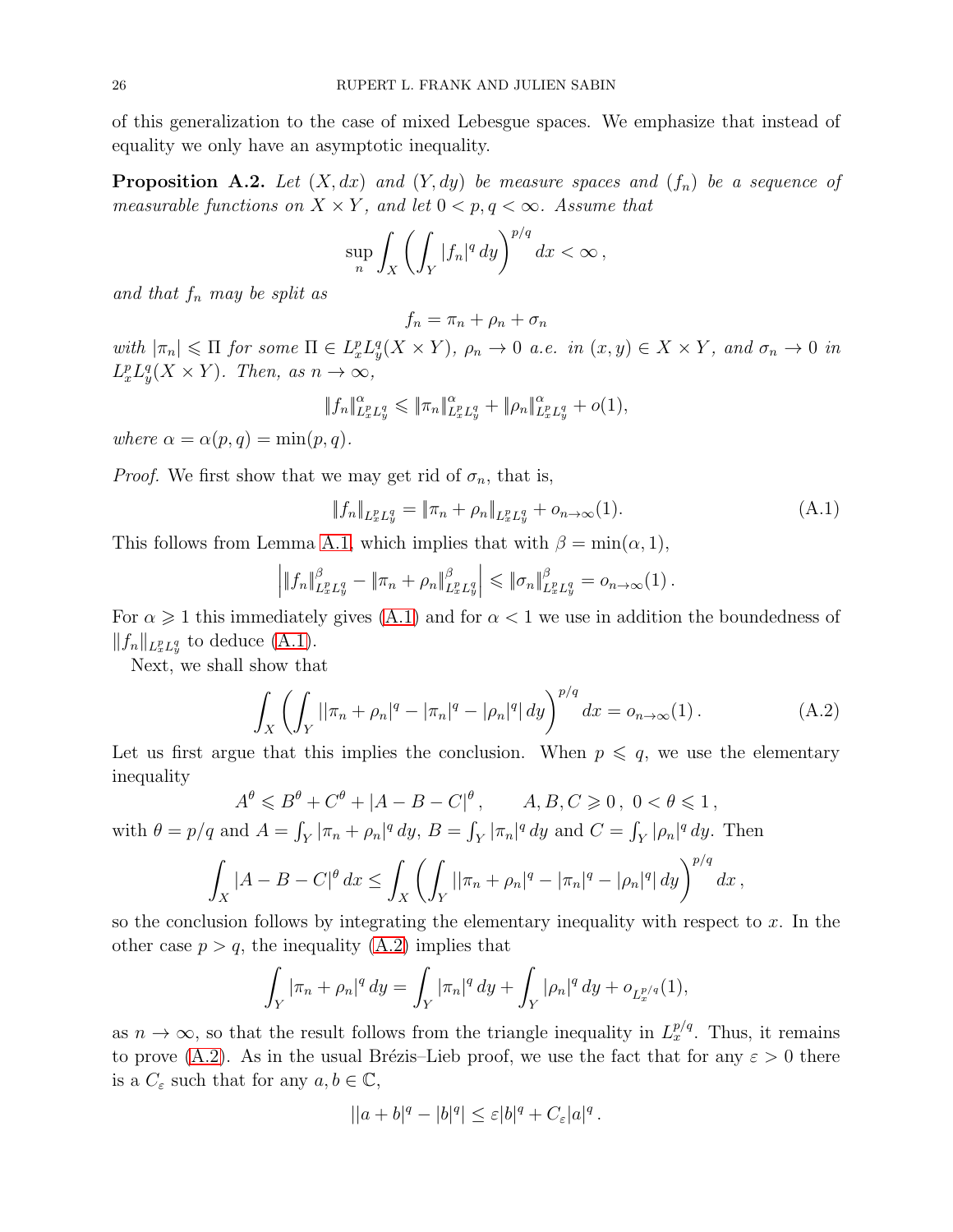of this generalization to the case of mixed Lebesgue spaces. We emphasize that instead of equality we only have an asymptotic inequality.

**Proposition A.2.** *Let $(X, dx)$ and $(Y, dy)$ be measure spaces and $(f_n)$ be a sequence of measurable functions on $X \times Y$, and let $0 < p, q < \infty$. Assume that*

$$\sup_n \int_X \left( \int_Y |f_n|^q \, dy \right)^{p/q} dx < \infty \,,$$

*and that $f_n$ may be split as*

$$f_n = \pi_n + \rho_n + \sigma_n$$

*with $|\pi_n| \leqslant \Pi$ for some $\Pi \in L^p_x L^q_y(X \times Y)$, $\rho_n \to 0$ a.e. in $(x, y) \in X \times Y$, and $\sigma_n \to 0$ in $L^p_x L^q_y(X \times Y)$. Then, as $n \to \infty$,*

$$\|f_n\|^\alpha_{L^p_x L^q_y} \leqslant \|\pi_n\|^\alpha_{L^p_x L^q_y} + \|\rho_n\|^\alpha_{L^p_x L^q_y} + o(1),$$

*where $\alpha = \alpha(p, q) = \min(p, q)$.*

*Proof.* We first show that we may get rid of $\sigma_n$, that is,

$$\|f_n\|_{L^p_x L^q_y} = \|\pi_n + \rho_n\|_{L^p_x L^q_y} + o_{n\to\infty}(1). \tag{A.1}$$

This follows from Lemma A.1, which implies that with $\beta = \min(\alpha, 1)$,

$$\left| \|f_n\|^\beta_{L^p_x L^q_y} - \|\pi_n + \rho_n\|^\beta_{L^p_x L^q_y} \right| \leqslant \|\sigma_n\|^\beta_{L^p_x L^q_y} = o_{n\to\infty}(1) \,.$$

For $\alpha \geqslant 1$ this immediately gives (A.1) and for $\alpha < 1$ we use in addition the boundedness of $\|f_n\|_{L^p_x L^q_y}$ to deduce (A.1).

Next, we shall show that

$$\int_X \left( \int_Y \big| |\pi_n + \rho_n|^q - |\pi_n|^q - |\rho_n|^q \big| \, dy \right)^{p/q} dx = o_{n\to\infty}(1) \,. \tag{A.2}$$

Let us first argue that this implies the conclusion. When $p \leqslant q$, we use the elementary inequality

$$A^\theta \leqslant B^\theta + C^\theta + |A - B - C|^\theta \,, \qquad A, B, C \geqslant 0 \,, \ 0 < \theta \leqslant 1 \,,$$

with $\theta = p/q$ and $A = \int_Y |\pi_n + \rho_n|^q \, dy$, $B = \int_Y |\pi_n|^q \, dy$ and $C = \int_Y |\rho_n|^q \, dy$. Then

$$\int_X |A - B - C|^\theta \, dx \le \int_X \left( \int_Y \big| |\pi_n + \rho_n|^q - |\pi_n|^q - |\rho_n|^q \big| \, dy \right)^{p/q} dx \,,$$

so the conclusion follows by integrating the elementary inequality with respect to $x$. In the other case $p > q$, the inequality (A.2) implies that

$$\int_Y |\pi_n + \rho_n|^q \, dy = \int_Y |\pi_n|^q \, dy + \int_Y |\rho_n|^q \, dy + o_{L^{p/q}_x}(1),$$

as $n \to \infty$, so that the result follows from the triangle inequality in $L^{p/q}_x$. Thus, it remains to prove (A.2). As in the usual Brézis–Lieb proof, we use the fact that for any $\varepsilon > 0$ there is a $C_\varepsilon$ such that for any $a, b \in \mathbb{C}$,

$$\big| |a + b|^q - |b|^q \big| \le \varepsilon |b|^q + C_\varepsilon |a|^q \,.$$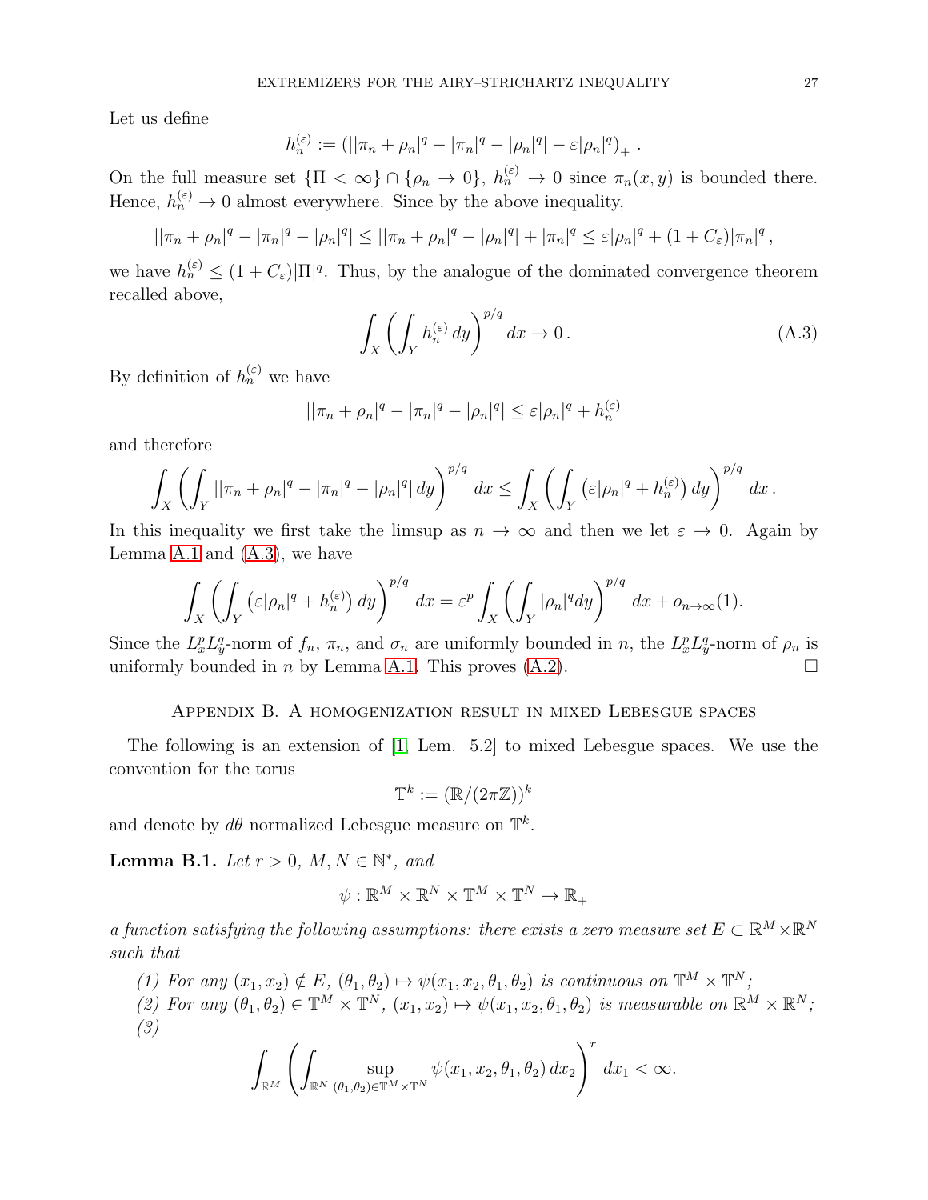Let us define

$$h_n^{(\varepsilon)} := \left(\left||\pi_n + \rho_n|^q - |\pi_n|^q - |\rho_n|^q\right| - \varepsilon|\rho_n|^q\right)_+ .$$

On the full measure set $\{\Pi < \infty\} \cap \{\rho_n \to 0\}$, $h_n^{(\varepsilon)} \to 0$ since $\pi_n(x,y)$ is bounded there. Hence, $h_n^{(\varepsilon)} \to 0$ almost everywhere. Since by the above inequality,

$$\left||\pi_n + \rho_n|^q - |\pi_n|^q - |\rho_n|^q\right| \le \left||\pi_n + \rho_n|^q - |\rho_n|^q\right| + |\pi_n|^q \le \varepsilon|\rho_n|^q + (1 + C_\varepsilon)|\pi_n|^q ,$$

we have $h_n^{(\varepsilon)} \le (1 + C_\varepsilon)|\Pi|^q$. Thus, by the analogue of the dominated convergence theorem recalled above,

$$\int_X \left(\int_Y h_n^{(\varepsilon)}\, dy\right)^{p/q} dx \to 0 . \tag{A.3}$$

By definition of $h_n^{(\varepsilon)}$ we have

$$\left||\pi_n + \rho_n|^q - |\pi_n|^q - |\rho_n|^q\right| \le \varepsilon|\rho_n|^q + h_n^{(\varepsilon)}$$

and therefore

$$\int_X \left(\int_Y \left||\pi_n + \rho_n|^q - |\pi_n|^q - |\rho_n|^q\right| dy\right)^{p/q} dx \le \int_X \left(\int_Y \left(\varepsilon|\rho_n|^q + h_n^{(\varepsilon)}\right) dy\right)^{p/q} dx .$$

In this inequality we first take the limsup as $n \to \infty$ and then we let $\varepsilon \to 0$. Again by Lemma A.1 and (A.3), we have

$$\int_X \left(\int_Y \left(\varepsilon|\rho_n|^q + h_n^{(\varepsilon)}\right) dy\right)^{p/q} dx = \varepsilon^p \int_X \left(\int_Y |\rho_n|^q dy\right)^{p/q} dx + o_{n\to\infty}(1).$$

Since the $L_x^p L_y^q$-norm of $f_n$, $\pi_n$, and $\sigma_n$ are uniformly bounded in $n$, the $L_x^p L_y^q$-norm of $\rho_n$ is uniformly bounded in $n$ by Lemma A.1. This proves (A.2). $\square$

## Appendix B. A homogenization result in mixed Lebesgue spaces

The following is an extension of [1, Lem. 5.2] to mixed Lebesgue spaces. We use the convention for the torus

$$\mathbb{T}^k := (\mathbb{R}/(2\pi\mathbb{Z}))^k$$

and denote by $d\theta$ normalized Lebesgue measure on $\mathbb{T}^k$.

**Lemma B.1.** *Let $r > 0$, $M, N \in \mathbb{N}^*$, and*

$$\psi : \mathbb{R}^M \times \mathbb{R}^N \times \mathbb{T}^M \times \mathbb{T}^N \to \mathbb{R}_+$$

*a function satisfying the following assumptions: there exists a zero measure set $E \subset \mathbb{R}^M \times \mathbb{R}^N$ such that*

*(1) For any $(x_1, x_2) \notin E$, $(\theta_1, \theta_2) \mapsto \psi(x_1, x_2, \theta_1, \theta_2)$ is continuous on $\mathbb{T}^M \times \mathbb{T}^N$;*
*(2) For any $(\theta_1, \theta_2) \in \mathbb{T}^M \times \mathbb{T}^N$, $(x_1, x_2) \mapsto \psi(x_1, x_2, \theta_1, \theta_2)$ is measurable on $\mathbb{R}^M \times \mathbb{R}^N$;*
*(3)*

$$\int_{\mathbb{R}^M} \left(\int_{\mathbb{R}^N} \sup_{(\theta_1,\theta_2)\in\mathbb{T}^M\times\mathbb{T}^N} \psi(x_1, x_2, \theta_1, \theta_2)\, dx_2\right)^r dx_1 < \infty.$$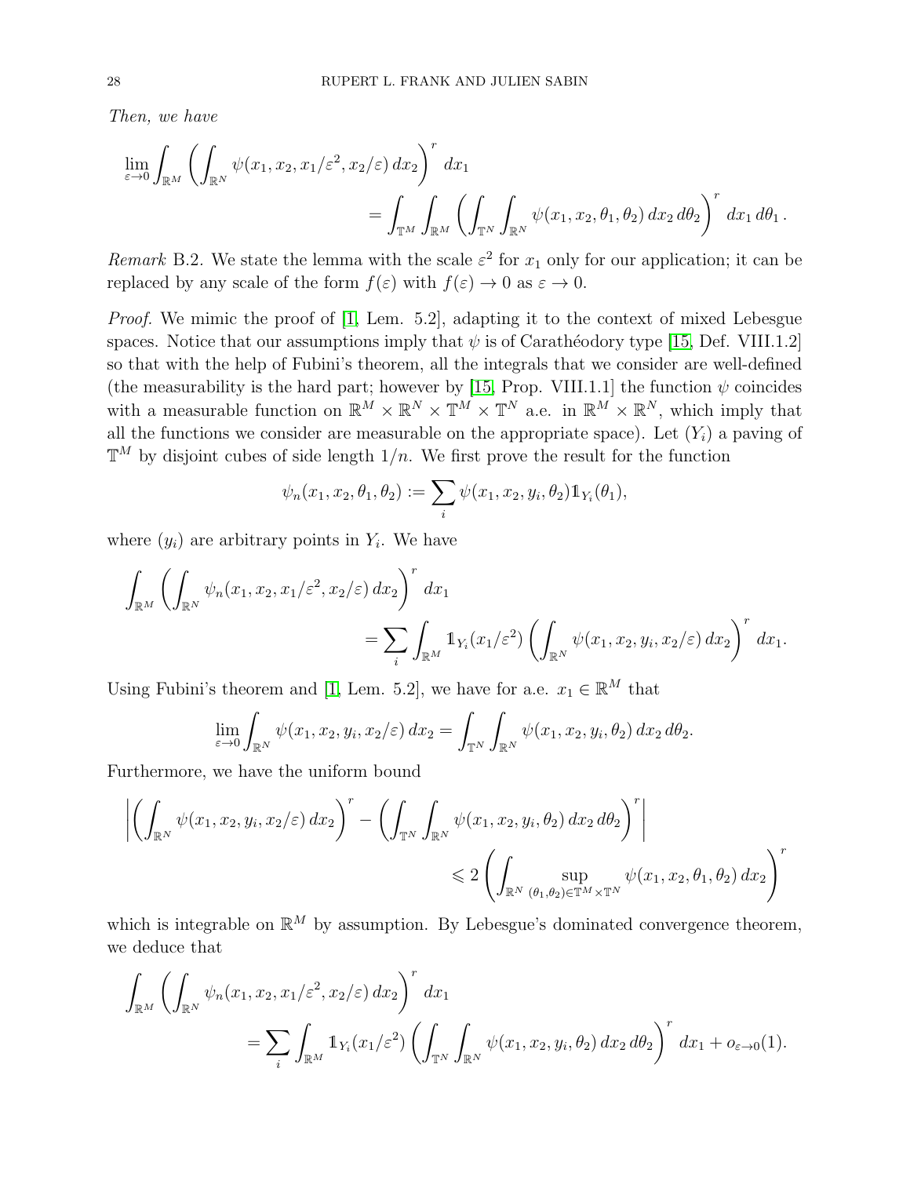*Then, we have*

$$
\lim_{\varepsilon\to 0}\int_{\mathbb{R}^M}\left(\int_{\mathbb{R}^N}\psi(x_1,x_2,x_1/\varepsilon^2,x_2/\varepsilon)\,dx_2\right)^r\,dx_1
= \int_{\mathbb{T}^M}\int_{\mathbb{R}^M}\left(\int_{\mathbb{T}^N}\int_{\mathbb{R}^N}\psi(x_1,x_2,\theta_1,\theta_2)\,dx_2\,d\theta_2\right)^r\,dx_1\,d\theta_1\,.
$$

*Remark* B.2. We state the lemma with the scale $\varepsilon^2$ for $x_1$ only for our application; it can be replaced by any scale of the form $f(\varepsilon)$ with $f(\varepsilon)\to 0$ as $\varepsilon\to 0$.

*Proof.* We mimic the proof of [1, Lem. 5.2], adapting it to the context of mixed Lebesgue spaces. Notice that our assumptions imply that $\psi$ is of Carathéodory type [15, Def. VIII.1.2] so that with the help of Fubini's theorem, all the integrals that we consider are well-defined (the measurability is the hard part; however by [15, Prop. VIII.1.1] the function $\psi$ coincides with a measurable function on $\mathbb{R}^M\times\mathbb{R}^N\times\mathbb{T}^M\times\mathbb{T}^N$ a.e. in $\mathbb{R}^M\times\mathbb{R}^N$, which imply that all the functions we consider are measurable on the appropriate space). Let $(Y_i)$ a paving of $\mathbb{T}^M$ by disjoint cubes of side length $1/n$. We first prove the result for the function

$$
\psi_n(x_1,x_2,\theta_1,\theta_2):=\sum_i \psi(x_1,x_2,y_i,\theta_2)\mathbb{1}_{Y_i}(\theta_1),
$$

where $(y_i)$ are arbitrary points in $Y_i$. We have

$$
\int_{\mathbb{R}^M}\left(\int_{\mathbb{R}^N}\psi_n(x_1,x_2,x_1/\varepsilon^2,x_2/\varepsilon)\,dx_2\right)^r\,dx_1
=\sum_i\int_{\mathbb{R}^M}\mathbb{1}_{Y_i}(x_1/\varepsilon^2)\left(\int_{\mathbb{R}^N}\psi(x_1,x_2,y_i,x_2/\varepsilon)\,dx_2\right)^r\,dx_1.
$$

Using Fubini's theorem and [1, Lem. 5.2], we have for a.e. $x_1\in\mathbb{R}^M$ that

$$
\lim_{\varepsilon\to 0}\int_{\mathbb{R}^N}\psi(x_1,x_2,y_i,x_2/\varepsilon)\,dx_2=\int_{\mathbb{T}^N}\int_{\mathbb{R}^N}\psi(x_1,x_2,y_i,\theta_2)\,dx_2\,d\theta_2.
$$

Furthermore, we have the uniform bound

$$
\left|\left(\int_{\mathbb{R}^N}\psi(x_1,x_2,y_i,x_2/\varepsilon)\,dx_2\right)^r-\left(\int_{\mathbb{T}^N}\int_{\mathbb{R}^N}\psi(x_1,x_2,y_i,\theta_2)\,dx_2\,d\theta_2\right)^r\right|
\leqslant 2\left(\int_{\mathbb{R}^N}\sup_{(\theta_1,\theta_2)\in\mathbb{T}^M\times\mathbb{T}^N}\psi(x_1,x_2,\theta_1,\theta_2)\,dx_2\right)^r
$$

which is integrable on $\mathbb{R}^M$ by assumption. By Lebesgue's dominated convergence theorem, we deduce that

$$
\int_{\mathbb{R}^M}\left(\int_{\mathbb{R}^N}\psi_n(x_1,x_2,x_1/\varepsilon^2,x_2/\varepsilon)\,dx_2\right)^r\,dx_1
=\sum_i\int_{\mathbb{R}^M}\mathbb{1}_{Y_i}(x_1/\varepsilon^2)\left(\int_{\mathbb{T}^N}\int_{\mathbb{R}^N}\psi(x_1,x_2,y_i,\theta_2)\,dx_2\,d\theta_2\right)^r\,dx_1+o_{\varepsilon\to 0}(1).
$$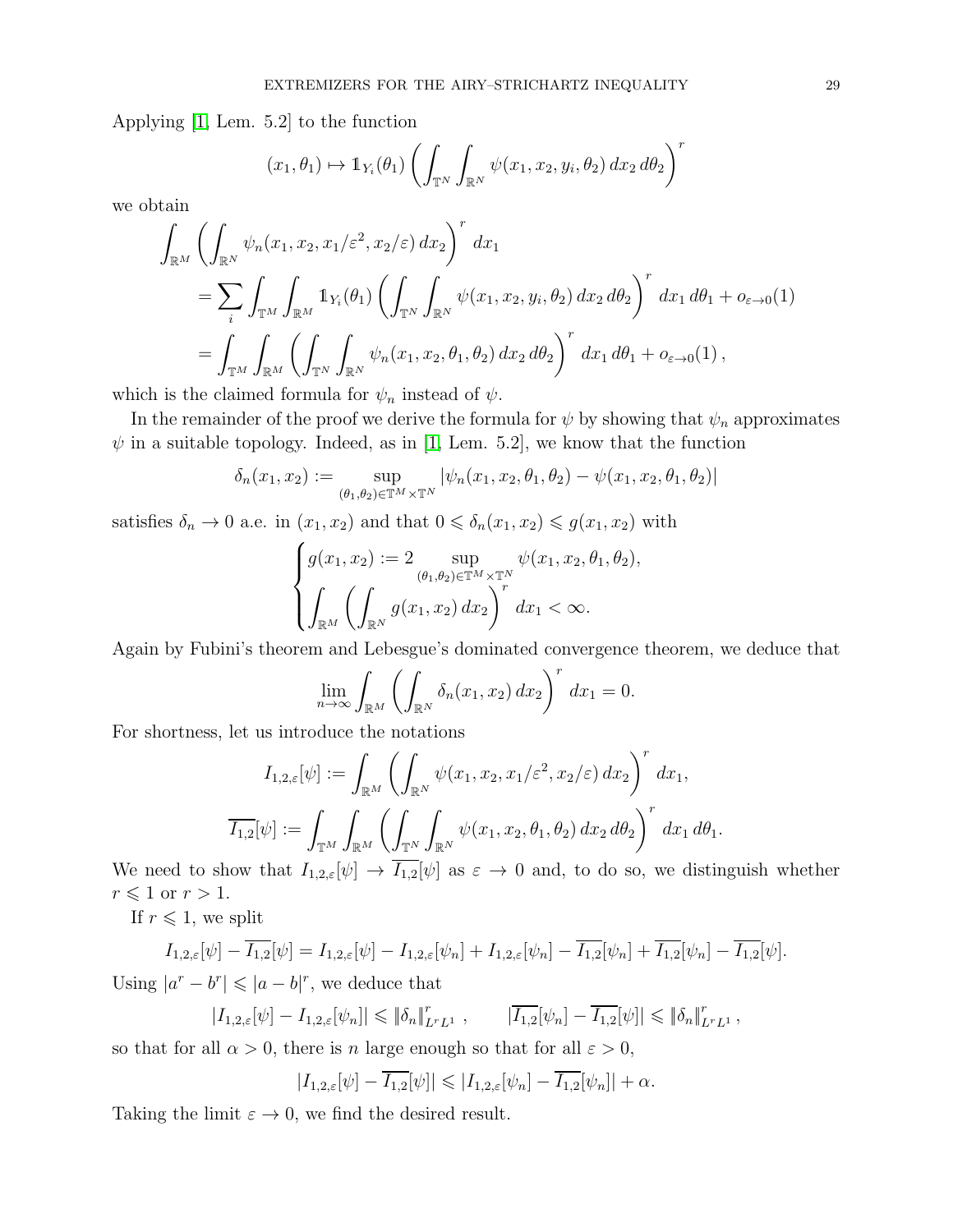Applying [1, Lem. 5.2] to the function

$$(x_1, \theta_1) \mapsto \mathbb{1}_{Y_i}(\theta_1) \left( \int_{\mathbb{T}^N} \int_{\mathbb{R}^N} \psi(x_1, x_2, y_i, \theta_2) \, dx_2 \, d\theta_2 \right)^r$$

we obtain

$$\begin{aligned}
\int_{\mathbb{R}^M} & \left( \int_{\mathbb{R}^N} \psi_n(x_1, x_2, x_1/\varepsilon^2, x_2/\varepsilon) \, dx_2 \right)^r dx_1 \\
&= \sum_i \int_{\mathbb{T}^M} \int_{\mathbb{R}^M} \mathbb{1}_{Y_i}(\theta_1) \left( \int_{\mathbb{T}^N} \int_{\mathbb{R}^N} \psi(x_1, x_2, y_i, \theta_2) \, dx_2 \, d\theta_2 \right)^r dx_1 \, d\theta_1 + o_{\varepsilon \to 0}(1) \\
&= \int_{\mathbb{T}^M} \int_{\mathbb{R}^M} \left( \int_{\mathbb{T}^N} \int_{\mathbb{R}^N} \psi_n(x_1, x_2, \theta_1, \theta_2) \, dx_2 \, d\theta_2 \right)^r dx_1 \, d\theta_1 + o_{\varepsilon \to 0}(1) \, ,
\end{aligned}$$

which is the claimed formula for $\psi_n$ instead of $\psi$.

In the remainder of the proof we derive the formula for $\psi$ by showing that $\psi_n$ approximates $\psi$ in a suitable topology. Indeed, as in [1, Lem. 5.2], we know that the function

$$\delta_n(x_1, x_2) := \sup_{(\theta_1, \theta_2) \in \mathbb{T}^M \times \mathbb{T}^N} |\psi_n(x_1, x_2, \theta_1, \theta_2) - \psi(x_1, x_2, \theta_1, \theta_2)|$$

satisfies $\delta_n \to 0$ a.e. in $(x_1, x_2)$ and that $0 \leqslant \delta_n(x_1, x_2) \leqslant g(x_1, x_2)$ with

$$\begin{cases}
g(x_1, x_2) := 2 \sup_{(\theta_1, \theta_2) \in \mathbb{T}^M \times \mathbb{T}^N} \psi(x_1, x_2, \theta_1, \theta_2), \\
\int_{\mathbb{R}^M} \left( \int_{\mathbb{R}^N} g(x_1, x_2) \, dx_2 \right)^r dx_1 < \infty.
\end{cases}$$

Again by Fubini's theorem and Lebesgue's dominated convergence theorem, we deduce that

$$\lim_{n \to \infty} \int_{\mathbb{R}^M} \left( \int_{\mathbb{R}^N} \delta_n(x_1, x_2) \, dx_2 \right)^r dx_1 = 0.$$

For shortness, let us introduce the notations

$$I_{1,2,\varepsilon}[\psi] := \int_{\mathbb{R}^M} \left( \int_{\mathbb{R}^N} \psi(x_1, x_2, x_1/\varepsilon^2, x_2/\varepsilon) \, dx_2 \right)^r dx_1,$$

$$\overline{I_{1,2}}[\psi] := \int_{\mathbb{T}^M} \int_{\mathbb{R}^M} \left( \int_{\mathbb{T}^N} \int_{\mathbb{R}^N} \psi(x_1, x_2, \theta_1, \theta_2) \, dx_2 \, d\theta_2 \right)^r dx_1 \, d\theta_1.$$

We need to show that $I_{1,2,\varepsilon}[\psi] \to \overline{I_{1,2}}[\psi]$ as $\varepsilon \to 0$ and, to do so, we distinguish whether $r \leqslant 1$ or $r > 1$.

If $r \leqslant 1$, we split

$$I_{1,2,\varepsilon}[\psi] - \overline{I_{1,2}}[\psi] = I_{1,2,\varepsilon}[\psi] - I_{1,2,\varepsilon}[\psi_n] + I_{1,2,\varepsilon}[\psi_n] - \overline{I_{1,2}}[\psi_n] + \overline{I_{1,2}}[\psi_n] - \overline{I_{1,2}}[\psi].$$

Using $|a^r - b^r| \leqslant |a - b|^r$, we deduce that

$$|I_{1,2,\varepsilon}[\psi] - I_{1,2,\varepsilon}[\psi_n]| \leqslant \|\delta_n\|_{L^r L^1}^r \, , \qquad |\overline{I_{1,2}}[\psi_n] - \overline{I_{1,2}}[\psi]| \leqslant \|\delta_n\|_{L^r L^1}^r \, ,$$

so that for all $\alpha > 0$, there is $n$ large enough so that for all $\varepsilon > 0$,

$$|I_{1,2,\varepsilon}[\psi] - \overline{I_{1,2}}[\psi]| \leqslant |I_{1,2,\varepsilon}[\psi_n] - \overline{I_{1,2}}[\psi_n]| + \alpha.$$

Taking the limit $\varepsilon \to 0$, we find the desired result.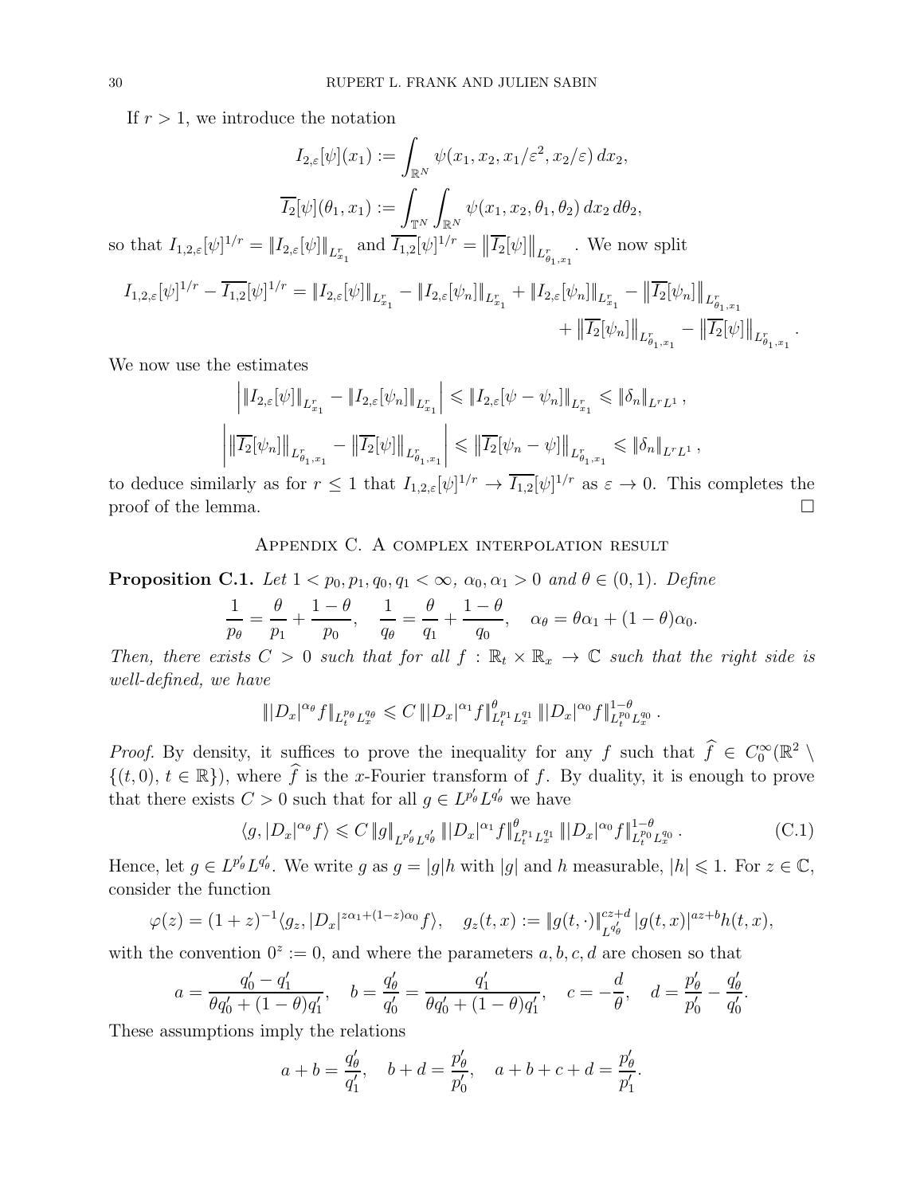If $r > 1$, we introduce the notation

$$I_{2,\varepsilon}[\psi](x_1) := \int_{\mathbb{R}^N} \psi(x_1, x_2, x_1/\varepsilon^2, x_2/\varepsilon)\, dx_2,$$

$$\overline{I_2}[\psi](\theta_1, x_1) := \int_{\mathbb{T}^N} \int_{\mathbb{R}^N} \psi(x_1, x_2, \theta_1, \theta_2)\, dx_2\, d\theta_2,$$

so that $I_{1,2,\varepsilon}[\psi]^{1/r} = \|I_{2,\varepsilon}[\psi]\|_{L^r_{x_1}}$ and $\overline{I_{1,2}}[\psi]^{1/r} = \left\|\overline{I_2}[\psi]\right\|_{L^r_{\theta_1,x_1}}$. We now split

$$I_{1,2,\varepsilon}[\psi]^{1/r} - \overline{I_{1,2}}[\psi]^{1/r} = \|I_{2,\varepsilon}[\psi]\|_{L^r_{x_1}} - \|I_{2,\varepsilon}[\psi_n]\|_{L^r_{x_1}} + \|I_{2,\varepsilon}[\psi_n]\|_{L^r_{x_1}} - \left\|\overline{I_2}[\psi_n]\right\|_{L^r_{\theta_1,x_1}} + \left\|\overline{I_2}[\psi_n]\right\|_{L^r_{\theta_1,x_1}} - \left\|\overline{I_2}[\psi]\right\|_{L^r_{\theta_1,x_1}}.$$

We now use the estimates

$$\left| \|I_{2,\varepsilon}[\psi]\|_{L^r_{x_1}} - \|I_{2,\varepsilon}[\psi_n]\|_{L^r_{x_1}} \right| \leqslant \|I_{2,\varepsilon}[\psi - \psi_n]\|_{L^r_{x_1}} \leqslant \|\delta_n\|_{L^r L^1},$$

$$\left| \left\|\overline{I_2}[\psi_n]\right\|_{L^r_{\theta_1,x_1}} - \left\|\overline{I_2}[\psi]\right\|_{L^r_{\theta_1,x_1}} \right| \leqslant \left\|\overline{I_2}[\psi_n - \psi]\right\|_{L^r_{\theta_1,x_1}} \leqslant \|\delta_n\|_{L^r L^1},$$

to deduce similarly as for $r \leq 1$ that $I_{1,2,\varepsilon}[\psi]^{1/r} \to \overline{I_{1,2}}[\psi]^{1/r}$ as $\varepsilon \to 0$. This completes the proof of the lemma. $\square$

## Appendix C. A complex interpolation result

**Proposition C.1.** *Let $1 < p_0, p_1, q_0, q_1 < \infty$, $\alpha_0, \alpha_1 > 0$ and $\theta \in (0,1)$. Define*

$$\frac{1}{p_\theta} = \frac{\theta}{p_1} + \frac{1-\theta}{p_0}, \quad \frac{1}{q_\theta} = \frac{\theta}{q_1} + \frac{1-\theta}{q_0}, \quad \alpha_\theta = \theta\alpha_1 + (1-\theta)\alpha_0.$$

*Then, there exists $C > 0$ such that for all $f : \mathbb{R}_t \times \mathbb{R}_x \to \mathbb{C}$ such that the right side is well-defined, we have*

$$\||D_x|^{\alpha_\theta} f\|_{L^{p_\theta}_t L^{q_\theta}_x} \leqslant C \||D_x|^{\alpha_1} f\|^{\theta}_{L^{p_1}_t L^{q_1}_x} \||D_x|^{\alpha_0} f\|^{1-\theta}_{L^{p_0}_t L^{q_0}_x}.$$

*Proof.* By density, it suffices to prove the inequality for any $f$ such that $\widehat{f} \in C_0^\infty(\mathbb{R}^2 \setminus \{(t,0),\, t \in \mathbb{R}\})$, where $\widehat{f}$ is the $x$-Fourier transform of $f$. By duality, it is enough to prove that there exists $C > 0$ such that for all $g \in L^{p_\theta'} L^{q_\theta'}$ we have

$$\langle g, |D_x|^{\alpha_\theta} f\rangle \leqslant C \|g\|_{L^{p_\theta'} L^{q_\theta'}} \||D_x|^{\alpha_1} f\|^{\theta}_{L^{p_1}_t L^{q_1}_x} \||D_x|^{\alpha_0} f\|^{1-\theta}_{L^{p_0}_t L^{q_0}_x}. \tag{C.1}$$

Hence, let $g \in L^{p_\theta'} L^{q_\theta'}$. We write $g$ as $g = |g| h$ with $|g|$ and $h$ measurable, $|h| \leqslant 1$. For $z \in \mathbb{C}$, consider the function

$$\varphi(z) = (1+z)^{-1} \langle g_z, |D_x|^{z\alpha_1 + (1-z)\alpha_0} f\rangle, \quad g_z(t,x) := \|g(t,\cdot)\|^{cz+d}_{L^{q_\theta'}} |g(t,x)|^{az+b} h(t,x),$$

with the convention $0^z := 0$, and where the parameters $a, b, c, d$ are chosen so that

$$a = \frac{q_0' - q_1'}{\theta q_0' + (1-\theta) q_1'}, \quad b = \frac{q_\theta'}{q_0'} = \frac{q_1'}{\theta q_0' + (1-\theta) q_1'}, \quad c = -\frac{d}{\theta}, \quad d = \frac{p_\theta'}{p_0'} - \frac{q_\theta'}{q_0'}.$$

These assumptions imply the relations

$$a + b = \frac{q_\theta'}{q_1'}, \quad b + d = \frac{p_\theta'}{p_0'}, \quad a + b + c + d = \frac{p_\theta'}{p_1'}.$$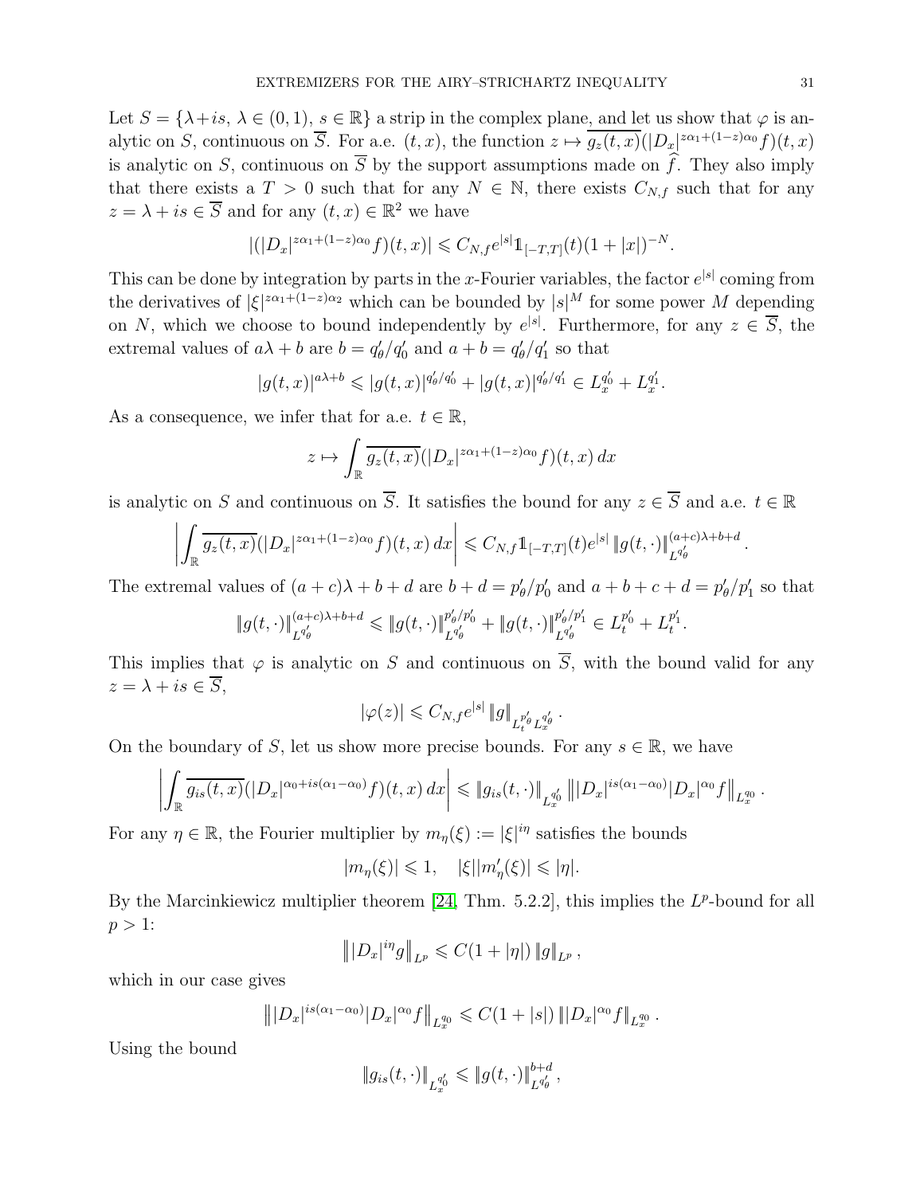Let $S = \{\lambda + is,\ \lambda \in (0,1),\ s \in \mathbb{R}\}$ a strip in the complex plane, and let us show that $\varphi$ is analytic on $S$, continuous on $\overline{S}$. For a.e. $(t,x)$, the function $z \mapsto \overline{g_z(t,x)}(|D_x|^{z\alpha_1+(1-z)\alpha_0} f)(t,x)$ is analytic on $S$, continuous on $\overline{S}$ by the support assumptions made on $\widehat{f}$. They also imply that there exists a $T > 0$ such that for any $N \in \mathbb{N}$, there exists $C_{N,f}$ such that for any $z = \lambda + is \in \overline{S}$ and for any $(t,x) \in \mathbb{R}^2$ we have

$$|(|D_x|^{z\alpha_1+(1-z)\alpha_0} f)(t,x)| \leqslant C_{N,f} e^{|s|} \mathbb{1}_{[-T,T]}(t)(1+|x|)^{-N}.$$

This can be done by integration by parts in the $x$-Fourier variables, the factor $e^{|s|}$ coming from the derivatives of $|\xi|^{z\alpha_1+(1-z)\alpha_2}$ which can be bounded by $|s|^M$ for some power $M$ depending on $N$, which we choose to bound independently by $e^{|s|}$. Furthermore, for any $z \in \overline{S}$, the extremal values of $a\lambda + b$ are $b = q_\theta'/q_0'$ and $a + b = q_\theta'/q_1'$ so that

$$|g(t,x)|^{a\lambda+b} \leqslant |g(t,x)|^{q_\theta'/q_0'} + |g(t,x)|^{q_\theta'/q_1'} \in L_x^{q_0'} + L_x^{q_1'}.$$

As a consequence, we infer that for a.e. $t \in \mathbb{R}$,

$$z \mapsto \int_{\mathbb{R}} \overline{g_z(t,x)}(|D_x|^{z\alpha_1+(1-z)\alpha_0} f)(t,x)\,dx$$

is analytic on $S$ and continuous on $\overline{S}$. It satisfies the bound for any $z \in \overline{S}$ and a.e. $t \in \mathbb{R}$

$$\left| \int_{\mathbb{R}} \overline{g_z(t,x)}(|D_x|^{z\alpha_1+(1-z)\alpha_0} f)(t,x)\,dx \right| \leqslant C_{N,f} \mathbb{1}_{[-T,T]}(t) e^{|s|} \|g(t,\cdot)\|_{L^{q_\theta'}}^{(a+c)\lambda+b+d}.$$

The extremal values of $(a+c)\lambda + b + d$ are $b + d = p_\theta'/p_0'$ and $a + b + c + d = p_\theta'/p_1'$ so that

$$\|g(t,\cdot)\|_{L^{q_\theta'}}^{(a+c)\lambda+b+d} \leqslant \|g(t,\cdot)\|_{L^{q_\theta'}}^{p_\theta'/p_0'} + \|g(t,\cdot)\|_{L^{q_\theta'}}^{p_\theta'/p_1'} \in L_t^{p_0'} + L_t^{p_1'}.$$

This implies that $\varphi$ is analytic on $S$ and continuous on $\overline{S}$, with the bound valid for any $z = \lambda + is \in \overline{S}$,

$$|\varphi(z)| \leqslant C_{N,f} e^{|s|} \|g\|_{L_t^{p_\theta'} L_x^{q_\theta'}}.$$

On the boundary of $S$, let us show more precise bounds. For any $s \in \mathbb{R}$, we have

$$\left| \int_{\mathbb{R}} \overline{g_{is}(t,x)}(|D_x|^{\alpha_0+is(\alpha_1-\alpha_0)} f)(t,x)\,dx \right| \leqslant \|g_{is}(t,\cdot)\|_{L_x^{q_0'}} \left\| |D_x|^{is(\alpha_1-\alpha_0)} |D_x|^{\alpha_0} f \right\|_{L_x^{q_0}}.$$

For any $\eta \in \mathbb{R}$, the Fourier multiplier by $m_\eta(\xi) := |\xi|^{i\eta}$ satisfies the bounds

$$|m_\eta(\xi)| \leqslant 1, \quad |\xi||m_\eta'(\xi)| \leqslant |\eta|.$$

By the Marcinkiewicz multiplier theorem [24, Thm. 5.2.2], this implies the $L^p$-bound for all $p > 1$:

$$\left\| |D_x|^{i\eta} g \right\|_{L^p} \leqslant C(1+|\eta|) \|g\|_{L^p},$$

which in our case gives

$$\left\| |D_x|^{is(\alpha_1-\alpha_0)} |D_x|^{\alpha_0} f \right\|_{L_x^{q_0}} \leqslant C(1+|s|) \left\| |D_x|^{\alpha_0} f \right\|_{L_x^{q_0}}.$$

Using the bound

$$\|g_{is}(t,\cdot)\|_{L_x^{q_0'}} \leqslant \|g(t,\cdot)\|_{L^{q_\theta'}}^{b+d},$$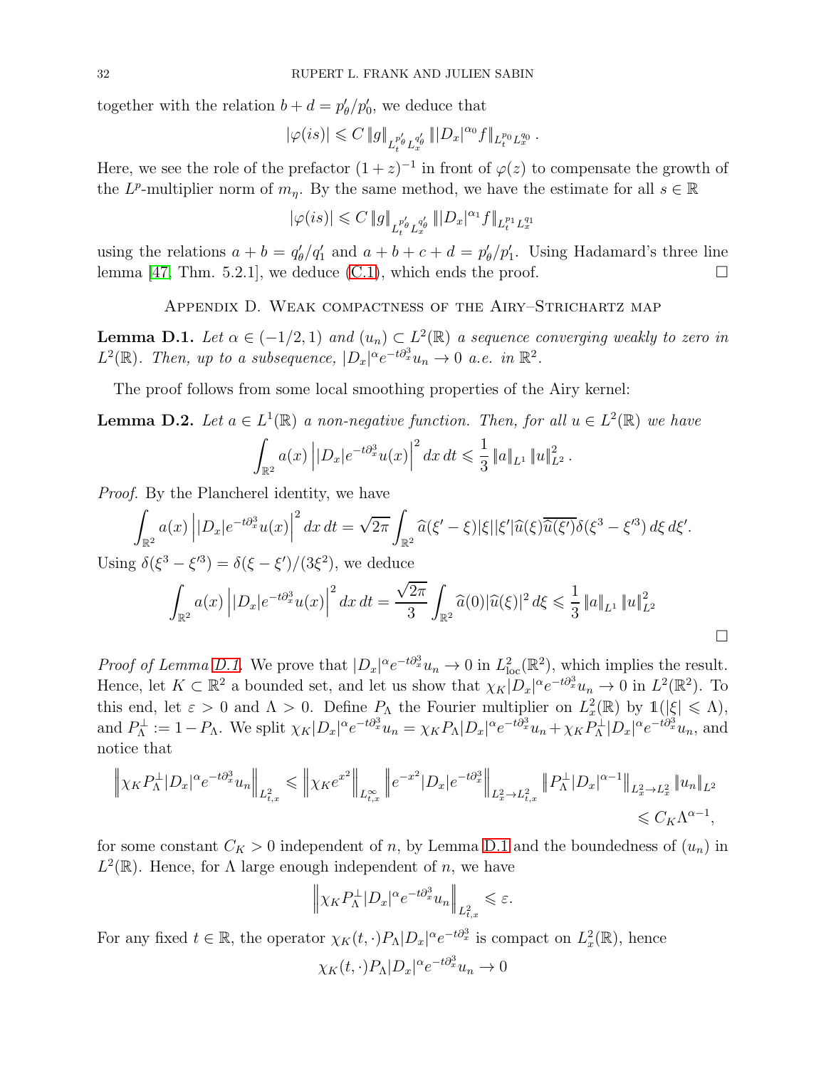together with the relation $b + d = p'_\theta/p'_0$, we deduce that

$$|\varphi(is)| \leqslant C \|g\|_{L_t^{p'_\theta} L_x^{q'_\theta}} \||D_x|^{\alpha_0} f\|_{L_t^{p_0} L_x^{q_0}}.$$

Here, we see the role of the prefactor $(1+z)^{-1}$ in front of $\varphi(z)$ to compensate the growth of the $L^p$-multiplier norm of $m_\eta$. By the same method, we have the estimate for all $s \in \mathbb{R}$

$$|\varphi(is)| \leqslant C \|g\|_{L_t^{p'_\theta} L_x^{q'_\theta}} \||D_x|^{\alpha_1} f\|_{L_t^{p_1} L_x^{q_1}}$$

using the relations $a + b = q'_\theta/q'_1$ and $a + b + c + d = p'_\theta/p'_1$. Using Hadamard's three line lemma [47, Thm. 5.2.1], we deduce (C.1), which ends the proof. □

## Appendix D. Weak compactness of the Airy–Strichartz map

**Lemma D.1.** *Let $\alpha \in (-1/2, 1)$ and $(u_n) \subset L^2(\mathbb{R})$ a sequence converging weakly to zero in $L^2(\mathbb{R})$. Then, up to a subsequence, $|D_x|^\alpha e^{-t\partial_x^3} u_n \to 0$ a.e. in $\mathbb{R}^2$.*

The proof follows from some local smoothing properties of the Airy kernel:

**Lemma D.2.** *Let $a \in L^1(\mathbb{R})$ a non-negative function. Then, for all $u \in L^2(\mathbb{R})$ we have*

$$\int_{\mathbb{R}^2} a(x) \left| |D_x| e^{-t\partial_x^3} u(x) \right|^2 dx\, dt \leqslant \frac{1}{3} \|a\|_{L^1} \|u\|_{L^2}^2.$$

*Proof.* By the Plancherel identity, we have

$$\int_{\mathbb{R}^2} a(x) \left| |D_x| e^{-t\partial_x^3} u(x) \right|^2 dx\, dt = \sqrt{2\pi} \int_{\mathbb{R}^2} \widehat{a}(\xi' - \xi) |\xi||\xi'| \widehat{u}(\xi) \overline{\widehat{u}(\xi')} \delta(\xi^3 - \xi'^3)\, d\xi\, d\xi'.$$

Using $\delta(\xi^3 - \xi'^3) = \delta(\xi - \xi')/(3\xi^2)$, we deduce

$$\int_{\mathbb{R}^2} a(x) \left| |D_x| e^{-t\partial_x^3} u(x) \right|^2 dx\, dt = \frac{\sqrt{2\pi}}{3} \int_{\mathbb{R}^2} \widehat{a}(0) |\widehat{u}(\xi)|^2\, d\xi \leqslant \frac{1}{3} \|a\|_{L^1} \|u\|_{L^2}^2$$

□

*Proof of Lemma D.1.* We prove that $|D_x|^\alpha e^{-t\partial_x^3} u_n \to 0$ in $L^2_{\rm loc}(\mathbb{R}^2)$, which implies the result. Hence, let $K \subset \mathbb{R}^2$ a bounded set, and let us show that $\chi_K |D_x|^\alpha e^{-t\partial_x^3} u_n \to 0$ in $L^2(\mathbb{R}^2)$. To this end, let $\varepsilon > 0$ and $\Lambda > 0$. Define $P_\Lambda$ the Fourier multiplier on $L^2_x(\mathbb{R})$ by $\mathbb{1}(|\xi| \leqslant \Lambda)$, and $P_\Lambda^\perp := 1 - P_\Lambda$. We split $\chi_K |D_x|^\alpha e^{-t\partial_x^3} u_n = \chi_K P_\Lambda |D_x|^\alpha e^{-t\partial_x^3} u_n + \chi_K P_\Lambda^\perp |D_x|^\alpha e^{-t\partial_x^3} u_n$, and notice that

$$\begin{aligned} \left\| \chi_K P_\Lambda^\perp |D_x|^\alpha e^{-t\partial_x^3} u_n \right\|_{L^2_{t,x}} &\leqslant \left\| \chi_K e^{x^2} \right\|_{L^\infty_{t,x}} \left\| e^{-x^2} |D_x| e^{-t\partial_x^3} \right\|_{L^2_x \to L^2_{t,x}} \left\| P_\Lambda^\perp |D_x|^{\alpha - 1} \right\|_{L^2_x \to L^2_x} \|u_n\|_{L^2} \\ &\leqslant C_K \Lambda^{\alpha - 1}, \end{aligned}$$

for some constant $C_K > 0$ independent of $n$, by Lemma D.1 and the boundedness of $(u_n)$ in $L^2(\mathbb{R})$. Hence, for $\Lambda$ large enough independent of $n$, we have

$$\left\| \chi_K P_\Lambda^\perp |D_x|^\alpha e^{-t\partial_x^3} u_n \right\|_{L^2_{t,x}} \leqslant \varepsilon.$$

For any fixed $t \in \mathbb{R}$, the operator $\chi_K(t, \cdot) P_\Lambda |D_x|^\alpha e^{-t\partial_x^3}$ is compact on $L^2_x(\mathbb{R})$, hence

$$\chi_K(t, \cdot) P_\Lambda |D_x|^\alpha e^{-t\partial_x^3} u_n \to 0$$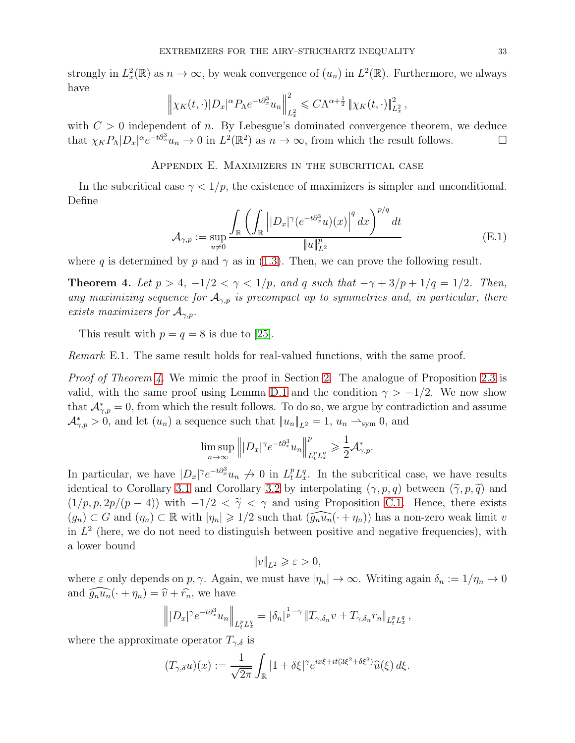strongly in $L_x^2(\mathbb{R})$ as $n \to \infty$, by weak convergence of $(u_n)$ in $L^2(\mathbb{R})$. Furthermore, we always have

$$\left\| \chi_K(t,\cdot)|D_x|^\alpha P_\Lambda e^{-t\partial_x^3} u_n \right\|_{L_x^2}^2 \leqslant C\Lambda^{\alpha+\frac{1}{2}} \left\| \chi_K(t,\cdot) \right\|_{L_x^2}^2,$$

with $C > 0$ independent of $n$. By Lebesgue's dominated convergence theorem, we deduce that $\chi_K P_\Lambda |D_x|^\alpha e^{-t\partial_x^3} u_n \to 0$ in $L^2(\mathbb{R}^2)$ as $n \to \infty$, from which the result follows. $\square$

## Appendix E. Maximizers in the subcritical case

In the subcritical case $\gamma < 1/p$, the existence of maximizers is simpler and unconditional. Define

$$\mathcal{A}_{\gamma,p} := \sup_{u \neq 0} \frac{\displaystyle\int_{\mathbb{R}} \left( \int_{\mathbb{R}} \left| |D_x|^\gamma (e^{-t\partial_x^3} u)(x) \right|^q dx \right)^{p/q} dt}{\|u\|_{L^2}^p} \tag{E.1}$$

where $q$ is determined by $p$ and $\gamma$ as in (1.3). Then, we can prove the following result.

**Theorem 4.** *Let $p > 4$, $-1/2 < \gamma < 1/p$, and $q$ such that $-\gamma + 3/p + 1/q = 1/2$. Then, any maximizing sequence for $\mathcal{A}_{\gamma,p}$ is precompact up to symmetries and, in particular, there exists maximizers for $\mathcal{A}_{\gamma,p}$.*

This result with $p = q = 8$ is due to [25].

*Remark* E.1. The same result holds for real-valued functions, with the same proof.

*Proof of Theorem 4.* We mimic the proof in Section 2. The analogue of Proposition 2.3 is valid, with the same proof using Lemma D.1 and the condition $\gamma > -1/2$. We now show that $\mathcal{A}^*_{\gamma,p} = 0$, from which the result follows. To do so, we argue by contradiction and assume $\mathcal{A}^*_{\gamma,p} > 0$, and let $(u_n)$ a sequence such that $\|u_n\|_{L^2} = 1$, $u_n \rightharpoonup_{\text{sym}} 0$, and

$$\limsup_{n\to\infty} \left\| |D_x|^\gamma e^{-t\partial_x^3} u_n \right\|_{L_t^p L_x^q}^p \geqslant \frac{1}{2} \mathcal{A}^*_{\gamma,p}.$$

In particular, we have $|D_x|^\gamma e^{-t\partial_x^3} u_n \not\to 0$ in $L_t^p L_x^q$. In the subcritical case, we have results identical to Corollary 3.1 and Corollary 3.2 by interpolating $(\gamma, p, q)$ between $(\widetilde{\gamma}, p, \widetilde{q})$ and $(1/p, p, 2p/(p-4))$ with $-1/2 < \widetilde{\gamma} < \gamma$ and using Proposition C.1. Hence, there exists $(g_n) \subset G$ and $(\eta_n) \subset \mathbb{R}$ with $|\eta_n| \geqslant 1/2$ such that $(\widehat{g_n u_n}(\cdot + \eta_n))$ has a non-zero weak limit $v$ in $L^2$ (here, we do not need to distinguish between positive and negative frequencies), with a lower bound

$$\|v\|_{L^2} \geqslant \varepsilon > 0,$$

where $\varepsilon$ only depends on $p, \gamma$. Again, we must have $|\eta_n| \to \infty$. Writing again $\delta_n := 1/\eta_n \to 0$ and $\widehat{g_n u_n}(\cdot + \eta_n) = \widehat{v} + \widehat{r_n}$, we have

$$\left\| |D_x|^\gamma e^{-t\partial_x^3} u_n \right\|_{L_t^p L_x^q} = |\delta_n|^{\frac{1}{p}-\gamma} \left\| T_{\gamma,\delta_n} v + T_{\gamma,\delta_n} r_n \right\|_{L_t^p L_x^q},$$

where the approximate operator $T_{\gamma,\delta}$ is

$$(T_{\gamma,\delta} u)(x) := \frac{1}{\sqrt{2\pi}} \int_{\mathbb{R}} |1 + \delta\xi|^\gamma e^{ix\xi + it(3\xi^2 + \delta\xi^3)} \widehat{u}(\xi)\, d\xi.$$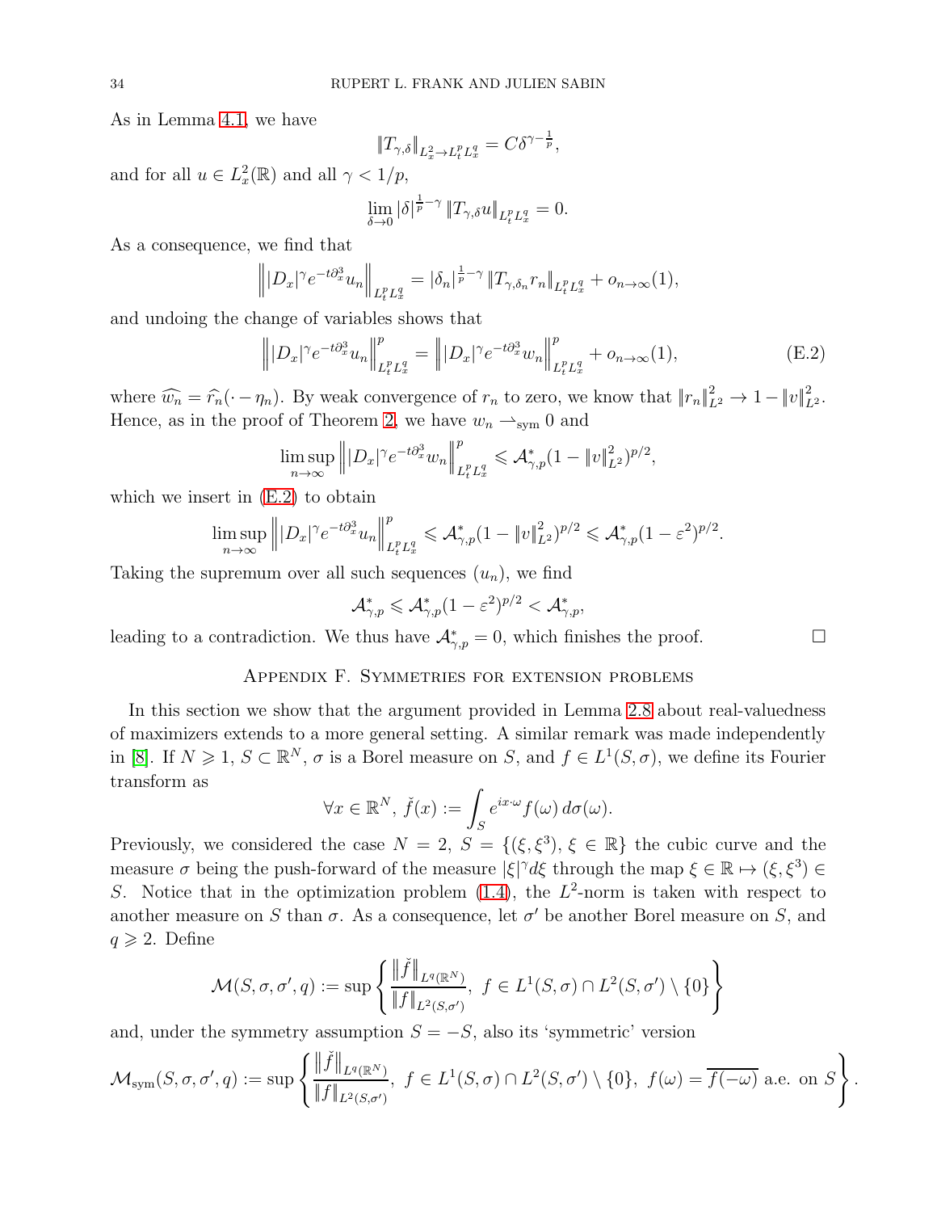As in Lemma 4.1, we have

$$\|T_{\gamma,\delta}\|_{L^2_x\to L^p_t L^q_x} = C\delta^{\gamma-\frac{1}{p}},$$

and for all $u \in L^2_x(\mathbb{R})$ and all $\gamma < 1/p$,

$$\lim_{\delta\to 0} |\delta|^{\frac{1}{p}-\gamma} \|T_{\gamma,\delta} u\|_{L^p_t L^q_x} = 0.$$

As a consequence, we find that

$$\left\| |D_x|^\gamma e^{-t\partial_x^3} u_n \right\|_{L^p_t L^q_x} = |\delta_n|^{\frac{1}{p}-\gamma} \|T_{\gamma,\delta_n} r_n\|_{L^p_t L^q_x} + o_{n\to\infty}(1),$$

and undoing the change of variables shows that

$$\left\| |D_x|^\gamma e^{-t\partial_x^3} u_n \right\|^p_{L^p_t L^q_x} = \left\| |D_x|^\gamma e^{-t\partial_x^3} w_n \right\|^p_{L^p_t L^q_x} + o_{n\to\infty}(1), \tag{E.2}$$

where $\widehat{w_n} = \widehat{r_n}(\cdot - \eta_n)$. By weak convergence of $r_n$ to zero, we know that $\|r_n\|^2_{L^2} \to 1 - \|v\|^2_{L^2}$. Hence, as in the proof of Theorem 2, we have $w_n \rightharpoonup_{\rm sym} 0$ and

$$\limsup_{n\to\infty} \left\| |D_x|^\gamma e^{-t\partial_x^3} w_n \right\|^p_{L^p_t L^q_x} \leqslant \mathcal{A}^*_{\gamma,p}(1 - \|v\|^2_{L^2})^{p/2},$$

which we insert in (E.2) to obtain

$$\limsup_{n\to\infty} \left\| |D_x|^\gamma e^{-t\partial_x^3} u_n \right\|^p_{L^p_t L^q_x} \leqslant \mathcal{A}^*_{\gamma,p}(1 - \|v\|^2_{L^2})^{p/2} \leqslant \mathcal{A}^*_{\gamma,p}(1-\varepsilon^2)^{p/2}.$$

Taking the supremum over all such sequences $(u_n)$, we find

$$\mathcal{A}^*_{\gamma,p} \leqslant \mathcal{A}^*_{\gamma,p}(1-\varepsilon^2)^{p/2} < \mathcal{A}^*_{\gamma,p},$$

leading to a contradiction. We thus have $\mathcal{A}^*_{\gamma,p} = 0$, which finishes the proof. □

## Appendix F. Symmetries for extension problems

In this section we show that the argument provided in Lemma 2.8 about real-valuedness of maximizers extends to a more general setting. A similar remark was made independently in [8]. If $N \geqslant 1$, $S \subset \mathbb{R}^N$, $\sigma$ is a Borel measure on $S$, and $f \in L^1(S,\sigma)$, we define its Fourier transform as

$$\forall x \in \mathbb{R}^N,\ \check{f}(x) := \int_S e^{ix\cdot\omega} f(\omega)\, d\sigma(\omega).$$

Previously, we considered the case $N = 2$, $S = \{(\xi,\xi^3),\ \xi \in \mathbb{R}\}$ the cubic curve and the measure $\sigma$ being the push-forward of the measure $|\xi|^\gamma d\xi$ through the map $\xi \in \mathbb{R} \mapsto (\xi,\xi^3) \in S$. Notice that in the optimization problem (1.4), the $L^2$-norm is taken with respect to another measure on $S$ than $\sigma$. As a consequence, let $\sigma'$ be another Borel measure on $S$, and $q \geqslant 2$. Define

$$\mathcal{M}(S,\sigma,\sigma',q) := \sup\left\{ \frac{\|\check{f}\|_{L^q(\mathbb{R}^N)}}{\|f\|_{L^2(S,\sigma')}},\ f \in L^1(S,\sigma)\cap L^2(S,\sigma')\setminus\{0\} \right\}$$

and, under the symmetry assumption $S = -S$, also its 'symmetric' version

$$\mathcal{M}_{\rm sym}(S,\sigma,\sigma',q) := \sup\left\{ \frac{\|\check{f}\|_{L^q(\mathbb{R}^N)}}{\|f\|_{L^2(S,\sigma')}},\ f \in L^1(S,\sigma)\cap L^2(S,\sigma')\setminus\{0\},\ f(\omega) = \overline{f(-\omega)} \text{ a.e. on } S \right\}.$$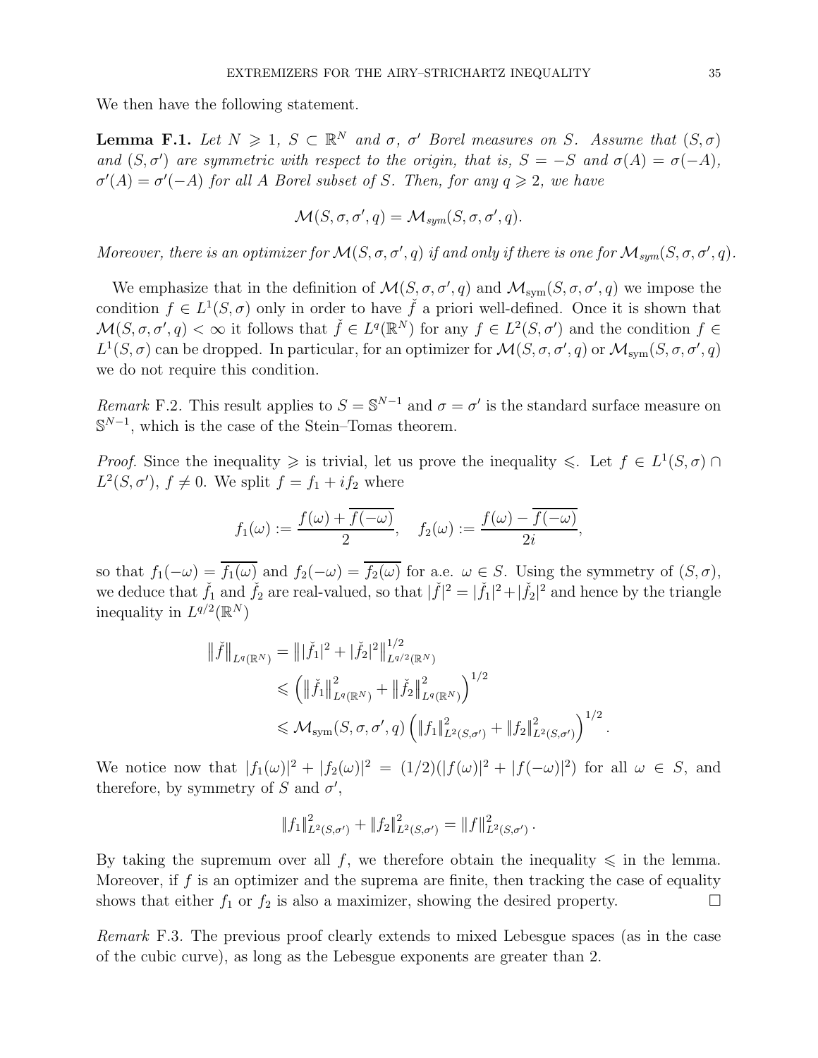We then have the following statement.

**Lemma F.1.** *Let $N \geqslant 1$, $S \subset \mathbb{R}^N$ and $\sigma$, $\sigma'$ Borel measures on $S$. Assume that $(S,\sigma)$ and $(S,\sigma')$ are symmetric with respect to the origin, that is, $S=-S$ and $\sigma(A)=\sigma(-A)$, $\sigma'(A)=\sigma'(-A)$ for all $A$ Borel subset of $S$. Then, for any $q \geqslant 2$, we have*

$$\mathcal{M}(S,\sigma,\sigma',q) = \mathcal{M}_{sym}(S,\sigma,\sigma',q).$$

*Moreover, there is an optimizer for $\mathcal{M}(S,\sigma,\sigma',q)$ if and only if there is one for $\mathcal{M}_{sym}(S,\sigma,\sigma',q)$.*

We emphasize that in the definition of $\mathcal{M}(S,\sigma,\sigma',q)$ and $\mathcal{M}_{\rm sym}(S,\sigma,\sigma',q)$ we impose the condition $f \in L^1(S,\sigma)$ only in order to have $\check{f}$ a priori well-defined. Once it is shown that $\mathcal{M}(S,\sigma,\sigma',q) < \infty$ it follows that $\check{f} \in L^q(\mathbb{R}^N)$ for any $f \in L^2(S,\sigma')$ and the condition $f \in L^1(S,\sigma)$ can be dropped. In particular, for an optimizer for $\mathcal{M}(S,\sigma,\sigma',q)$ or $\mathcal{M}_{\rm sym}(S,\sigma,\sigma',q)$ we do not require this condition.

*Remark* F.2. This result applies to $S=\mathbb{S}^{N-1}$ and $\sigma=\sigma'$ is the standard surface measure on $\mathbb{S}^{N-1}$, which is the case of the Stein–Tomas theorem.

*Proof.* Since the inequality $\geqslant$ is trivial, let us prove the inequality $\leqslant$. Let $f \in L^1(S,\sigma) \cap L^2(S,\sigma')$, $f \neq 0$. We split $f = f_1 + i f_2$ where

$$f_1(\omega) := \frac{f(\omega) + \overline{f(-\omega)}}{2}, \quad f_2(\omega) := \frac{f(\omega) - \overline{f(-\omega)}}{2i},$$

so that $f_1(-\omega) = \overline{f_1(\omega)}$ and $f_2(-\omega) = \overline{f_2(\omega)}$ for a.e. $\omega \in S$. Using the symmetry of $(S,\sigma)$, we deduce that $\check{f}_1$ and $\check{f}_2$ are real-valued, so that $|\check{f}|^2 = |\check{f}_1|^2 + |\check{f}_2|^2$ and hence by the triangle inequality in $L^{q/2}(\mathbb{R}^N)$

$$\begin{aligned}
\|\check{f}\|_{L^q(\mathbb{R}^N)} &= \left\| |\check{f}_1|^2 + |\check{f}_2|^2 \right\|_{L^{q/2}(\mathbb{R}^N)}^{1/2} \\
&\leqslant \left( \|\check{f}_1\|_{L^q(\mathbb{R}^N)}^2 + \|\check{f}_2\|_{L^q(\mathbb{R}^N)}^2 \right)^{1/2} \\
&\leqslant \mathcal{M}_{\rm sym}(S,\sigma,\sigma',q) \left( \|f_1\|_{L^2(S,\sigma')}^2 + \|f_2\|_{L^2(S,\sigma')}^2 \right)^{1/2}.
\end{aligned}$$

We notice now that $|f_1(\omega)|^2 + |f_2(\omega)|^2 = (1/2)(|f(\omega)|^2 + |f(-\omega)|^2)$ for all $\omega \in S$, and therefore, by symmetry of $S$ and $\sigma'$,

$$\|f_1\|_{L^2(S,\sigma')}^2 + \|f_2\|_{L^2(S,\sigma')}^2 = \|f\|_{L^2(S,\sigma')}^2.$$

By taking the supremum over all $f$, we therefore obtain the inequality $\leqslant$ in the lemma. Moreover, if $f$ is an optimizer and the suprema are finite, then tracking the case of equality shows that either $f_1$ or $f_2$ is also a maximizer, showing the desired property. $\square$

*Remark* F.3. The previous proof clearly extends to mixed Lebesgue spaces (as in the case of the cubic curve), as long as the Lebesgue exponents are greater than 2.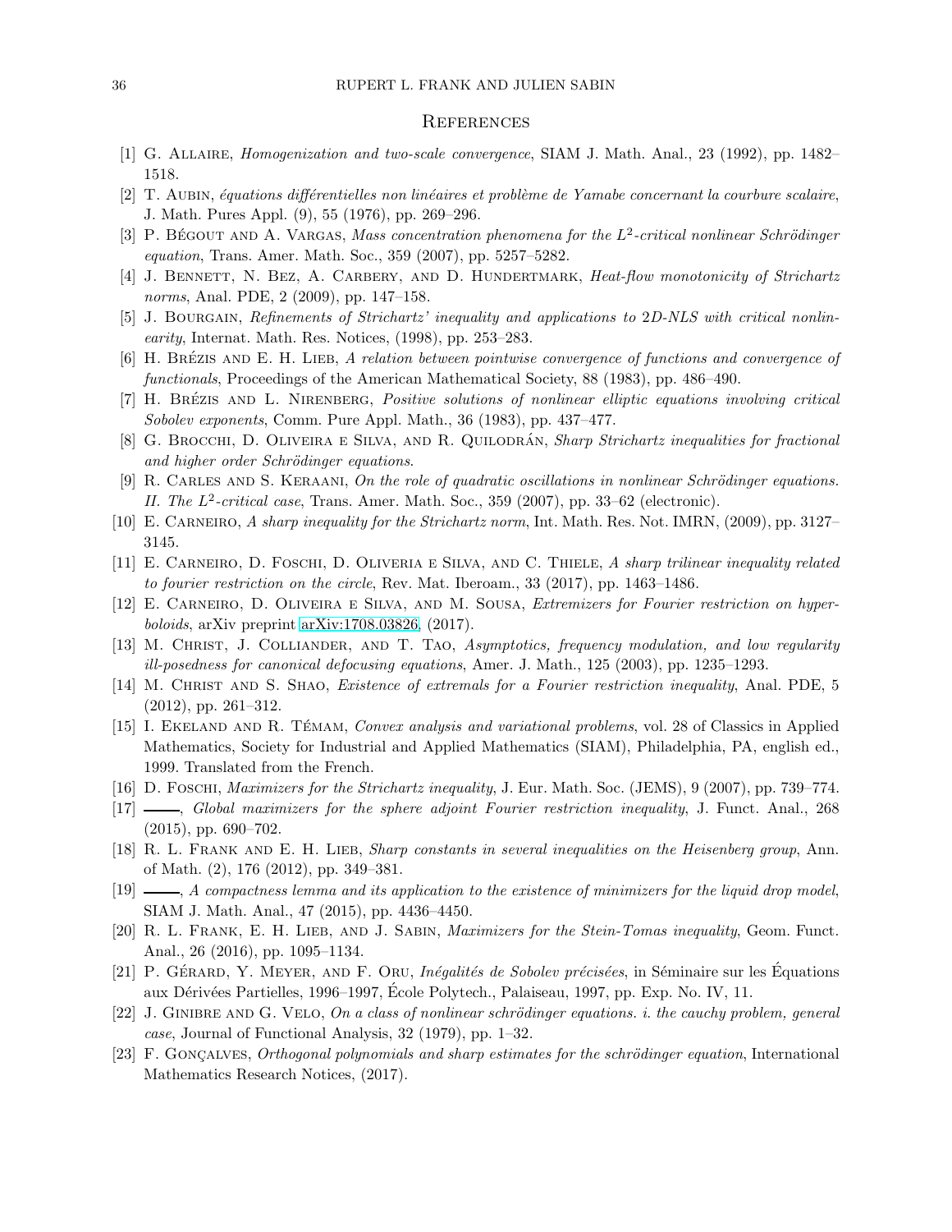## References

[1] G. Allaire, *Homogenization and two-scale convergence*, SIAM J. Math. Anal., 23 (1992), pp. 1482–1518.

[2] T. Aubin, *équations différentielles non linéaires et problème de Yamabe concernant la courbure scalaire*, J. Math. Pures Appl. (9), 55 (1976), pp. 269–296.

[3] P. Bégout and A. Vargas, *Mass concentration phenomena for the $L^2$-critical nonlinear Schrödinger equation*, Trans. Amer. Math. Soc., 359 (2007), pp. 5257–5282.

[4] J. Bennett, N. Bez, A. Carbery, and D. Hundertmark, *Heat-flow monotonicity of Strichartz norms*, Anal. PDE, 2 (2009), pp. 147–158.

[5] J. Bourgain, *Refinements of Strichartz' inequality and applications to 2D-NLS with critical nonlinearity*, Internat. Math. Res. Notices, (1998), pp. 253–283.

[6] H. Brézis and E. H. Lieb, *A relation between pointwise convergence of functions and convergence of functionals*, Proceedings of the American Mathematical Society, 88 (1983), pp. 486–490.

[7] H. Brézis and L. Nirenberg, *Positive solutions of nonlinear elliptic equations involving critical Sobolev exponents*, Comm. Pure Appl. Math., 36 (1983), pp. 437–477.

[8] G. Brocchi, D. Oliveira e Silva, and R. Quilodrán, *Sharp Strichartz inequalities for fractional and higher order Schrödinger equations*.

[9] R. Carles and S. Keraani, *On the role of quadratic oscillations in nonlinear Schrödinger equations. II. The $L^2$-critical case*, Trans. Amer. Math. Soc., 359 (2007), pp. 33–62 (electronic).

[10] E. Carneiro, *A sharp inequality for the Strichartz norm*, Int. Math. Res. Not. IMRN, (2009), pp. 3127–3145.

[11] E. Carneiro, D. Foschi, D. Oliveria e Silva, and C. Thiele, *A sharp trilinear inequality related to fourier restriction on the circle*, Rev. Mat. Iberoam., 33 (2017), pp. 1463–1486.

[12] E. Carneiro, D. Oliveira e Silva, and M. Sousa, *Extremizers for Fourier restriction on hyperboloids*, arXiv preprint arXiv:1708.03826, (2017).

[13] M. Christ, J. Colliander, and T. Tao, *Asymptotics, frequency modulation, and low regularity ill-posedness for canonical defocusing equations*, Amer. J. Math., 125 (2003), pp. 1235–1293.

[14] M. Christ and S. Shao, *Existence of extremals for a Fourier restriction inequality*, Anal. PDE, 5 (2012), pp. 261–312.

[15] I. Ekeland and R. Témam, *Convex analysis and variational problems*, vol. 28 of Classics in Applied Mathematics, Society for Industrial and Applied Mathematics (SIAM), Philadelphia, PA, english ed., 1999. Translated from the French.

[16] D. Foschi, *Maximizers for the Strichartz inequality*, J. Eur. Math. Soc. (JEMS), 9 (2007), pp. 739–774.

[17] ———, *Global maximizers for the sphere adjoint Fourier restriction inequality*, J. Funct. Anal., 268 (2015), pp. 690–702.

[18] R. L. Frank and E. H. Lieb, *Sharp constants in several inequalities on the Heisenberg group*, Ann. of Math. (2), 176 (2012), pp. 349–381.

[19] ———, *A compactness lemma and its application to the existence of minimizers for the liquid drop model*, SIAM J. Math. Anal., 47 (2015), pp. 4436–4450.

[20] R. L. Frank, E. H. Lieb, and J. Sabin, *Maximizers for the Stein-Tomas inequality*, Geom. Funct. Anal., 26 (2016), pp. 1095–1134.

[21] P. Gérard, Y. Meyer, and F. Oru, *Inégalités de Sobolev précisées*, in Séminaire sur les Équations aux Dérivées Partielles, 1996–1997, École Polytech., Palaiseau, 1997, pp. Exp. No. IV, 11.

[22] J. Ginibre and G. Velo, *On a class of nonlinear schrödinger equations. i. the cauchy problem, general case*, Journal of Functional Analysis, 32 (1979), pp. 1–32.

[23] F. Gonçalves, *Orthogonal polynomials and sharp estimates for the schrödinger equation*, International Mathematics Research Notices, (2017).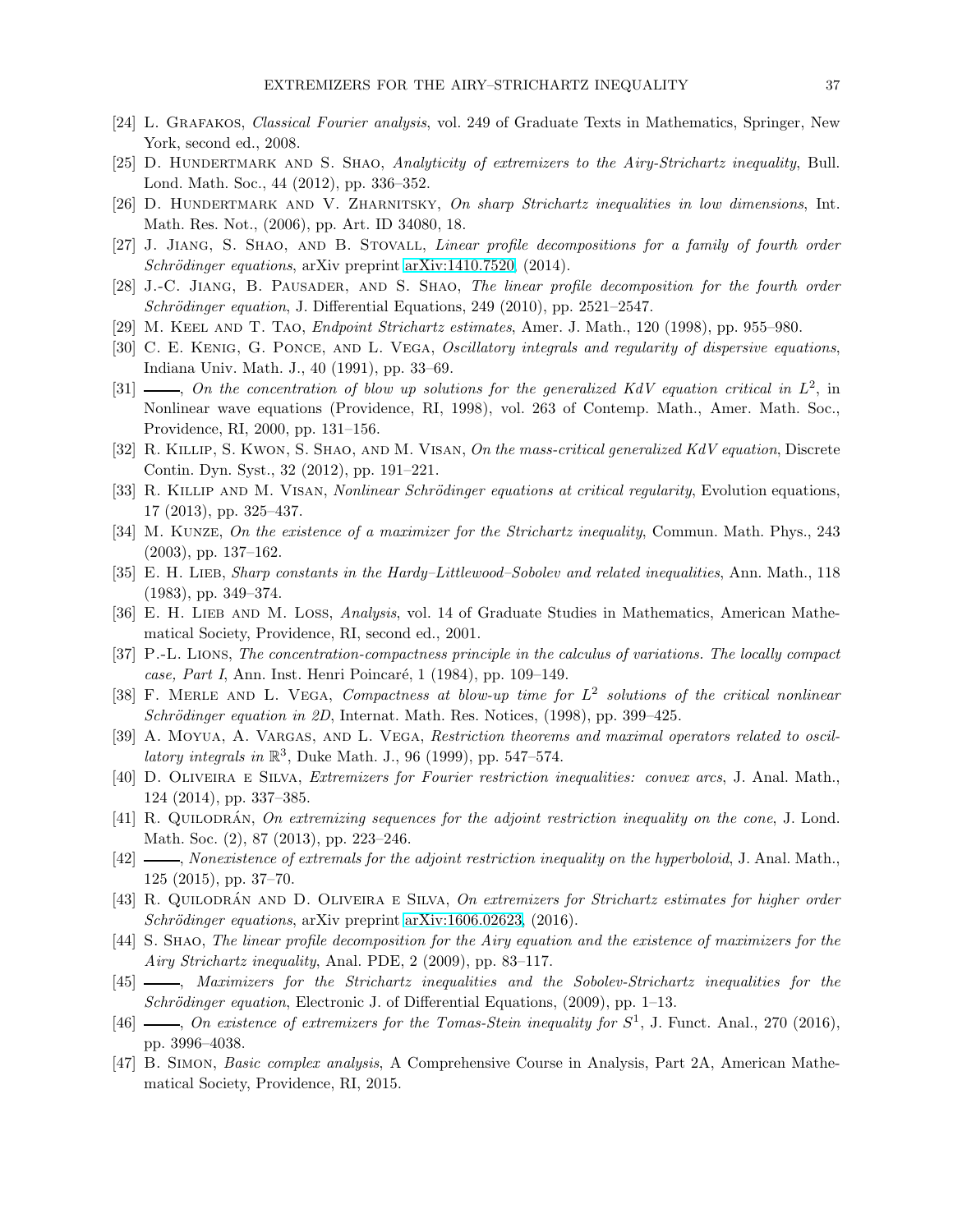[24] L. Grafakos, *Classical Fourier analysis*, vol. 249 of Graduate Texts in Mathematics, Springer, New York, second ed., 2008.

[25] D. Hundertmark and S. Shao, *Analyticity of extremizers to the Airy-Strichartz inequality*, Bull. Lond. Math. Soc., 44 (2012), pp. 336–352.

[26] D. Hundertmark and V. Zharnitsky, *On sharp Strichartz inequalities in low dimensions*, Int. Math. Res. Not., (2006), pp. Art. ID 34080, 18.

[27] J. Jiang, S. Shao, and B. Stovall, *Linear profile decompositions for a family of fourth order Schrödinger equations*, arXiv preprint arXiv:1410.7520, (2014).

[28] J.-C. Jiang, B. Pausader, and S. Shao, *The linear profile decomposition for the fourth order Schrödinger equation*, J. Differential Equations, 249 (2010), pp. 2521–2547.

[29] M. Keel and T. Tao, *Endpoint Strichartz estimates*, Amer. J. Math., 120 (1998), pp. 955–980.

[30] C. E. Kenig, G. Ponce, and L. Vega, *Oscillatory integrals and regularity of dispersive equations*, Indiana Univ. Math. J., 40 (1991), pp. 33–69.

[31] ———, *On the concentration of blow up solutions for the generalized KdV equation critical in $L^2$*, in Nonlinear wave equations (Providence, RI, 1998), vol. 263 of Contemp. Math., Amer. Math. Soc., Providence, RI, 2000, pp. 131–156.

[32] R. Killip, S. Kwon, S. Shao, and M. Visan, *On the mass-critical generalized KdV equation*, Discrete Contin. Dyn. Syst., 32 (2012), pp. 191–221.

[33] R. Killip and M. Visan, *Nonlinear Schrödinger equations at critical regularity*, Evolution equations, 17 (2013), pp. 325–437.

[34] M. Kunze, *On the existence of a maximizer for the Strichartz inequality*, Commun. Math. Phys., 243 (2003), pp. 137–162.

[35] E. H. Lieb, *Sharp constants in the Hardy–Littlewood–Sobolev and related inequalities*, Ann. Math., 118 (1983), pp. 349–374.

[36] E. H. Lieb and M. Loss, *Analysis*, vol. 14 of Graduate Studies in Mathematics, American Mathematical Society, Providence, RI, second ed., 2001.

[37] P.-L. Lions, *The concentration-compactness principle in the calculus of variations. The locally compact case, Part I*, Ann. Inst. Henri Poincaré, 1 (1984), pp. 109–149.

[38] F. Merle and L. Vega, *Compactness at blow-up time for $L^2$ solutions of the critical nonlinear Schrödinger equation in 2D*, Internat. Math. Res. Notices, (1998), pp. 399–425.

[39] A. Moyua, A. Vargas, and L. Vega, *Restriction theorems and maximal operators related to oscillatory integrals in $\mathbb{R}^3$*, Duke Math. J., 96 (1999), pp. 547–574.

[40] D. Oliveira e Silva, *Extremizers for Fourier restriction inequalities: convex arcs*, J. Anal. Math., 124 (2014), pp. 337–385.

[41] R. Quilodrán, *On extremizing sequences for the adjoint restriction inequality on the cone*, J. Lond. Math. Soc. (2), 87 (2013), pp. 223–246.

[42] ———, *Nonexistence of extremals for the adjoint restriction inequality on the hyperboloid*, J. Anal. Math., 125 (2015), pp. 37–70.

[43] R. Quilodrán and D. Oliveira e Silva, *On extremizers for Strichartz estimates for higher order Schrödinger equations*, arXiv preprint arXiv:1606.02623, (2016).

[44] S. Shao, *The linear profile decomposition for the Airy equation and the existence of maximizers for the Airy Strichartz inequality*, Anal. PDE, 2 (2009), pp. 83–117.

[45] ———, *Maximizers for the Strichartz inequalities and the Sobolev-Strichartz inequalities for the Schrödinger equation*, Electronic J. of Differential Equations, (2009), pp. 1–13.

[46] ———, *On existence of extremizers for the Tomas-Stein inequality for $S^1$*, J. Funct. Anal., 270 (2016), pp. 3996–4038.

[47] B. Simon, *Basic complex analysis*, A Comprehensive Course in Analysis, Part 2A, American Mathematical Society, Providence, RI, 2015.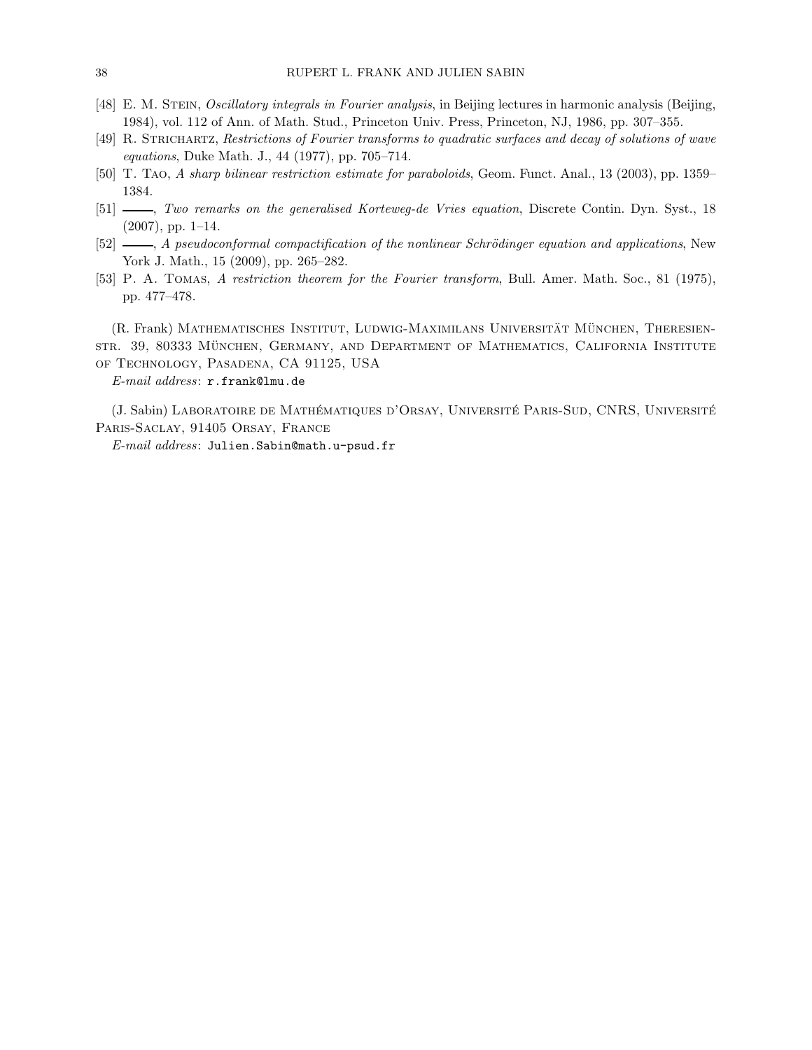[48] E. M. Stein, *Oscillatory integrals in Fourier analysis*, in Beijing lectures in harmonic analysis (Beijing, 1984), vol. 112 of Ann. of Math. Stud., Princeton Univ. Press, Princeton, NJ, 1986, pp. 307–355.

[49] R. Strichartz, *Restrictions of Fourier transforms to quadratic surfaces and decay of solutions of wave equations*, Duke Math. J., 44 (1977), pp. 705–714.

[50] T. Tao, *A sharp bilinear restriction estimate for paraboloids*, Geom. Funct. Anal., 13 (2003), pp. 1359–1384.

[51] ———, *Two remarks on the generalised Korteweg-de Vries equation*, Discrete Contin. Dyn. Syst., 18 (2007), pp. 1–14.

[52] ———, *A pseudoconformal compactification of the nonlinear Schrödinger equation and applications*, New York J. Math., 15 (2009), pp. 265–282.

[53] P. A. Tomas, *A restriction theorem for the Fourier transform*, Bull. Amer. Math. Soc., 81 (1975), pp. 477–478.

(R. Frank) Mathematisches Institut, Ludwig-Maximilans Universität München, Theresienstr. 39, 80333 München, Germany, and Department of Mathematics, California Institute of Technology, Pasadena, CA 91125, USA

*E-mail address*: r.frank@lmu.de

(J. Sabin) Laboratoire de Mathématiques d'Orsay, Université Paris-Sud, CNRS, Université Paris-Saclay, 91405 Orsay, France

*E-mail address*: Julien.Sabin@math.u-psud.fr